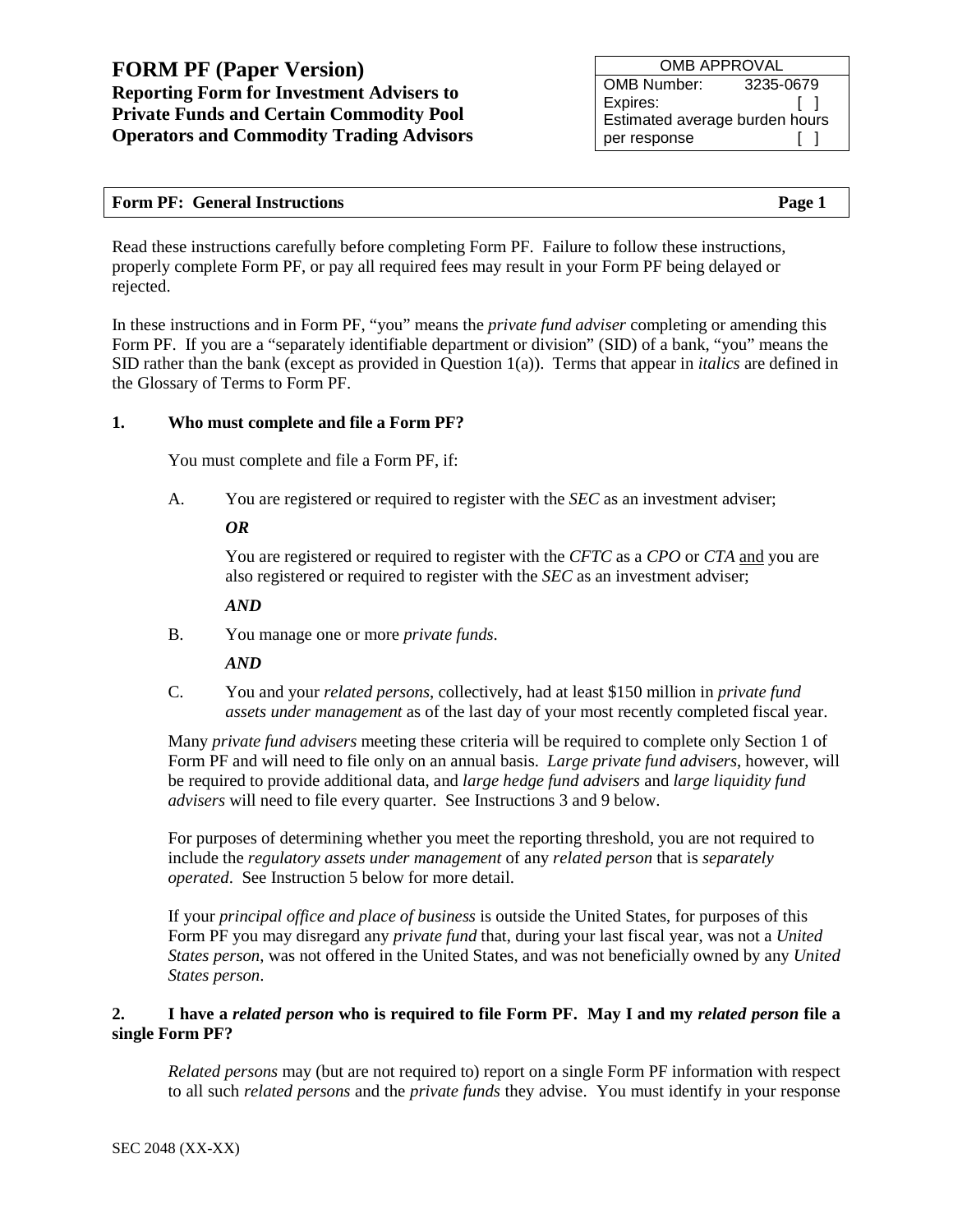# FORM PF (Paper Version)

**Reporting Form for Investment Advisers to Private Funds and Certain Commodity Pool Operators and Commodity Trading Advisors**

| OMB APPROVAL | |
|---|---|
| OMB Number: | 3235-0679 |
| Expires: | [ ] |
| Estimated average burden hours per response | [ ] |

**Form PF: General Instructions**

Read these instructions carefully before completing Form PF. Failure to follow these instructions, properly complete Form PF, or pay all required fees may result in your Form PF being delayed or rejected.

In these instructions and in Form PF, "you" means the *private fund adviser* completing or amending this Form PF. If you are a "separately identifiable department or division" (SID) of a bank, "you" means the SID rather than the bank (except as provided in Question 1(a)). Terms that appear in *italics* are defined in the Glossary of Terms to Form PF.

### 1. Who must complete and file a Form PF?

You must complete and file a Form PF, if:

A. You are registered or required to register with the *SEC* as an investment adviser;

***OR***

You are registered or required to register with the *CFTC* as a *CPO* or *CTA* and you are also registered or required to register with the *SEC* as an investment adviser;

***AND***

B. You manage one or more *private funds*.

***AND***

C. You and your *related persons*, collectively, had at least $150 million in *private fund assets under management* as of the last day of your most recently completed fiscal year.

Many *private fund advisers* meeting these criteria will be required to complete only Section 1 of Form PF and will need to file only on an annual basis. *Large private fund advisers*, however, will be required to provide additional data, and *large hedge fund advisers* and *large liquidity fund advisers* will need to file every quarter. See Instructions 3 and 9 below.

For purposes of determining whether you meet the reporting threshold, you are not required to include the *regulatory assets under management* of any *related person* that is *separately operated*. See Instruction 5 below for more detail.

If your *principal office and place of business* is outside the United States, for purposes of this Form PF you may disregard any *private fund* that, during your last fiscal year, was not a *United States person*, was not offered in the United States, and was not beneficially owned by any *United States person*.

### 2. I have a *related person* who is required to file Form PF. May I and my *related person* file a single Form PF?

*Related persons* may (but are not required to) report on a single Form PF information with respect to all such *related persons* and the *private funds* they advise. You must identify in your response

SEC 2048 (XX-XX)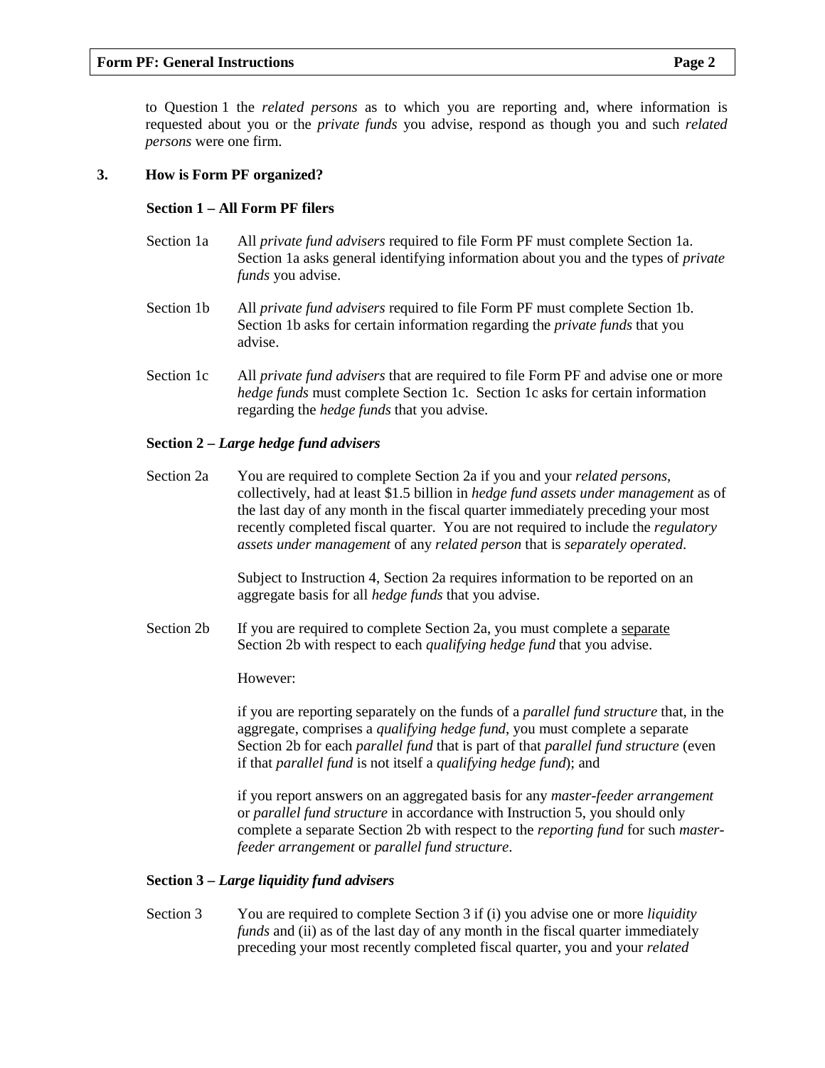to Question 1 the *related persons* as to which you are reporting and, where information is requested about you or the *private funds* you advise, respond as though you and such *related persons* were one firm.

## 3. How is Form PF organized?

### Section 1 – All Form PF filers

Section 1a — All *private fund advisers* required to file Form PF must complete Section 1a. Section 1a asks general identifying information about you and the types of *private funds* you advise.

Section 1b — All *private fund advisers* required to file Form PF must complete Section 1b. Section 1b asks for certain information regarding the *private funds* that you advise.

Section 1c — All *private fund advisers* that are required to file Form PF and advise one or more *hedge funds* must complete Section 1c. Section 1c asks for certain information regarding the *hedge funds* that you advise.

### Section 2 – *Large hedge fund advisers*

Section 2a — You are required to complete Section 2a if you and your *related persons*, collectively, had at least \$1.5 billion in *hedge fund assets under management* as of the last day of any month in the fiscal quarter immediately preceding your most recently completed fiscal quarter. You are not required to include the *regulatory assets under management* of any *related person* that is *separately operated*.

Subject to Instruction 4, Section 2a requires information to be reported on an aggregate basis for all *hedge funds* that you advise.

Section 2b — If you are required to complete Section 2a, you must complete a <u>separate</u> Section 2b with respect to each *qualifying hedge fund* that you advise.

However:

if you are reporting separately on the funds of a *parallel fund structure* that, in the aggregate, comprises a *qualifying hedge fund*, you must complete a separate Section 2b for each *parallel fund* that is part of that *parallel fund structure* (even if that *parallel fund* is not itself a *qualifying hedge fund*); and

if you report answers on an aggregated basis for any *master-feeder arrangement* or *parallel fund structure* in accordance with Instruction 5, you should only complete a separate Section 2b with respect to the *reporting fund* for such *master-feeder arrangement* or *parallel fund structure*.

### Section 3 – *Large liquidity fund advisers*

Section 3 — You are required to complete Section 3 if (i) you advise one or more *liquidity funds* and (ii) as of the last day of any month in the fiscal quarter immediately preceding your most recently completed fiscal quarter, you and your *related*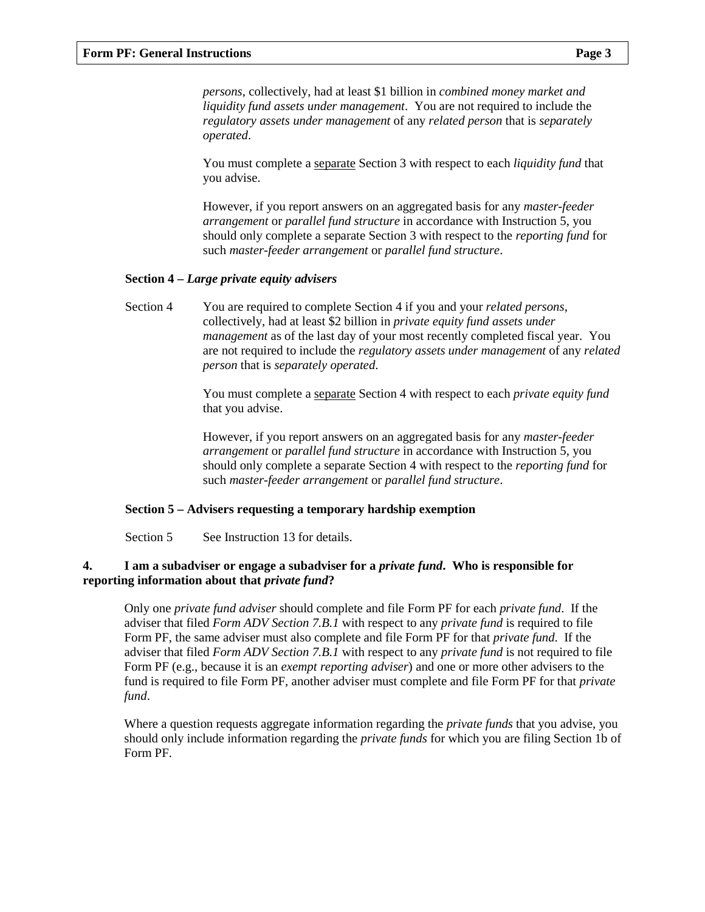*persons*, collectively, had at least $1 billion in *combined money market and liquidity fund assets under management*. You are not required to include the *regulatory assets under management* of any *related person* that is *separately operated*.

You must complete a separate Section 3 with respect to each *liquidity fund* that you advise.

However, if you report answers on an aggregated basis for any *master-feeder arrangement* or *parallel fund structure* in accordance with Instruction 5, you should only complete a separate Section 3 with respect to the *reporting fund* for such *master-feeder arrangement* or *parallel fund structure*.

**Section 4 – *Large private equity advisers***

Section 4 — You are required to complete Section 4 if you and your *related persons*, collectively, had at least $2 billion in *private equity fund assets under management* as of the last day of your most recently completed fiscal year. You are not required to include the *regulatory assets under management* of any *related person* that is *separately operated*.

You must complete a separate Section 4 with respect to each *private equity fund* that you advise.

However, if you report answers on an aggregated basis for any *master-feeder arrangement* or *parallel fund structure* in accordance with Instruction 5, you should only complete a separate Section 4 with respect to the *reporting fund* for such *master-feeder arrangement* or *parallel fund structure*.

**Section 5 – Advisers requesting a temporary hardship exemption**

Section 5 — See Instruction 13 for details.

**4. I am a subadviser or engage a subadviser for a *private fund*. Who is responsible for reporting information about that *private fund*?**

Only one *private fund adviser* should complete and file Form PF for each *private fund*. If the adviser that filed *Form ADV Section 7.B.1* with respect to any *private fund* is required to file Form PF, the same adviser must also complete and file Form PF for that *private fund*. If the adviser that filed *Form ADV Section 7.B.1* with respect to any *private fund* is not required to file Form PF (e.g., because it is an *exempt reporting adviser*) and one or more other advisers to the fund is required to file Form PF, another adviser must complete and file Form PF for that *private fund*.

Where a question requests aggregate information regarding the *private funds* that you advise, you should only include information regarding the *private funds* for which you are filing Section 1b of Form PF.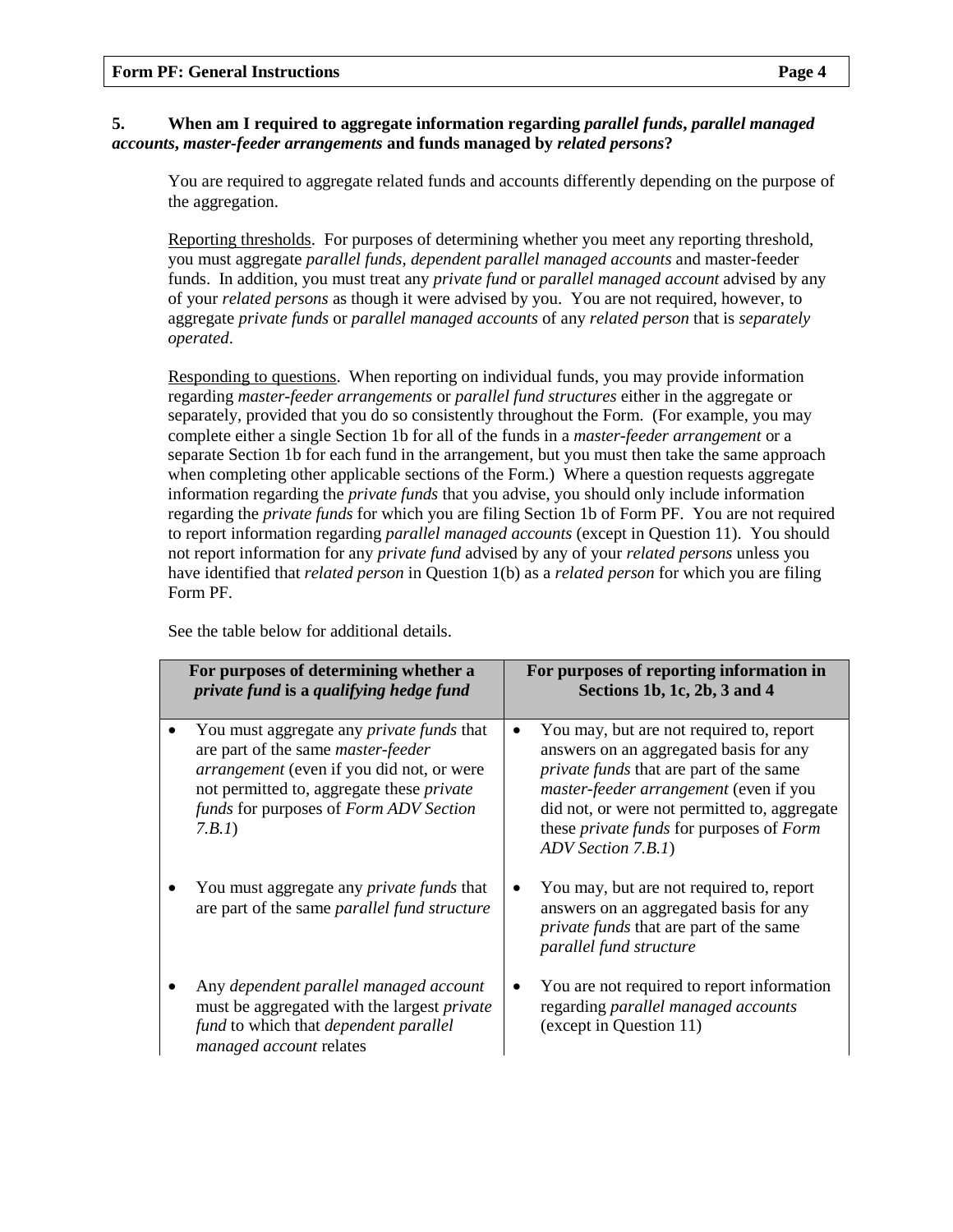**5. When am I required to aggregate information regarding *parallel funds*, *parallel managed accounts*, *master-feeder arrangements* and funds managed by *related persons*?**

You are required to aggregate related funds and accounts differently depending on the purpose of the aggregation.

Reporting thresholds. For purposes of determining whether you meet any reporting threshold, you must aggregate *parallel funds*, *dependent parallel managed accounts* and master-feeder funds. In addition, you must treat any *private fund* or *parallel managed account* advised by any of your *related persons* as though it were advised by you. You are not required, however, to aggregate *private funds* or *parallel managed accounts* of any *related person* that is *separately operated*.

Responding to questions. When reporting on individual funds, you may provide information regarding *master-feeder arrangements* or *parallel fund structures* either in the aggregate or separately, provided that you do so consistently throughout the Form. (For example, you may complete either a single Section 1b for all of the funds in a *master-feeder arrangement* or a separate Section 1b for each fund in the arrangement, but you must then take the same approach when completing other applicable sections of the Form.) Where a question requests aggregate information regarding the *private funds* that you advise, you should only include information regarding the *private funds* for which you are filing Section 1b of Form PF. You are not required to report information regarding *parallel managed accounts* (except in Question 11). You should not report information for any *private fund* advised by any of your *related persons* unless you have identified that *related person* in Question 1(b) as a *related person* for which you are filing Form PF.

See the table below for additional details.

| For purposes of determining whether a *private fund* is a *qualifying hedge fund* | For purposes of reporting information in Sections 1b, 1c, 2b, 3 and 4 |
|---|---|
| • You must aggregate any *private funds* that are part of the same *master-feeder arrangement* (even if you did not, or were not permitted to, aggregate these *private funds* for purposes of *Form ADV Section 7.B.1*) | • You may, but are not required to, report answers on an aggregated basis for any *private funds* that are part of the same *master-feeder arrangement* (even if you did not, or were not permitted to, aggregate these *private funds* for purposes of *Form ADV Section 7.B.1*) |
| • You must aggregate any *private funds* that are part of the same *parallel fund structure* | • You may, but are not required to, report answers on an aggregated basis for any *private funds* that are part of the same *parallel fund structure* |
| • Any *dependent parallel managed account* must be aggregated with the largest *private fund* to which that *dependent parallel managed account* relates | • You are not required to report information regarding *parallel managed accounts* (except in Question 11) |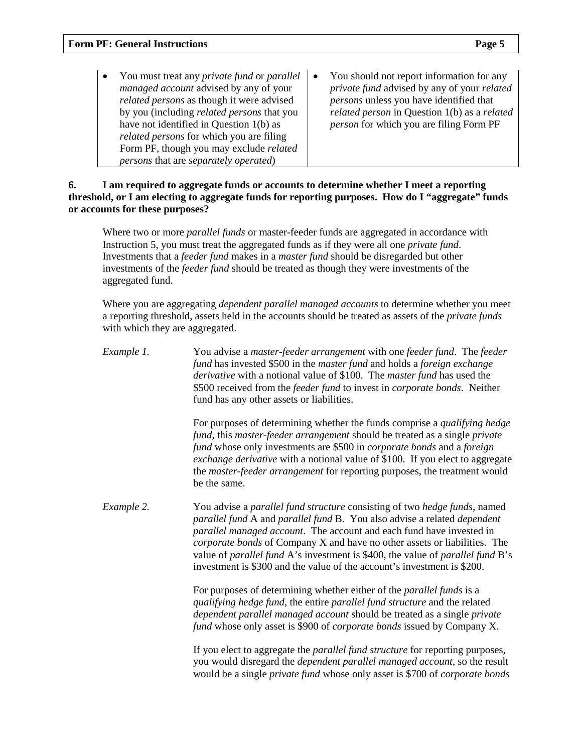| | |
|---|---|
| • You must treat any *private fund* or *parallel managed account* advised by any of your *related persons* as though it were advised by you (including *related persons* that you have not identified in Question 1(b) as *related persons* for which you are filing Form PF, though you may exclude *related persons* that are *separately operated*) | • You should not report information for any *private fund* advised by any of your *related persons* unless you have identified that *related person* in Question 1(b) as a *related person* for which you are filing Form PF |

**6. I am required to aggregate funds or accounts to determine whether I meet a reporting threshold, or I am electing to aggregate funds for reporting purposes. How do I "aggregate" funds or accounts for these purposes?**

Where two or more *parallel funds* or master-feeder funds are aggregated in accordance with Instruction 5, you must treat the aggregated funds as if they were all one *private fund*. Investments that a *feeder fund* makes in a *master fund* should be disregarded but other investments of the *feeder fund* should be treated as though they were investments of the aggregated fund.

Where you are aggregating *dependent parallel managed accounts* to determine whether you meet a reporting threshold, assets held in the accounts should be treated as assets of the *private funds* with which they are aggregated.

*Example 1.* You advise a *master-feeder arrangement* with one *feeder fund*. The *feeder fund* has invested \$500 in the *master fund* and holds a *foreign exchange derivative* with a notional value of \$100. The *master fund* has used the \$500 received from the *feeder fund* to invest in *corporate bonds*. Neither fund has any other assets or liabilities.

For purposes of determining whether the funds comprise a *qualifying hedge fund*, this *master-feeder arrangement* should be treated as a single *private fund* whose only investments are \$500 in *corporate bonds* and a *foreign exchange derivative* with a notional value of \$100. If you elect to aggregate the *master-feeder arrangement* for reporting purposes, the treatment would be the same.

*Example 2.* You advise a *parallel fund structure* consisting of two *hedge funds*, named *parallel fund* A and *parallel fund* B. You also advise a related *dependent parallel managed account*. The account and each fund have invested in *corporate bonds* of Company X and have no other assets or liabilities. The value of *parallel fund* A's investment is \$400, the value of *parallel fund* B's investment is \$300 and the value of the account's investment is \$200.

For purposes of determining whether either of the *parallel funds* is a *qualifying hedge fund*, the entire *parallel fund structure* and the related *dependent parallel managed account* should be treated as a single *private fund* whose only asset is \$900 of *corporate bonds* issued by Company X.

If you elect to aggregate the *parallel fund structure* for reporting purposes, you would disregard the *dependent parallel managed account*, so the result would be a single *private fund* whose only asset is \$700 of *corporate bonds*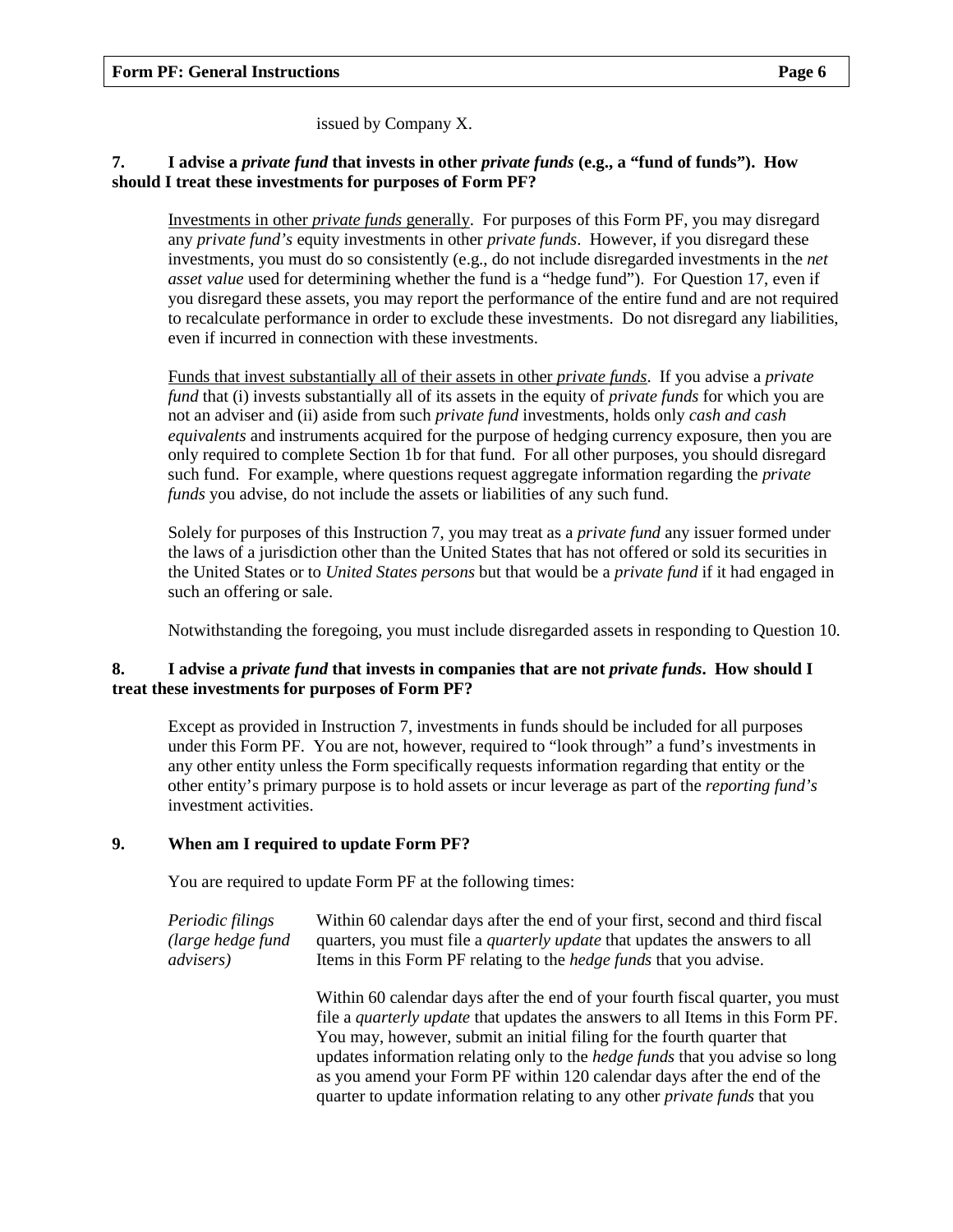issued by Company X.

**7. I advise a *private fund* that invests in other *private funds* (e.g., a "fund of funds"). How should I treat these investments for purposes of Form PF?**

Investments in other *private funds* generally. For purposes of this Form PF, you may disregard any *private fund's* equity investments in other *private funds*. However, if you disregard these investments, you must do so consistently (e.g., do not include disregarded investments in the *net asset value* used for determining whether the fund is a "hedge fund"). For Question 17, even if you disregard these assets, you may report the performance of the entire fund and are not required to recalculate performance in order to exclude these investments. Do not disregard any liabilities, even if incurred in connection with these investments.

Funds that invest substantially all of their assets in other *private funds*. If you advise a *private fund* that (i) invests substantially all of its assets in the equity of *private funds* for which you are not an adviser and (ii) aside from such *private fund* investments, holds only *cash and cash equivalents* and instruments acquired for the purpose of hedging currency exposure, then you are only required to complete Section 1b for that fund. For all other purposes, you should disregard such fund. For example, where questions request aggregate information regarding the *private funds* you advise, do not include the assets or liabilities of any such fund.

Solely for purposes of this Instruction 7, you may treat as a *private fund* any issuer formed under the laws of a jurisdiction other than the United States that has not offered or sold its securities in the United States or to *United States persons* but that would be a *private fund* if it had engaged in such an offering or sale.

Notwithstanding the foregoing, you must include disregarded assets in responding to Question 10.

**8. I advise a *private fund* that invests in companies that are not *private funds*. How should I treat these investments for purposes of Form PF?**

Except as provided in Instruction 7, investments in funds should be included for all purposes under this Form PF. You are not, however, required to "look through" a fund's investments in any other entity unless the Form specifically requests information regarding that entity or the other entity's primary purpose is to hold assets or incur leverage as part of the *reporting fund's* investment activities.

**9. When am I required to update Form PF?**

You are required to update Form PF at the following times:

*Periodic filings (large hedge fund advisers)*

Within 60 calendar days after the end of your first, second and third fiscal quarters, you must file a *quarterly update* that updates the answers to all Items in this Form PF relating to the *hedge funds* that you advise.

Within 60 calendar days after the end of your fourth fiscal quarter, you must file a *quarterly update* that updates the answers to all Items in this Form PF. You may, however, submit an initial filing for the fourth quarter that updates information relating only to the *hedge funds* that you advise so long as you amend your Form PF within 120 calendar days after the end of the quarter to update information relating to any other *private funds* that you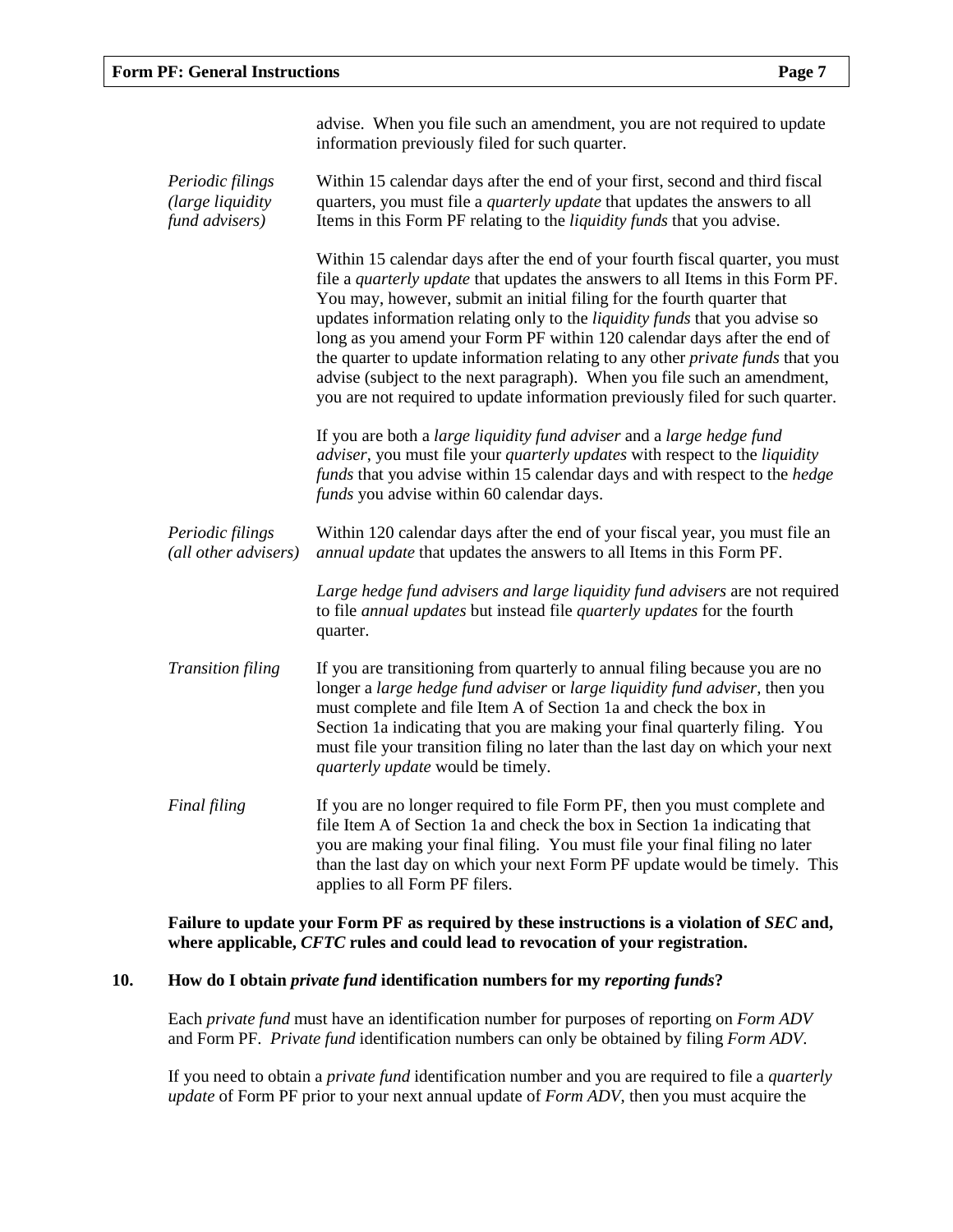advise. When you file such an amendment, you are not required to update information previously filed for such quarter.

*Periodic filings (large liquidity fund advisers)*

Within 15 calendar days after the end of your first, second and third fiscal quarters, you must file a *quarterly update* that updates the answers to all Items in this Form PF relating to the *liquidity funds* that you advise.

Within 15 calendar days after the end of your fourth fiscal quarter, you must file a *quarterly update* that updates the answers to all Items in this Form PF. You may, however, submit an initial filing for the fourth quarter that updates information relating only to the *liquidity funds* that you advise so long as you amend your Form PF within 120 calendar days after the end of the quarter to update information relating to any other *private funds* that you advise (subject to the next paragraph). When you file such an amendment, you are not required to update information previously filed for such quarter.

If you are both a *large liquidity fund adviser* and a *large hedge fund adviser*, you must file your *quarterly updates* with respect to the *liquidity funds* that you advise within 15 calendar days and with respect to the *hedge funds* you advise within 60 calendar days.

*Periodic filings (all other advisers)*

Within 120 calendar days after the end of your fiscal year, you must file an *annual update* that updates the answers to all Items in this Form PF.

*Large hedge fund advisers and large liquidity fund advisers* are not required to file *annual updates* but instead file *quarterly updates* for the fourth quarter.

*Transition filing*

If you are transitioning from quarterly to annual filing because you are no longer a *large hedge fund adviser* or *large liquidity fund adviser*, then you must complete and file Item A of Section 1a and check the box in Section 1a indicating that you are making your final quarterly filing. You must file your transition filing no later than the last day on which your next *quarterly update* would be timely.

*Final filing*

If you are no longer required to file Form PF, then you must complete and file Item A of Section 1a and check the box in Section 1a indicating that you are making your final filing. You must file your final filing no later than the last day on which your next Form PF update would be timely. This applies to all Form PF filers.

**Failure to update your Form PF as required by these instructions is a violation of *SEC* and, where applicable, *CFTC* rules and could lead to revocation of your registration.**

**10. How do I obtain *private fund* identification numbers for my *reporting funds*?**

Each *private fund* must have an identification number for purposes of reporting on *Form ADV* and Form PF. *Private fund* identification numbers can only be obtained by filing *Form ADV*.

If you need to obtain a *private fund* identification number and you are required to file a *quarterly update* of Form PF prior to your next annual update of *Form ADV*, then you must acquire the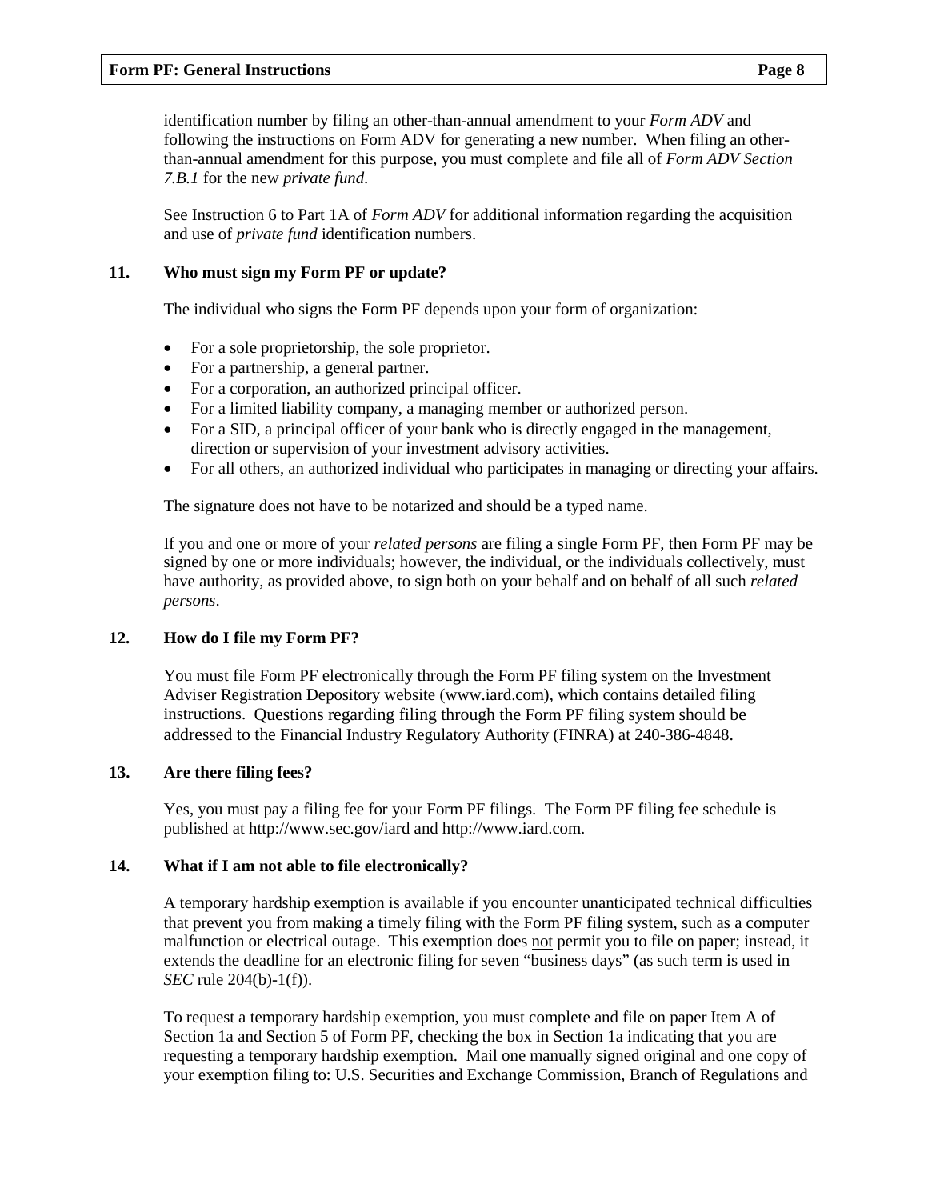identification number by filing an other-than-annual amendment to your *Form ADV* and following the instructions on Form ADV for generating a new number. When filing an other-than-annual amendment for this purpose, you must complete and file all of *Form ADV Section 7.B.1* for the new *private fund*.

See Instruction 6 to Part 1A of *Form ADV* for additional information regarding the acquisition and use of *private fund* identification numbers.

### 11. Who must sign my Form PF or update?

The individual who signs the Form PF depends upon your form of organization:

- For a sole proprietorship, the sole proprietor.
- For a partnership, a general partner.
- For a corporation, an authorized principal officer.
- For a limited liability company, a managing member or authorized person.
- For a SID, a principal officer of your bank who is directly engaged in the management, direction or supervision of your investment advisory activities.
- For all others, an authorized individual who participates in managing or directing your affairs.

The signature does not have to be notarized and should be a typed name.

If you and one or more of your *related persons* are filing a single Form PF, then Form PF may be signed by one or more individuals; however, the individual, or the individuals collectively, must have authority, as provided above, to sign both on your behalf and on behalf of all such *related persons*.

### 12. How do I file my Form PF?

You must file Form PF electronically through the Form PF filing system on the Investment Adviser Registration Depository website (www.iard.com), which contains detailed filing instructions. Questions regarding filing through the Form PF filing system should be addressed to the Financial Industry Regulatory Authority (FINRA) at 240-386-4848.

### 13. Are there filing fees?

Yes, you must pay a filing fee for your Form PF filings. The Form PF filing fee schedule is published at http://www.sec.gov/iard and http://www.iard.com.

### 14. What if I am not able to file electronically?

A temporary hardship exemption is available if you encounter unanticipated technical difficulties that prevent you from making a timely filing with the Form PF filing system, such as a computer malfunction or electrical outage. This exemption does not permit you to file on paper; instead, it extends the deadline for an electronic filing for seven "business days" (as such term is used in *SEC* rule 204(b)-1(f)).

To request a temporary hardship exemption, you must complete and file on paper Item A of Section 1a and Section 5 of Form PF, checking the box in Section 1a indicating that you are requesting a temporary hardship exemption. Mail one manually signed original and one copy of your exemption filing to: U.S. Securities and Exchange Commission, Branch of Regulations and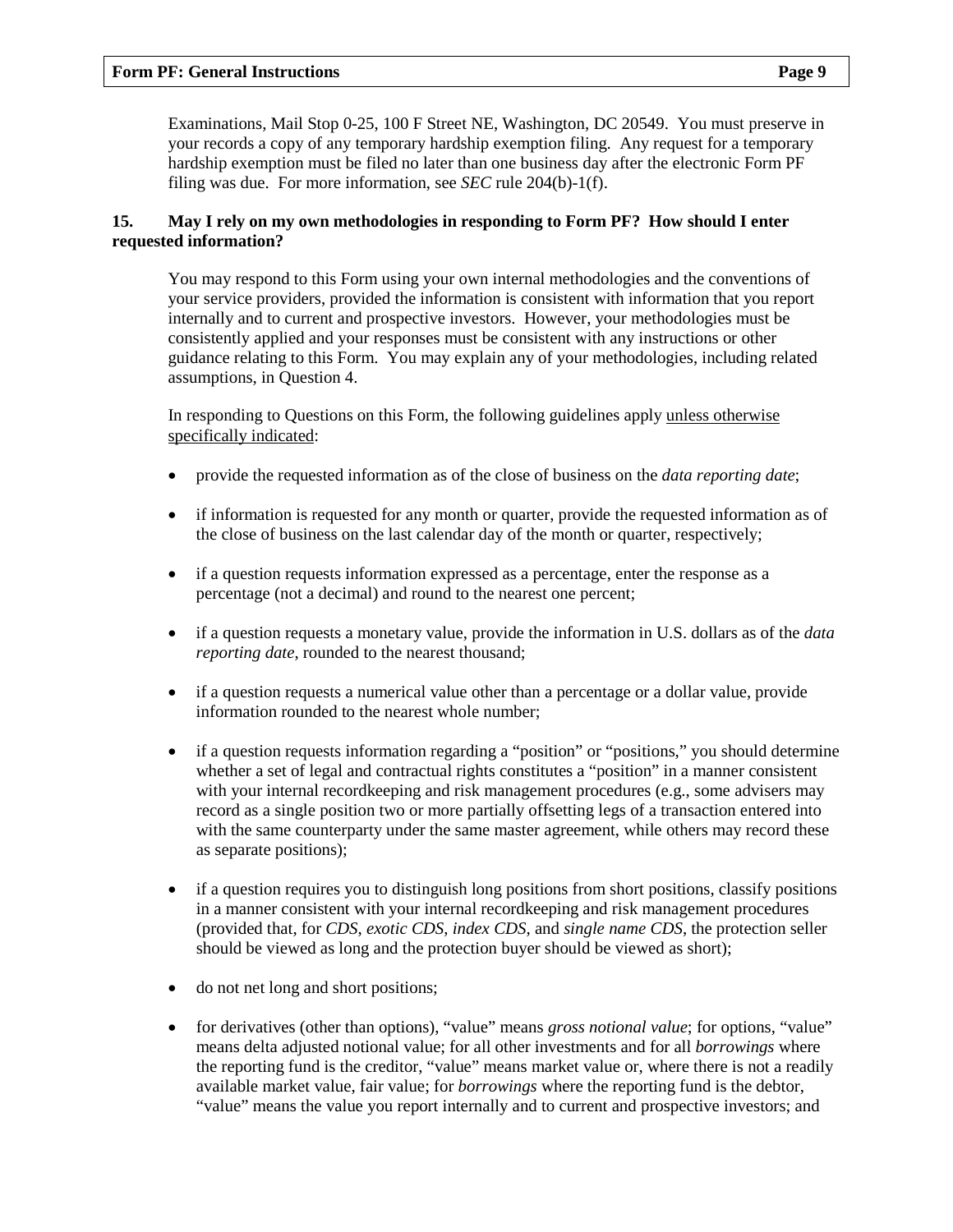Examinations, Mail Stop 0-25, 100 F Street NE, Washington, DC 20549. You must preserve in your records a copy of any temporary hardship exemption filing. Any request for a temporary hardship exemption must be filed no later than one business day after the electronic Form PF filing was due. For more information, see *SEC* rule 204(b)-1(f).

**15. May I rely on my own methodologies in responding to Form PF? How should I enter requested information?**

You may respond to this Form using your own internal methodologies and the conventions of your service providers, provided the information is consistent with information that you report internally and to current and prospective investors. However, your methodologies must be consistently applied and your responses must be consistent with any instructions or other guidance relating to this Form. You may explain any of your methodologies, including related assumptions, in Question 4.

In responding to Questions on this Form, the following guidelines apply <u>unless otherwise specifically indicated</u>:

- provide the requested information as of the close of business on the *data reporting date*;
- if information is requested for any month or quarter, provide the requested information as of the close of business on the last calendar day of the month or quarter, respectively;
- if a question requests information expressed as a percentage, enter the response as a percentage (not a decimal) and round to the nearest one percent;
- if a question requests a monetary value, provide the information in U.S. dollars as of the *data reporting date*, rounded to the nearest thousand;
- if a question requests a numerical value other than a percentage or a dollar value, provide information rounded to the nearest whole number;
- if a question requests information regarding a "position" or "positions," you should determine whether a set of legal and contractual rights constitutes a "position" in a manner consistent with your internal recordkeeping and risk management procedures (e.g., some advisers may record as a single position two or more partially offsetting legs of a transaction entered into with the same counterparty under the same master agreement, while others may record these as separate positions);
- if a question requires you to distinguish long positions from short positions, classify positions in a manner consistent with your internal recordkeeping and risk management procedures (provided that, for *CDS*, *exotic CDS*, *index CDS*, and *single name CDS*, the protection seller should be viewed as long and the protection buyer should be viewed as short);
- do not net long and short positions;
- for derivatives (other than options), "value" means *gross notional value*; for options, "value" means delta adjusted notional value; for all other investments and for all *borrowings* where the reporting fund is the creditor, "value" means market value or, where there is not a readily available market value, fair value; for *borrowings* where the reporting fund is the debtor, "value" means the value you report internally and to current and prospective investors; and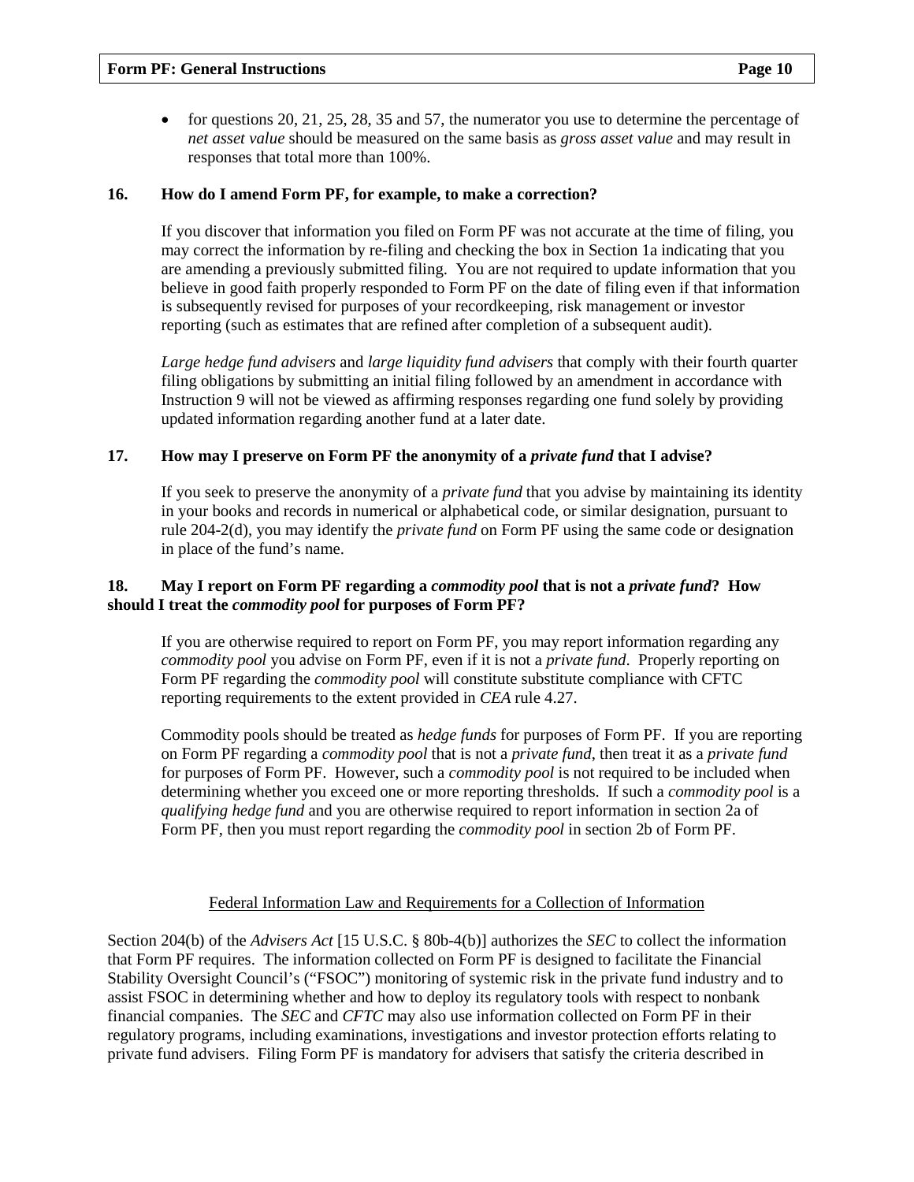- for questions 20, 21, 25, 28, 35 and 57, the numerator you use to determine the percentage of *net asset value* should be measured on the same basis as *gross asset value* and may result in responses that total more than 100%.

**16. How do I amend Form PF, for example, to make a correction?**

If you discover that information you filed on Form PF was not accurate at the time of filing, you may correct the information by re-filing and checking the box in Section 1a indicating that you are amending a previously submitted filing. You are not required to update information that you believe in good faith properly responded to Form PF on the date of filing even if that information is subsequently revised for purposes of your recordkeeping, risk management or investor reporting (such as estimates that are refined after completion of a subsequent audit).

*Large hedge fund advisers* and *large liquidity fund advisers* that comply with their fourth quarter filing obligations by submitting an initial filing followed by an amendment in accordance with Instruction 9 will not be viewed as affirming responses regarding one fund solely by providing updated information regarding another fund at a later date.

**17. How may I preserve on Form PF the anonymity of a *private fund* that I advise?**

If you seek to preserve the anonymity of a *private fund* that you advise by maintaining its identity in your books and records in numerical or alphabetical code, or similar designation, pursuant to rule 204-2(d), you may identify the *private fund* on Form PF using the same code or designation in place of the fund's name.

**18. May I report on Form PF regarding a *commodity pool* that is not a *private fund*? How should I treat the *commodity pool* for purposes of Form PF?**

If you are otherwise required to report on Form PF, you may report information regarding any *commodity pool* you advise on Form PF, even if it is not a *private fund*. Properly reporting on Form PF regarding the *commodity pool* will constitute substitute compliance with CFTC reporting requirements to the extent provided in *CEA* rule 4.27.

Commodity pools should be treated as *hedge funds* for purposes of Form PF. If you are reporting on Form PF regarding a *commodity pool* that is not a *private fund*, then treat it as a *private fund* for purposes of Form PF. However, such a *commodity pool* is not required to be included when determining whether you exceed one or more reporting thresholds. If such a *commodity pool* is a *qualifying hedge fund* and you are otherwise required to report information in section 2a of Form PF, then you must report regarding the *commodity pool* in section 2b of Form PF.

Federal Information Law and Requirements for a Collection of Information

Section 204(b) of the *Advisers Act* [15 U.S.C. § 80b-4(b)] authorizes the *SEC* to collect the information that Form PF requires. The information collected on Form PF is designed to facilitate the Financial Stability Oversight Council's ("FSOC") monitoring of systemic risk in the private fund industry and to assist FSOC in determining whether and how to deploy its regulatory tools with respect to nonbank financial companies. The *SEC* and *CFTC* may also use information collected on Form PF in their regulatory programs, including examinations, investigations and investor protection efforts relating to private fund advisers. Filing Form PF is mandatory for advisers that satisfy the criteria described in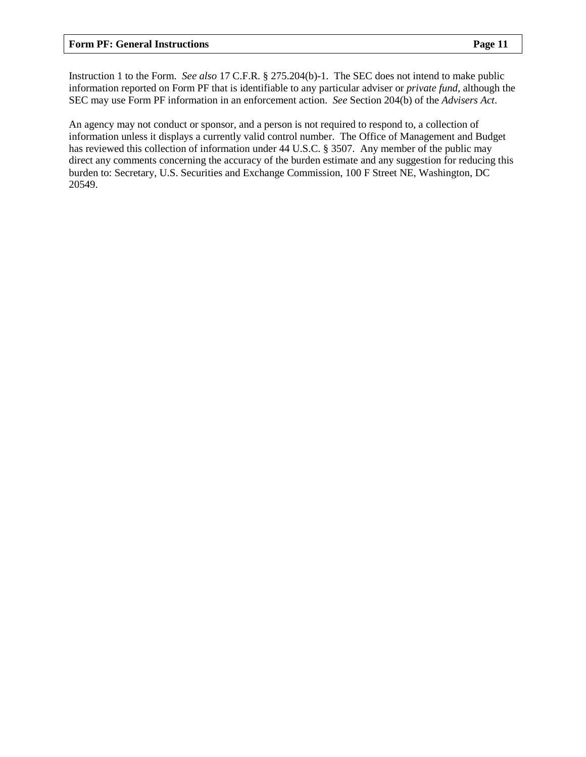Instruction 1 to the Form. *See also* 17 C.F.R. § 275.204(b)-1. The SEC does not intend to make public information reported on Form PF that is identifiable to any particular adviser or *private fund*, although the SEC may use Form PF information in an enforcement action. *See* Section 204(b) of the *Advisers Act*.

An agency may not conduct or sponsor, and a person is not required to respond to, a collection of information unless it displays a currently valid control number. The Office of Management and Budget has reviewed this collection of information under 44 U.S.C. § 3507. Any member of the public may direct any comments concerning the accuracy of the burden estimate and any suggestion for reducing this burden to: Secretary, U.S. Securities and Exchange Commission, 100 F Street NE, Washington, DC 20549.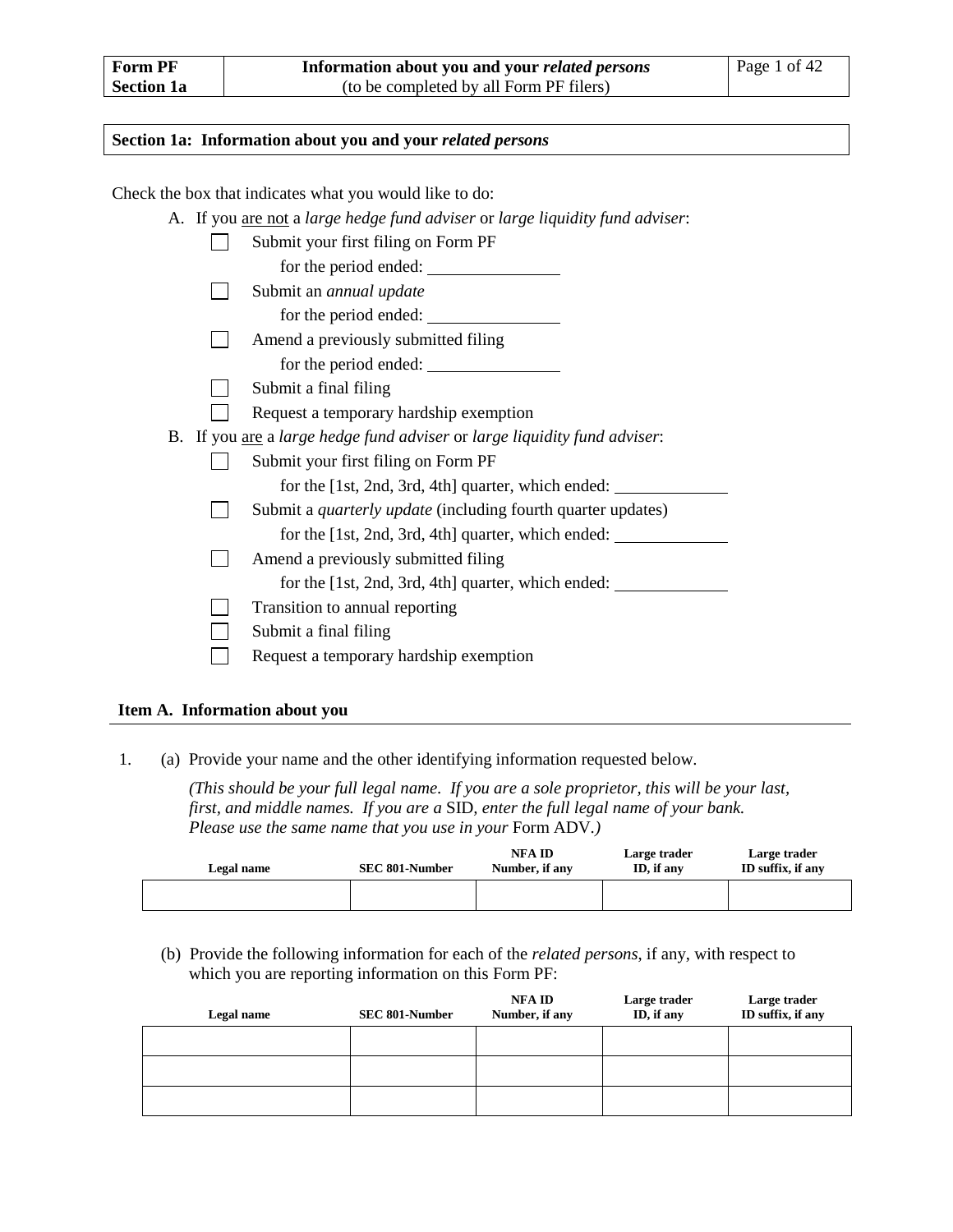## Section 1a: Information about you and your *related persons*

Check the box that indicates what you would like to do:

A. If you are not a *large hedge fund adviser* or *large liquidity fund adviser*:

- ☐ Submit your first filing on Form PF for the period ended: ________
- ☐ Submit an *annual update* for the period ended: ________
- ☐ Amend a previously submitted filing for the period ended: ________
- ☐ Submit a final filing
- ☐ Request a temporary hardship exemption

B. If you are a *large hedge fund adviser* or *large liquidity fund adviser*:

- ☐ Submit your first filing on Form PF for the [1st, 2nd, 3rd, 4th] quarter, which ended: ________
- ☐ Submit a *quarterly update* (including fourth quarter updates) for the [1st, 2nd, 3rd, 4th] quarter, which ended: ________
- ☐ Amend a previously submitted filing for the [1st, 2nd, 3rd, 4th] quarter, which ended: ________
- ☐ Transition to annual reporting
- ☐ Submit a final filing
- ☐ Request a temporary hardship exemption

### Item A. Information about you

1. (a) Provide your name and the other identifying information requested below.

*(This should be your full legal name. If you are a sole proprietor, this will be your last, first, and middle names. If you are a* SID*, enter the full legal name of your bank. Please use the same name that you use in your* Form ADV*.)*

| Legal name | SEC 801-Number | NFA ID Number, if any | Large trader ID, if any | Large trader ID suffix, if any |
|---|---|---|---|---|
| | | | | |

(b) Provide the following information for each of the *related persons*, if any, with respect to which you are reporting information on this Form PF:

| Legal name | SEC 801-Number | NFA ID Number, if any | Large trader ID, if any | Large trader ID suffix, if any |
|---|---|---|---|---|
| | | | | |
| | | | | |
| | | | | |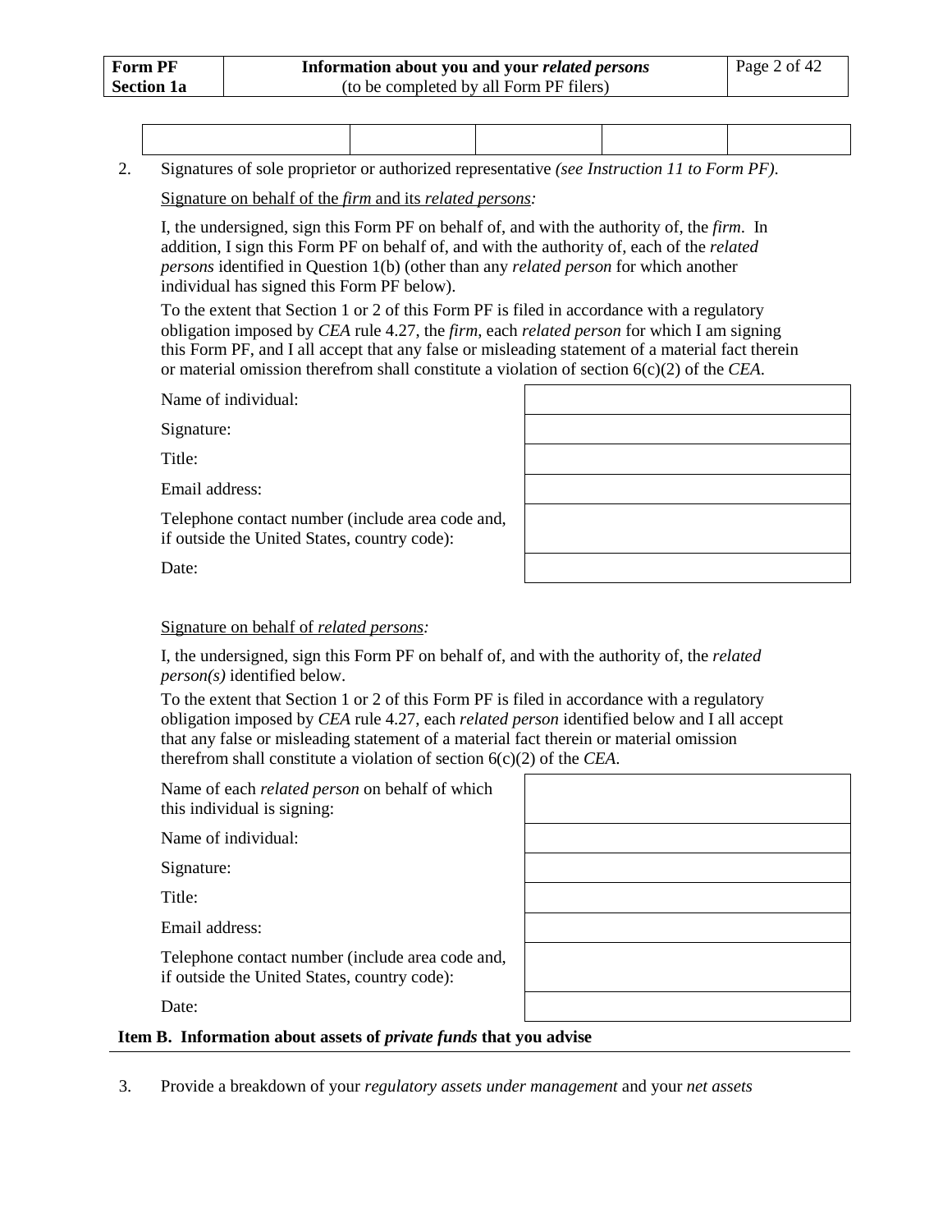| | | | | |
|---|---|---|---|---|
| | | | | |

2. Signatures of sole proprietor or authorized representative *(see Instruction 11 to Form PF).*

Signature on behalf of the *firm* and its *related persons:*

I, the undersigned, sign this Form PF on behalf of, and with the authority of, the *firm*. In addition, I sign this Form PF on behalf of, and with the authority of, each of the *related persons* identified in Question 1(b) (other than any *related person* for which another individual has signed this Form PF below).

To the extent that Section 1 or 2 of this Form PF is filed in accordance with a regulatory obligation imposed by *CEA* rule 4.27, the *firm*, each *related person* for which I am signing this Form PF, and I all accept that any false or misleading statement of a material fact therein or material omission therefrom shall constitute a violation of section 6(c)(2) of the *CEA*.

| | |
|---|---|
| Name of individual: | |
| Signature: | |
| Title: | |
| Email address: | |
| Telephone contact number (include area code and, if outside the United States, country code): | |
| Date: | |

Signature on behalf of *related persons:*

I, the undersigned, sign this Form PF on behalf of, and with the authority of, the *related person(s)* identified below.

To the extent that Section 1 or 2 of this Form PF is filed in accordance with a regulatory obligation imposed by *CEA* rule 4.27, each *related person* identified below and I all accept that any false or misleading statement of a material fact therein or material omission therefrom shall constitute a violation of section 6(c)(2) of the *CEA*.

| | |
|---|---|
| Name of each *related person* on behalf of which this individual is signing: | |
| Name of individual: | |
| Signature: | |
| Title: | |
| Email address: | |
| Telephone contact number (include area code and, if outside the United States, country code): | |
| Date: | |

**Item B. Information about assets of *private funds* that you advise**

3. Provide a breakdown of your *regulatory assets under management* and your *net assets*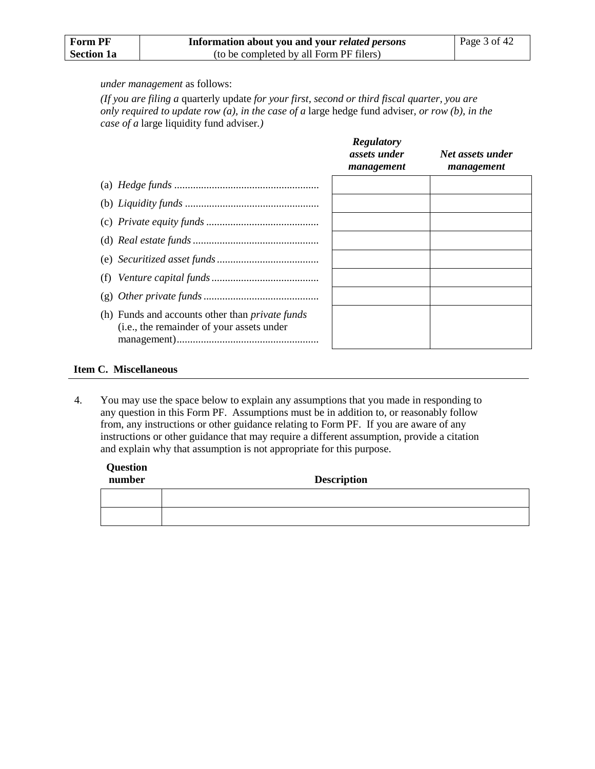*under management* as follows:

*(If you are filing a* quarterly update *for your first, second or third fiscal quarter, you are only required to update row (a), in the case of a* large hedge fund adviser*, or row (b), in the case of a* large liquidity fund adviser*.)*

| | ***Regulatory assets under management*** | ***Net assets under management*** |
|---|---|---|
| (a) *Hedge funds* | | |
| (b) *Liquidity funds* | | |
| (c) *Private equity funds* | | |
| (d) *Real estate funds* | | |
| (e) *Securitized asset funds* | | |
| (f) *Venture capital funds* | | |
| (g) *Other private funds* | | |
| (h) Funds and accounts other than *private funds* (i.e., the remainder of your assets under management) | | |

**Item C. Miscellaneous**

4. You may use the space below to explain any assumptions that you made in responding to any question in this Form PF. Assumptions must be in addition to, or reasonably follow from, any instructions or other guidance relating to Form PF. If you are aware of any instructions or other guidance that may require a different assumption, provide a citation and explain why that assumption is not appropriate for this purpose.

| **Question number** | **Description** |
|---|---|
| | |
| | |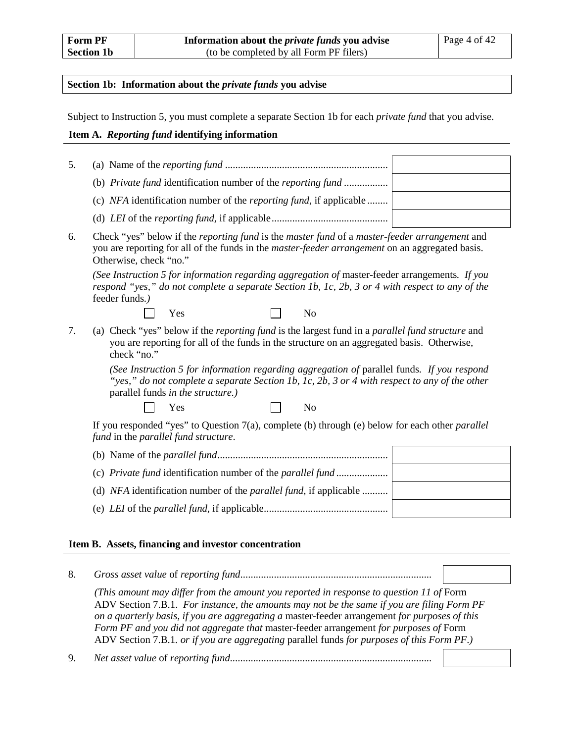**Form PF Section 1b** | **Information about the *private funds* you advise** (to be completed by all Form PF filers)

## Section 1b: Information about the *private funds* you advise

Subject to Instruction 5, you must complete a separate Section 1b for each *private fund* that you advise.

### Item A. *Reporting fund* identifying information

5. (a) Name of the *reporting fund* ..............................................................

   (b) *Private fund* identification number of the *reporting fund* .................

   (c) *NFA* identification number of the *reporting fund*, if applicable ........

   (d) *LEI* of the *reporting fund*, if applicable............................................

6. Check "yes" below if the *reporting fund* is the *master fund* of a *master-feeder arrangement* and you are reporting for all of the funds in the *master-feeder arrangement* on an aggregated basis. Otherwise, check "no."

   *(See Instruction 5 for information regarding aggregation of* master-feeder arrangements*. If you respond "yes," do not complete a separate Section 1b, 1c, 2b, 3 or 4 with respect to any of the* feeder funds*.)*

   ☐ Yes ☐ No

7. (a) Check "yes" below if the *reporting fund* is the largest fund in a *parallel fund structure* and you are reporting for all of the funds in the structure on an aggregated basis. Otherwise, check "no."

   *(See Instruction 5 for information regarding aggregation of* parallel funds*. If you respond "yes," do not complete a separate Section 1b, 1c, 2b, 3 or 4 with respect to any of the other* parallel funds *in the structure.)*

   ☐ Yes ☐ No

   If you responded "yes" to Question 7(a), complete (b) through (e) below for each other *parallel fund* in the *parallel fund structure*.

   (b) Name of the *parallel fund*.................................................................

   (c) *Private fund* identification number of the *parallel fund* ....................

   (d) *NFA* identification number of the *parallel fund*, if applicable ..........

   (e) *LEI* of the *parallel fund*, if applicable................................................

### Item B. Assets, financing and investor concentration

8. *Gross asset value* of *reporting fund*.........................................................................

   *(This amount may differ from the amount you reported in response to question 11 of* Form ADV Section 7.B.1. *For instance, the amounts may not be the same if you are filing Form PF on a quarterly basis, if you are aggregating a* master-feeder arrangement *for purposes of this Form PF and you did not aggregate that* master-feeder arrangement *for purposes of* Form ADV Section 7.B.1. *or if you are aggregating* parallel funds *for purposes of this Form PF.)*

9. *Net asset value* of *reporting fund*.............................................................................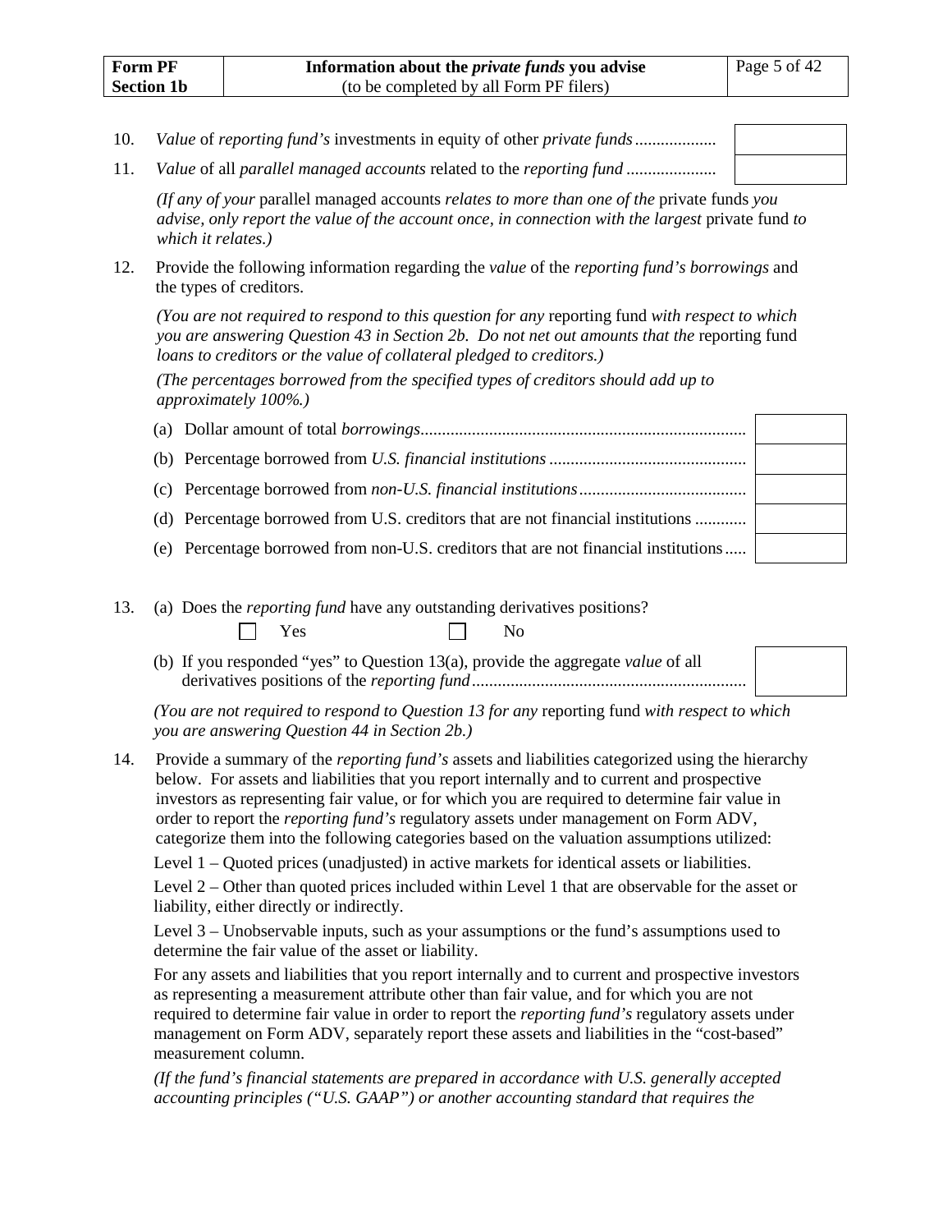| Form PF Section 1b | Information about the *private funds* you advise (to be completed by all Form PF filers) |
|---|---|

10. *Value* of *reporting fund's* investments in equity of other *private funds*.................. ☐

11. *Value* of all *parallel managed accounts* related to the *reporting fund* ..................... ☐

*(If any of your* parallel managed accounts *relates to more than one of the* private funds *you advise, only report the value of the account once, in connection with the largest* private fund *to which it relates.)*

12. Provide the following information regarding the *value* of the *reporting fund's borrowings* and the types of creditors.

*(You are not required to respond to this question for any* reporting fund *with respect to which you are answering Question 43 in Section 2b. Do not net out amounts that the* reporting fund *loans to creditors or the value of collateral pledged to creditors.)*

*(The percentages borrowed from the specified types of creditors should add up to approximately 100%.)*

(a) Dollar amount of total *borrowings*........................................................................... ☐

(b) Percentage borrowed from *U.S. financial institutions* ............................................. ☐

(c) Percentage borrowed from *non-U.S. financial institutions*....................................... ☐

(d) Percentage borrowed from U.S. creditors that are not financial institutions ............ ☐

(e) Percentage borrowed from non-U.S. creditors that are not financial institutions..... ☐

13. (a) Does the *reporting fund* have any outstanding derivatives positions?

☐ Yes ☐ No

(b) If you responded "yes" to Question 13(a), provide the aggregate *value* of all derivatives positions of the *reporting fund*............................................................... ☐

*(You are not required to respond to Question 13 for any* reporting fund *with respect to which you are answering Question 44 in Section 2b.)*

14. Provide a summary of the *reporting fund's* assets and liabilities categorized using the hierarchy below. For assets and liabilities that you report internally and to current and prospective investors as representing fair value, or for which you are required to determine fair value in order to report the *reporting fund's* regulatory assets under management on Form ADV, categorize them into the following categories based on the valuation assumptions utilized:

Level 1 – Quoted prices (unadjusted) in active markets for identical assets or liabilities.

Level 2 – Other than quoted prices included within Level 1 that are observable for the asset or liability, either directly or indirectly.

Level 3 – Unobservable inputs, such as your assumptions or the fund's assumptions used to determine the fair value of the asset or liability.

For any assets and liabilities that you report internally and to current and prospective investors as representing a measurement attribute other than fair value, and for which you are not required to determine fair value in order to report the *reporting fund's* regulatory assets under management on Form ADV, separately report these assets and liabilities in the "cost-based" measurement column.

*(If the fund's financial statements are prepared in accordance with U.S. generally accepted accounting principles ("U.S. GAAP") or another accounting standard that requires the*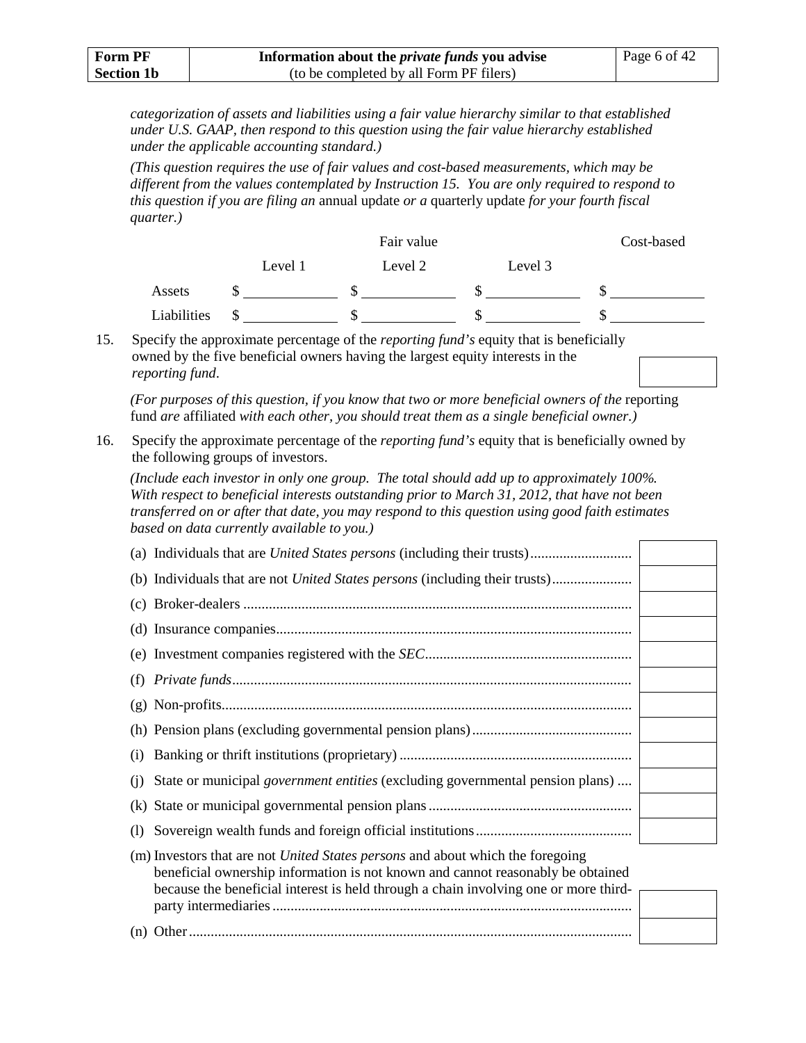*categorization of assets and liabilities using a fair value hierarchy similar to that established under U.S. GAAP, then respond to this question using the fair value hierarchy established under the applicable accounting standard.)*

*(This question requires the use of fair values and cost-based measurements, which may be different from the values contemplated by Instruction 15. You are only required to respond to this question if you are filing an* annual update *or a* quarterly update *for your fourth fiscal quarter.)*

| | Fair value | | | Cost-based |
|---|---|---|---|---|
| | Level 1 | Level 2 | Level 3 | |
| Assets | $ ______ | $ ______ | $ ______ | $ ______ |
| Liabilities | $ ______ | $ ______ | $ ______ | $ ______ |

15. Specify the approximate percentage of the *reporting fund's* equity that is beneficially owned by the five beneficial owners having the largest equity interests in the *reporting fund*. ______

*(For purposes of this question, if you know that two or more beneficial owners of the* reporting fund *are* affiliated *with each other, you should treat them as a single beneficial owner.)*

16. Specify the approximate percentage of the *reporting fund's* equity that is beneficially owned by the following groups of investors.

*(Include each investor in only one group. The total should add up to approximately 100%. With respect to beneficial interests outstanding prior to March 31, 2012, that have not been transferred on or after that date, you may respond to this question using good faith estimates based on data currently available to you.)*

| | |
|---|---|
| (a) Individuals that are *United States persons* (including their trusts) | |
| (b) Individuals that are not *United States persons* (including their trusts) | |
| (c) Broker-dealers | |
| (d) Insurance companies | |
| (e) Investment companies registered with the *SEC* | |
| (f) *Private funds* | |
| (g) Non-profits | |
| (h) Pension plans (excluding governmental pension plans) | |
| (i) Banking or thrift institutions (proprietary) | |
| (j) State or municipal *government entities* (excluding governmental pension plans) | |
| (k) State or municipal governmental pension plans | |
| (l) Sovereign wealth funds and foreign official institutions | |
| (m) Investors that are not *United States persons* and about which the foregoing beneficial ownership information is not known and cannot reasonably be obtained because the beneficial interest is held through a chain involving one or more third-party intermediaries | |
| (n) Other | |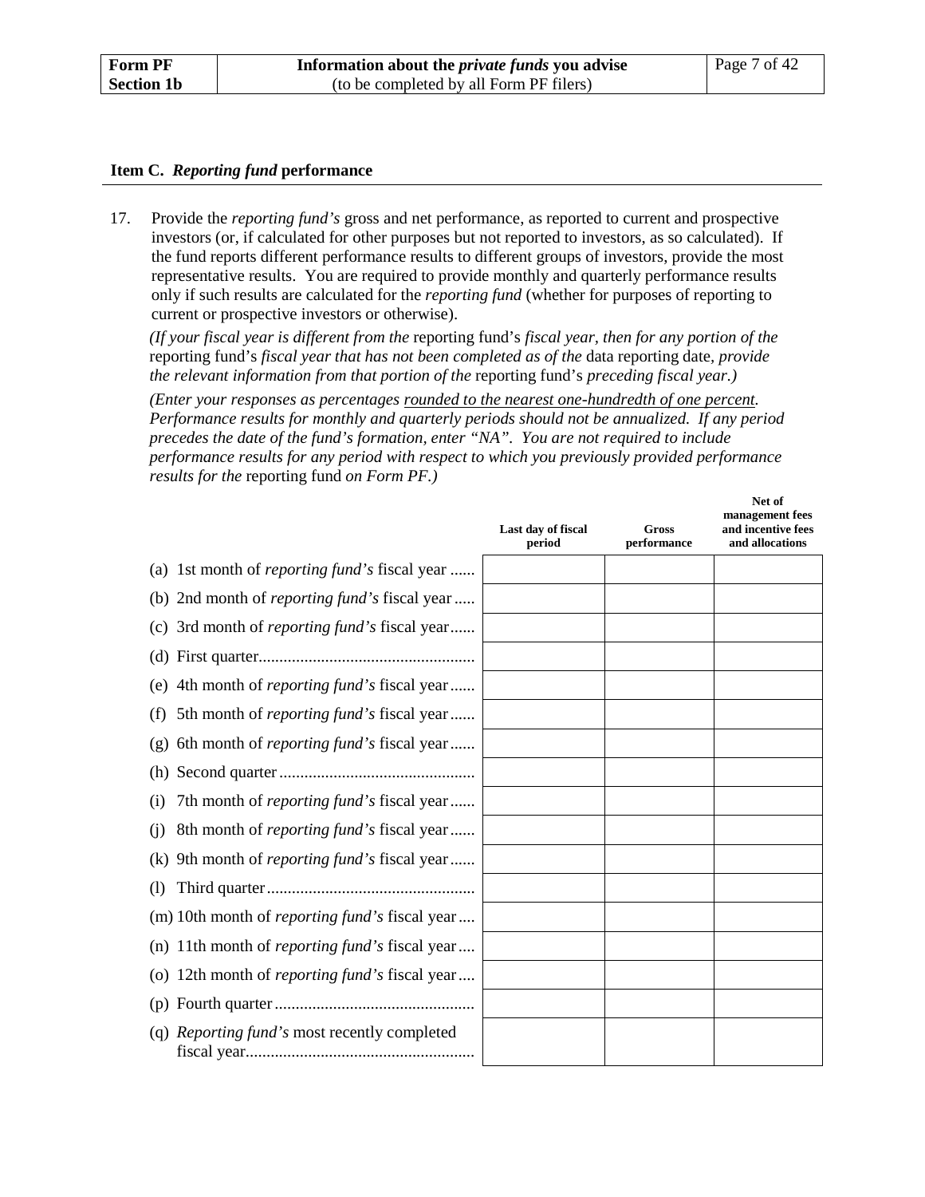| Form PF Section 1b | Information about the *private funds* you advise (to be completed by all Form PF filers) |
| --- | --- |

### Item C. *Reporting fund* performance

17. Provide the *reporting fund's* gross and net performance, as reported to current and prospective investors (or, if calculated for other purposes but not reported to investors, as so calculated). If the fund reports different performance results to different groups of investors, provide the most representative results. You are required to provide monthly and quarterly performance results only if such results are calculated for the *reporting fund* (whether for purposes of reporting to current or prospective investors or otherwise).

    *(If your fiscal year is different from the* reporting fund's *fiscal year, then for any portion of the* reporting fund's *fiscal year that has not been completed as of the* data reporting date, *provide the relevant information from that portion of the* reporting fund's *preceding fiscal year.)*

    *(Enter your responses as percentages rounded to the nearest one-hundredth of one percent. Performance results for monthly and quarterly periods should not be annualized. If any period precedes the date of the fund's formation, enter "NA". You are not required to include performance results for any period with respect to which you previously provided performance results for the* reporting fund *on Form PF.)*

| | Last day of fiscal period | Gross performance | Net of management fees and incentive fees and allocations |
| --- | --- | --- | --- |
| (a) 1st month of *reporting fund's* fiscal year | | | |
| (b) 2nd month of *reporting fund's* fiscal year | | | |
| (c) 3rd month of *reporting fund's* fiscal year | | | |
| (d) First quarter | | | |
| (e) 4th month of *reporting fund's* fiscal year | | | |
| (f) 5th month of *reporting fund's* fiscal year | | | |
| (g) 6th month of *reporting fund's* fiscal year | | | |
| (h) Second quarter | | | |
| (i) 7th month of *reporting fund's* fiscal year | | | |
| (j) 8th month of *reporting fund's* fiscal year | | | |
| (k) 9th month of *reporting fund's* fiscal year | | | |
| (l) Third quarter | | | |
| (m) 10th month of *reporting fund's* fiscal year | | | |
| (n) 11th month of *reporting fund's* fiscal year | | | |
| (o) 12th month of *reporting fund's* fiscal year | | | |
| (p) Fourth quarter | | | |
| (q) *Reporting fund's* most recently completed fiscal year | | | |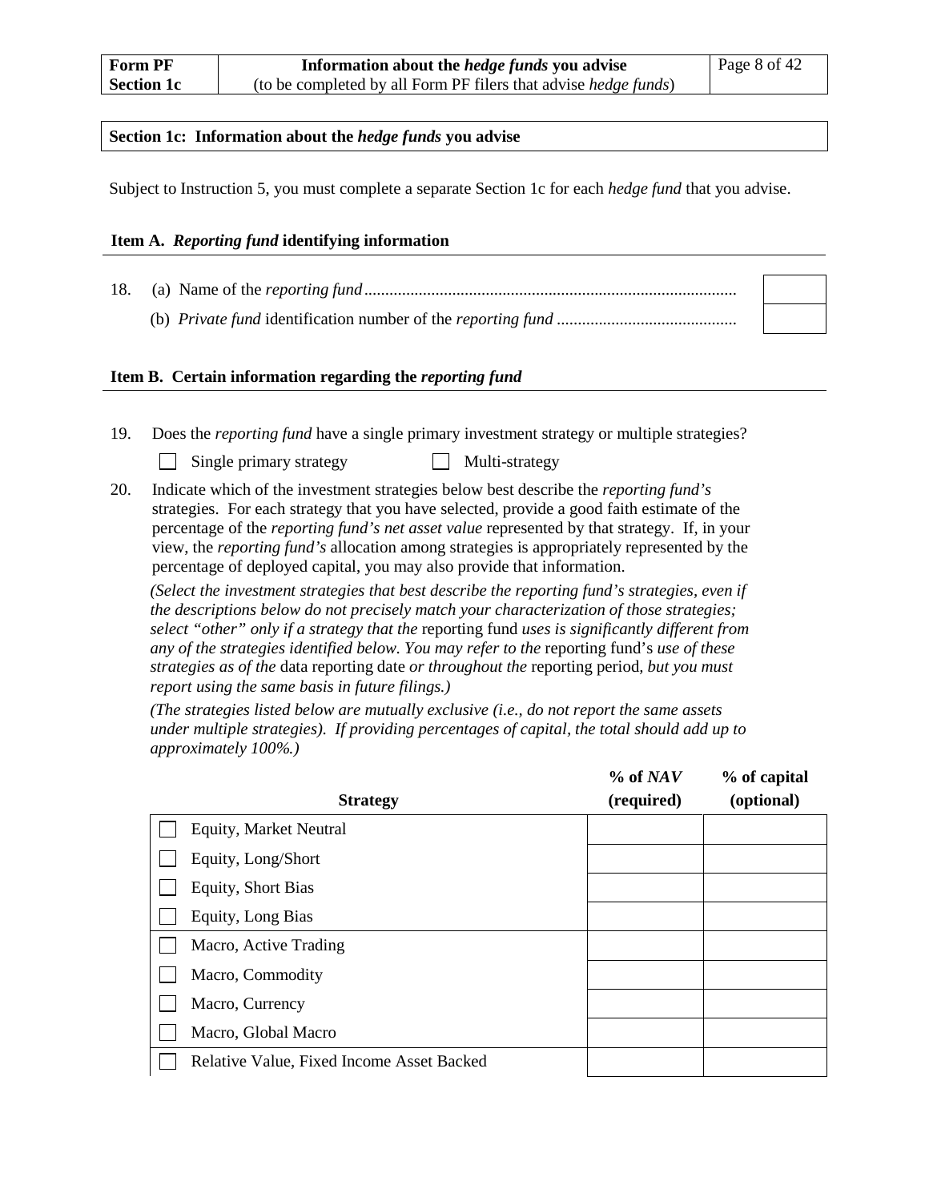## Section 1c: Information about the *hedge funds* you advise

Subject to Instruction 5, you must complete a separate Section 1c for each *hedge fund* that you advise.

### Item A. *Reporting fund* identifying information

18. (a) Name of the *reporting fund* ........................................................................................ ☐

    (b) *Private fund* identification number of the *reporting fund* .......................................... ☐

### Item B. Certain information regarding the *reporting fund*

19. Does the *reporting fund* have a single primary investment strategy or multiple strategies?

    ☐ Single primary strategy ☐ Multi-strategy

20. Indicate which of the investment strategies below best describe the *reporting fund's* strategies. For each strategy that you have selected, provide a good faith estimate of the percentage of the *reporting fund's net asset value* represented by that strategy. If, in your view, the *reporting fund's* allocation among strategies is appropriately represented by the percentage of deployed capital, you may also provide that information.

    *(Select the investment strategies that best describe the reporting fund's strategies, even if the descriptions below do not precisely match your characterization of those strategies; select "other" only if a strategy that the* reporting fund *uses is significantly different from any of the strategies identified below. You may refer to the* reporting fund's *use of these strategies as of the* data reporting date *or throughout the* reporting period, *but you must report using the same basis in future filings.)*

    *(The strategies listed below are mutually exclusive (i.e., do not report the same assets under multiple strategies). If providing percentages of capital, the total should add up to approximately 100%.)*

| Strategy | % of *NAV* (required) | % of capital (optional) |
|---|---|---|
| ☐ Equity, Market Neutral | | |
| ☐ Equity, Long/Short | | |
| ☐ Equity, Short Bias | | |
| ☐ Equity, Long Bias | | |
| ☐ Macro, Active Trading | | |
| ☐ Macro, Commodity | | |
| ☐ Macro, Currency | | |
| ☐ Macro, Global Macro | | |
| ☐ Relative Value, Fixed Income Asset Backed | | |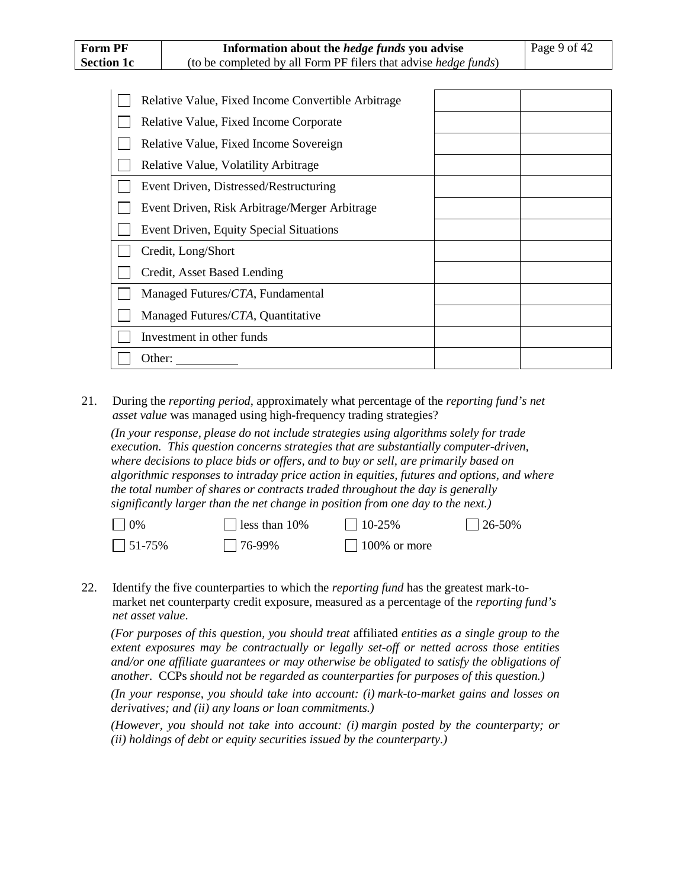| | | |
|---|---|---|
| ☐ Relative Value, Fixed Income Convertible Arbitrage | | |
| ☐ Relative Value, Fixed Income Corporate | | |
| ☐ Relative Value, Fixed Income Sovereign | | |
| ☐ Relative Value, Volatility Arbitrage | | |
| ☐ Event Driven, Distressed/Restructuring | | |
| ☐ Event Driven, Risk Arbitrage/Merger Arbitrage | | |
| ☐ Event Driven, Equity Special Situations | | |
| ☐ Credit, Long/Short | | |
| ☐ Credit, Asset Based Lending | | |
| ☐ Managed Futures/*CTA*, Fundamental | | |
| ☐ Managed Futures/*CTA*, Quantitative | | |
| ☐ Investment in other funds | | |
| ☐ Other: __________ | | |

21. During the *reporting period*, approximately what percentage of the *reporting fund's net asset value* was managed using high-frequency trading strategies?

*(In your response, please do not include strategies using algorithms solely for trade execution. This question concerns strategies that are substantially computer-driven, where decisions to place bids or offers, and to buy or sell, are primarily based on algorithmic responses to intraday price action in equities, futures and options, and where the total number of shares or contracts traded throughout the day is generally significantly larger than the net change in position from one day to the next.)*

☐ 0% ☐ less than 10% ☐ 10-25% ☐ 26-50%

☐ 51-75% ☐ 76-99% ☐ 100% or more

22. Identify the five counterparties to which the *reporting fund* has the greatest mark-to-market net counterparty credit exposure, measured as a percentage of the *reporting fund's net asset value*.

*(For purposes of this question, you should treat* affiliated *entities as a single group to the extent exposures may be contractually or legally set-off or netted across those entities and/or one affiliate guarantees or may otherwise be obligated to satisfy the obligations of another.* CCPs *should not be regarded as counterparties for purposes of this question.)*

*(In your response, you should take into account: (i) mark-to-market gains and losses on derivatives; and (ii) any loans or loan commitments.)*

*(However, you should not take into account: (i) margin posted by the counterparty; or (ii) holdings of debt or equity securities issued by the counterparty.)*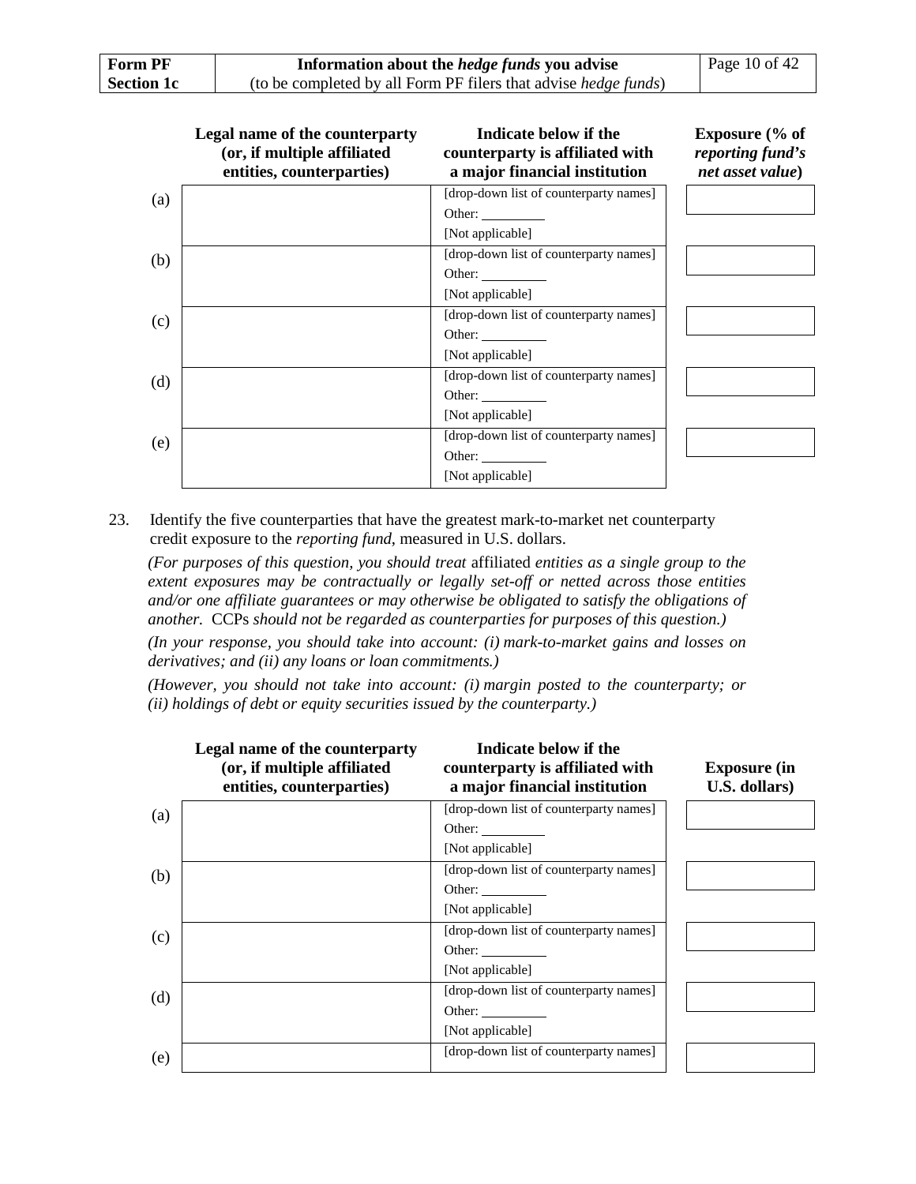| | Legal name of the counterparty (or, if multiple affiliated entities, counterparties) | Indicate below if the counterparty is affiliated with a major financial institution | Exposure (% of *reporting fund's net asset value*) |
|---|---|---|---|
| (a) | | [drop-down list of counterparty names]<br>Other: _________<br>[Not applicable] | |
| (b) | | [drop-down list of counterparty names]<br>Other: _________<br>[Not applicable] | |
| (c) | | [drop-down list of counterparty names]<br>Other: _________<br>[Not applicable] | |
| (d) | | [drop-down list of counterparty names]<br>Other: _________<br>[Not applicable] | |
| (e) | | [drop-down list of counterparty names]<br>Other: _________<br>[Not applicable] | |

23. Identify the five counterparties that have the greatest mark-to-market net counterparty credit exposure to the *reporting fund*, measured in U.S. dollars.

*(For purposes of this question, you should treat* affiliated *entities as a single group to the extent exposures may be contractually or legally set-off or netted across those entities and/or one affiliate guarantees or may otherwise be obligated to satisfy the obligations of another.* CCPs *should not be regarded as counterparties for purposes of this question.)*

*(In your response, you should take into account: (i) mark-to-market gains and losses on derivatives; and (ii) any loans or loan commitments.)*

*(However, you should not take into account: (i) margin posted to the counterparty; or (ii) holdings of debt or equity securities issued by the counterparty.)*

| | Legal name of the counterparty (or, if multiple affiliated entities, counterparties) | Indicate below if the counterparty is affiliated with a major financial institution | Exposure (in U.S. dollars) |
|---|---|---|---|
| (a) | | [drop-down list of counterparty names]<br>Other: _________<br>[Not applicable] | |
| (b) | | [drop-down list of counterparty names]<br>Other: _________<br>[Not applicable] | |
| (c) | | [drop-down list of counterparty names]<br>Other: _________<br>[Not applicable] | |
| (d) | | [drop-down list of counterparty names]<br>Other: _________<br>[Not applicable] | |
| (e) | | [drop-down list of counterparty names] | |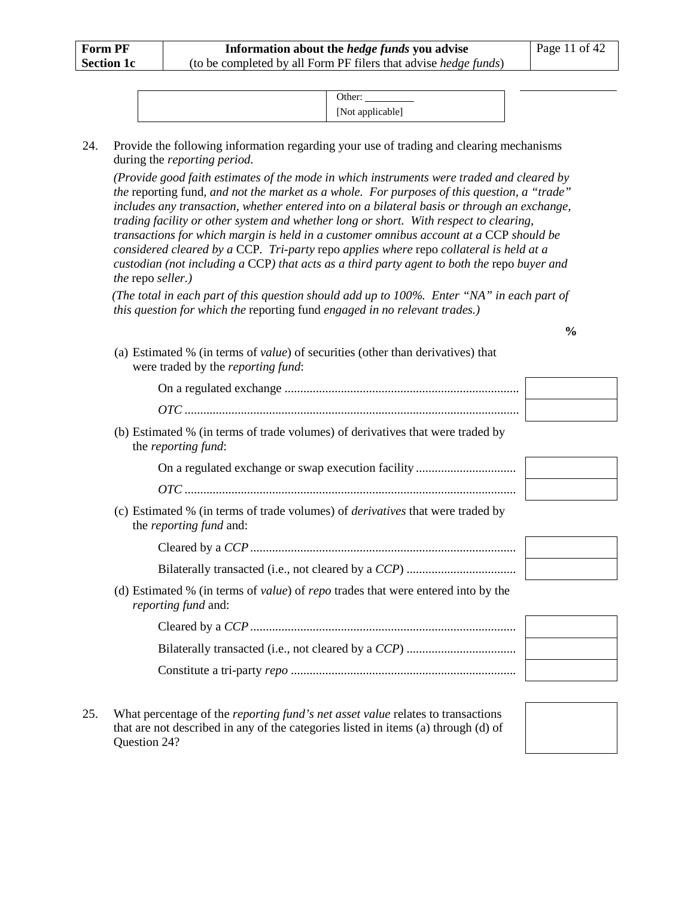| | Other: _________ <br> [Not applicable] |
|---|---|

24. Provide the following information regarding your use of trading and clearing mechanisms during the *reporting period*.

    *(Provide good faith estimates of the mode in which instruments were traded and cleared by the* reporting fund*, and not the market as a whole. For purposes of this question, a "trade" includes any transaction, whether entered into on a bilateral basis or through an exchange, trading facility or other system and whether long or short. With respect to clearing, transactions for which margin is held in a customer omnibus account at a* CCP *should be considered cleared by a* CCP*. Tri-party* repo *applies where* repo *collateral is held at a custodian (not including a* CCP*) that acts as a third party agent to both the* repo *buyer and the* repo *seller.)*

    *(The total in each part of this question should add up to 100%. Enter "NA" in each part of this question for which the* reporting fund *engaged in no relevant trades.)*

| | % |
|---|---|
| (a) Estimated % (in terms of *value*) of securities (other than derivatives) that were traded by the *reporting fund*: | |
| On a regulated exchange | |
| *OTC* | |
| (b) Estimated % (in terms of trade volumes) of derivatives that were traded by the *reporting fund*: | |
| On a regulated exchange or swap execution facility | |
| *OTC* | |
| (c) Estimated % (in terms of trade volumes) of *derivatives* that were traded by the *reporting fund* and: | |
| Cleared by a *CCP* | |
| Bilaterally transacted (i.e., not cleared by a *CCP*) | |
| (d) Estimated % (in terms of *value*) of *repo* trades that were entered into by the *reporting fund* and: | |
| Cleared by a *CCP* | |
| Bilaterally transacted (i.e., not cleared by a *CCP*) | |
| Constitute a tri-party *repo* | |

25. What percentage of the *reporting fund's net asset value* relates to transactions that are not described in any of the categories listed in items (a) through (d) of Question 24? [ ]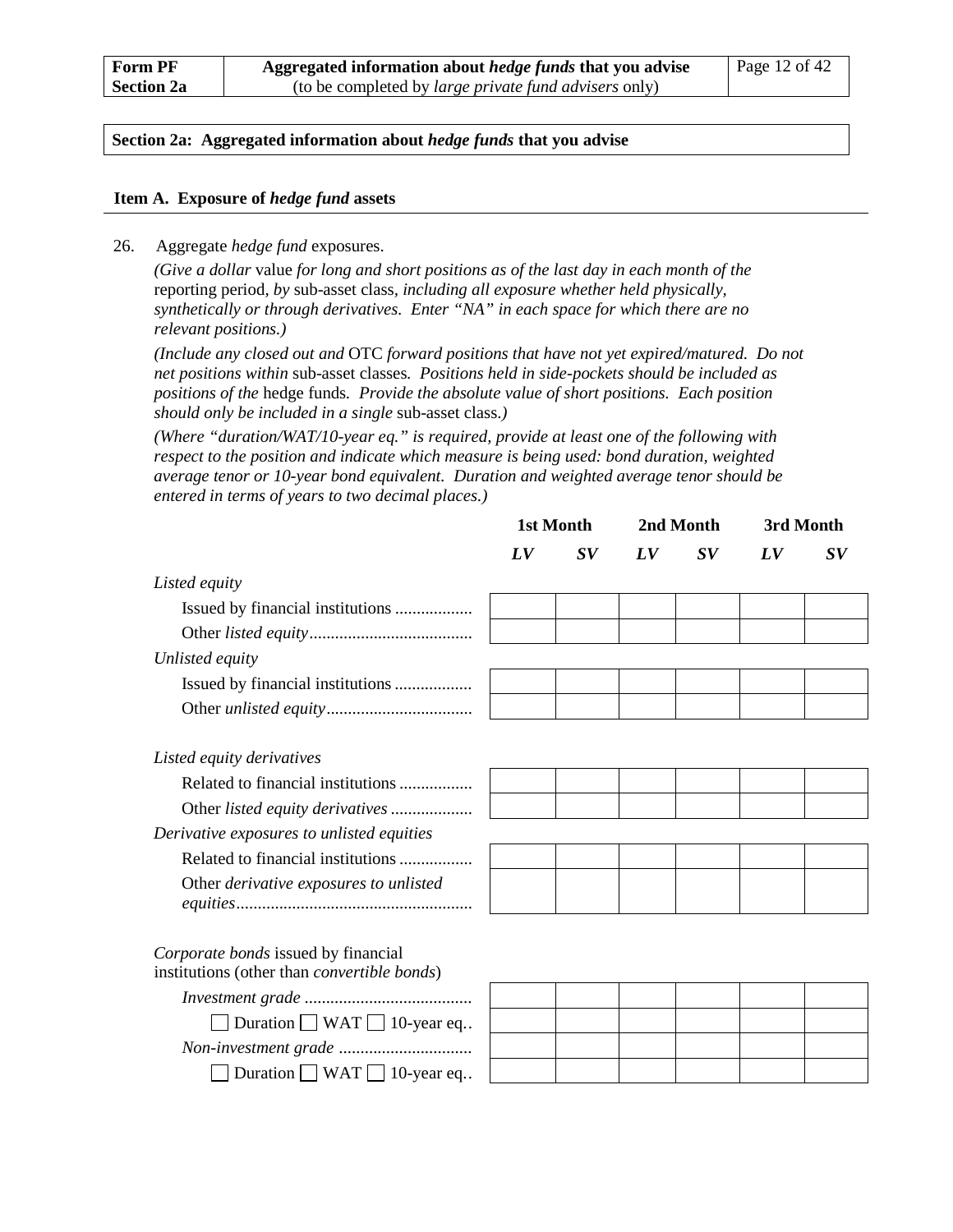## Section 2a: Aggregated information about *hedge funds* that you advise

### Item A. Exposure of *hedge fund* assets

26. Aggregate *hedge fund* exposures.

*(Give a dollar* value *for long and short positions as of the last day in each month of the* reporting period*, by* sub-asset class*, including all exposure whether held physically, synthetically or through derivatives. Enter "NA" in each space for which there are no relevant positions.)*

*(Include any closed out and* OTC *forward positions that have not yet expired/matured. Do not net positions within* sub-asset classes*. Positions held in side-pockets should be included as positions of the* hedge funds*. Provide the absolute value of short positions. Each position should only be included in a single* sub-asset class*.)*

*(Where "duration/WAT/10-year eq." is required, provide at least one of the following with respect to the position and indicate which measure is being used: bond duration, weighted average tenor or 10-year bond equivalent. Duration and weighted average tenor should be entered in terms of years to two decimal places.)*

| | 1st Month | | 2nd Month | | 3rd Month | |
|---|---|---|---|---|---|---|
| | ***LV*** | ***SV*** | ***LV*** | ***SV*** | ***LV*** | ***SV*** |
| *Listed equity* | | | | | | |
| Issued by financial institutions | | | | | | |
| Other *listed equity* | | | | | | |
| *Unlisted equity* | | | | | | |
| Issued by financial institutions | | | | | | |
| Other *unlisted equity* | | | | | | |
| *Listed equity derivatives* | | | | | | |
| Related to financial institutions | | | | | | |
| Other *listed equity derivatives* | | | | | | |
| *Derivative exposures to unlisted equities* | | | | | | |
| Related to financial institutions | | | | | | |
| Other *derivative exposures to unlisted equities* | | | | | | |
| *Corporate bonds* issued by financial institutions (other than *convertible bonds*) | | | | | | |
| *Investment grade* | | | | | | |
| ☐ Duration ☐ WAT ☐ 10-year eq. | | | | | | |
| *Non-investment grade* | | | | | | |
| ☐ Duration ☐ WAT ☐ 10-year eq. | | | | | | |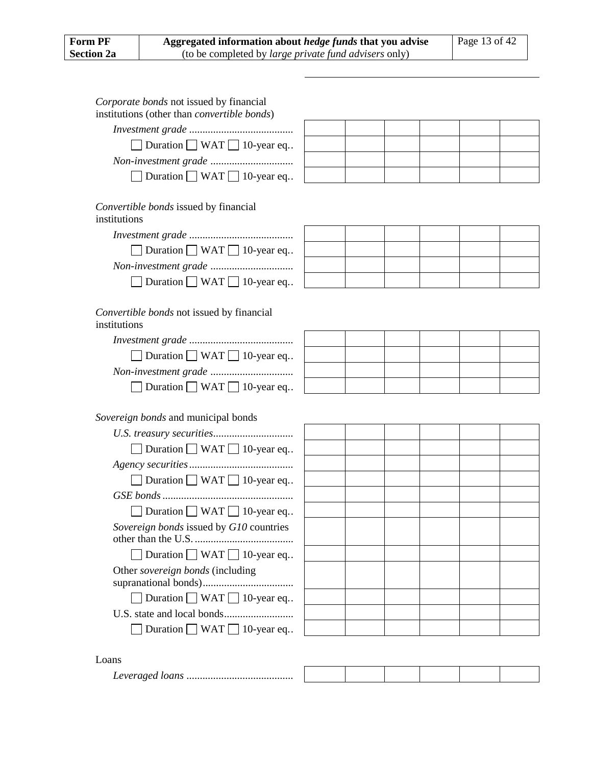| | | | | | | |
|---|---|---|---|---|---|---|
| *Corporate bonds* not issued by financial institutions (other than *convertible bonds*) | | | | | | |
| *Investment grade* ....................................... | | | | | | |
| ☐ Duration ☐ WAT ☐ 10-year eq.. | | | | | | |
| *Non-investment grade* ............................... | | | | | | |
| ☐ Duration ☐ WAT ☐ 10-year eq.. | | | | | | |
| *Convertible bonds* issued by financial institutions | | | | | | |
| *Investment grade* ....................................... | | | | | | |
| ☐ Duration ☐ WAT ☐ 10-year eq.. | | | | | | |
| *Non-investment grade* ............................... | | | | | | |
| ☐ Duration ☐ WAT ☐ 10-year eq.. | | | | | | |
| *Convertible bonds* not issued by financial institutions | | | | | | |
| *Investment grade* ....................................... | | | | | | |
| ☐ Duration ☐ WAT ☐ 10-year eq.. | | | | | | |
| *Non-investment grade* ............................... | | | | | | |
| ☐ Duration ☐ WAT ☐ 10-year eq.. | | | | | | |
| *Sovereign bonds* and municipal bonds | | | | | | |
| *U.S. treasury securities*.............................. | | | | | | |
| ☐ Duration ☐ WAT ☐ 10-year eq.. | | | | | | |
| *Agency securities*....................................... | | | | | | |
| ☐ Duration ☐ WAT ☐ 10-year eq.. | | | | | | |
| *GSE bonds* ................................................. | | | | | | |
| ☐ Duration ☐ WAT ☐ 10-year eq.. | | | | | | |
| *Sovereign bonds* issued by *G10* countries other than the U.S. ..................................... | | | | | | |
| ☐ Duration ☐ WAT ☐ 10-year eq.. | | | | | | |
| Other *sovereign bonds* (including supranational bonds).................................. | | | | | | |
| ☐ Duration ☐ WAT ☐ 10-year eq.. | | | | | | |
| U.S. state and local bonds.......................... | | | | | | |
| ☐ Duration ☐ WAT ☐ 10-year eq.. | | | | | | |
| Loans | | | | | | |
| *Leveraged loans* ........................................ | | | | | | |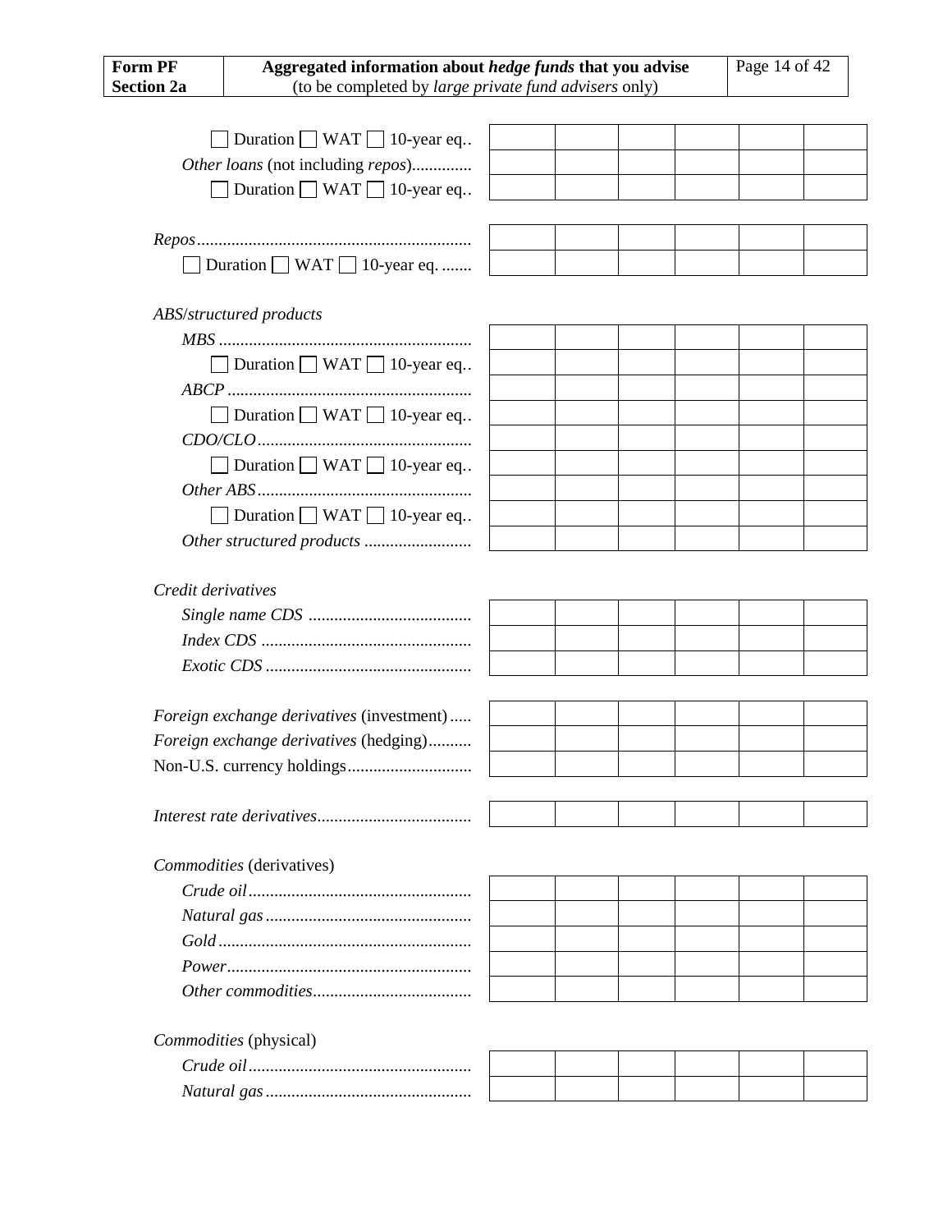| | | | | | | |
|---|---|---|---|---|---|---|
| ☐ Duration ☐ WAT ☐ 10-year eq.. | | | | | | |
| *Other loans* (not including *repos*)............. | | | | | | |
| ☐ Duration ☐ WAT ☐ 10-year eq.. | | | | | | |
| | | | | | | |
| *Repos*............................................................... | | | | | | |
| ☐ Duration ☐ WAT ☐ 10-year eq. ....... | | | | | | |
| | | | | | | |
| *ABS*/*structured products* | | | | | | |
| *MBS* ........................................................... | | | | | | |
| ☐ Duration ☐ WAT ☐ 10-year eq.. | | | | | | |
| *ABCP* ........................................................ | | | | | | |
| ☐ Duration ☐ WAT ☐ 10-year eq.. | | | | | | |
| *CDO/CLO*................................................. | | | | | | |
| ☐ Duration ☐ WAT ☐ 10-year eq.. | | | | | | |
| *Other ABS*.................................................. | | | | | | |
| ☐ Duration ☐ WAT ☐ 10-year eq.. | | | | | | |
| *Other structured products* ......................... | | | | | | |
| | | | | | | |
| *Credit derivatives* | | | | | | |
| *Single name CDS* ...................................... | | | | | | |
| *Index CDS* ................................................ | | | | | | |
| *Exotic CDS* ............................................... | | | | | | |
| | | | | | | |
| *Foreign exchange derivatives* (investment)..... | | | | | | |
| *Foreign exchange derivatives* (hedging).......... | | | | | | |
| Non-U.S. currency holdings............................ | | | | | | |
| | | | | | | |
| *Interest rate derivatives*................................... | | | | | | |
| | | | | | | |
| *Commodities* (derivatives) | | | | | | |
| *Crude oil*................................................... | | | | | | |
| *Natural gas* ............................................... | | | | | | |
| *Gold* .......................................................... | | | | | | |
| *Power*........................................................ | | | | | | |
| *Other commodities*.................................... | | | | | | |
| | | | | | | |
| *Commodities* (physical) | | | | | | |
| *Crude oil*................................................... | | | | | | |
| *Natural gas* ............................................... | | | | | | |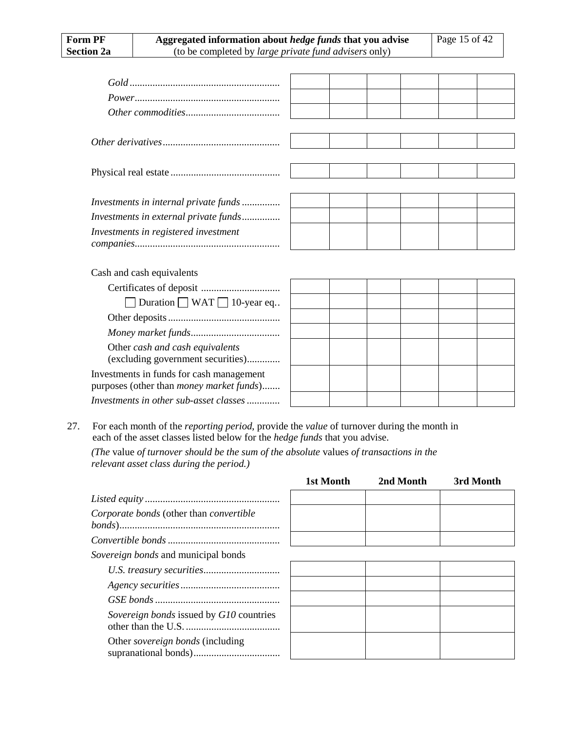| | | | | | | |
|---|---|---|---|---|---|---|
| *Gold* | | | | | | |
| *Power* | | | | | | |
| *Other commodities* | | | | | | |
| *Other derivatives* | | | | | | |
| Physical real estate | | | | | | |
| *Investments in internal private funds* | | | | | | |
| *Investments in external private funds* | | | | | | |
| *Investments in registered investment companies* | | | | | | |
| Cash and cash equivalents | | | | | | |
| Certificates of deposit | | | | | | |
| ☐ Duration ☐ WAT ☐ 10-year eq. | | | | | | |
| Other deposits | | | | | | |
| *Money market funds* | | | | | | |
| Other *cash and cash equivalents* (excluding government securities) | | | | | | |
| Investments in funds for cash management purposes (other than *money market funds*) | | | | | | |
| *Investments in other sub-asset classes* | | | | | | |

27. For each month of the *reporting period*, provide the *value* of turnover during the month in each of the asset classes listed below for the *hedge funds* that you advise.

*(The* value *of turnover should be the sum of the absolute* values *of transactions in the relevant asset class during the period.)*

| | 1st Month | 2nd Month | 3rd Month |
|---|---|---|---|
| *Listed equity* | | | |
| *Corporate bonds* (other than *convertible bonds*) | | | |
| *Convertible bonds* | | | |
| *Sovereign bonds* and municipal bonds | | | |
| *U.S. treasury securities* | | | |
| *Agency securities* | | | |
| *GSE bonds* | | | |
| *Sovereign bonds* issued by *G10* countries other than the U.S. | | | |
| Other *sovereign bonds* (including supranational bonds) | | | |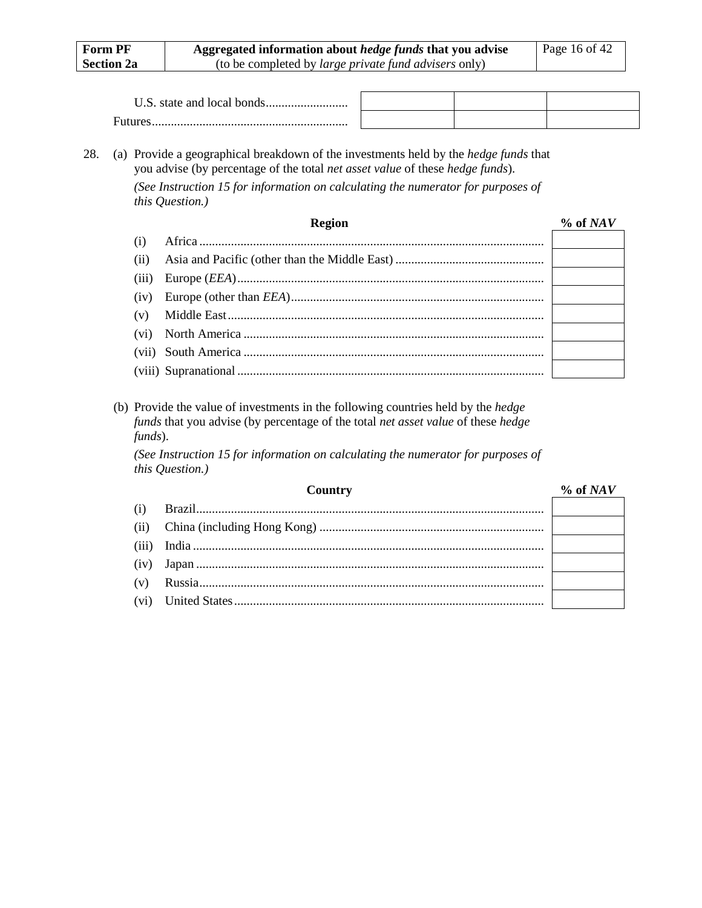| | | | |
|---|---|---|---|
| U.S. state and local bonds | | | |
| Futures | | | |

28. (a) Provide a geographical breakdown of the investments held by the *hedge funds* that you advise (by percentage of the total *net asset value* of these *hedge funds*).

*(See Instruction 15 for information on calculating the numerator for purposes of this Question.)*

| | **Region** | **% of *NAV*** |
|---|---|---|
| (i) | Africa | |
| (ii) | Asia and Pacific (other than the Middle East) | |
| (iii) | Europe (*EEA*) | |
| (iv) | Europe (other than *EEA*) | |
| (v) | Middle East | |
| (vi) | North America | |
| (vii) | South America | |
| (viii) | Supranational | |

(b) Provide the value of investments in the following countries held by the *hedge funds* that you advise (by percentage of the total *net asset value* of these *hedge funds*).

*(See Instruction 15 for information on calculating the numerator for purposes of this Question.)*

| | **Country** | **% of *NAV*** |
|---|---|---|
| (i) | Brazil | |
| (ii) | China (including Hong Kong) | |
| (iii) | India | |
| (iv) | Japan | |
| (v) | Russia | |
| (vi) | United States | |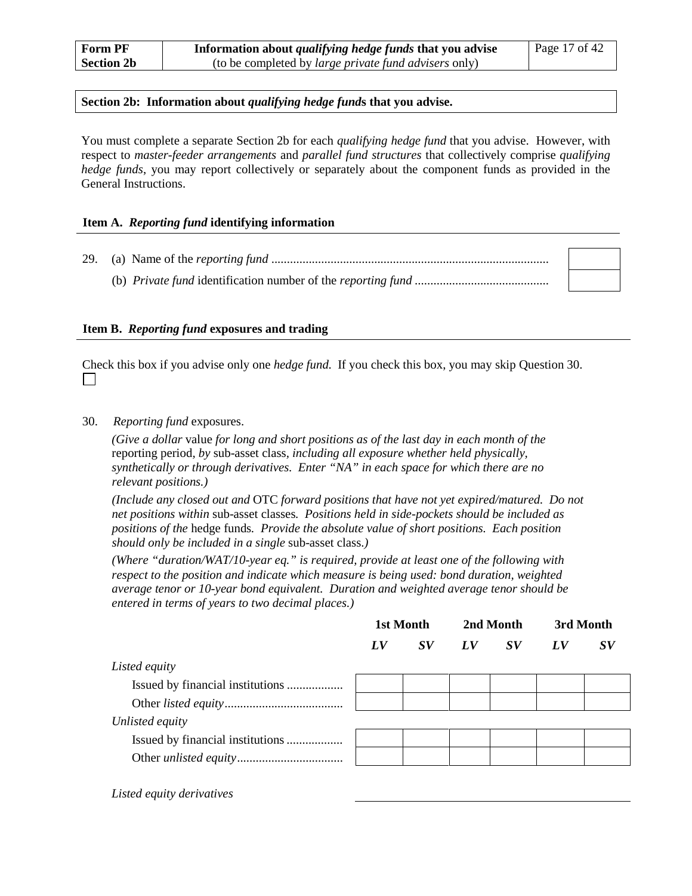| Form PF Section 2b | Information about *qualifying hedge funds* that you advise (to be completed by *large private fund advisers* only) |
|---|---|

**Section 2b: Information about *qualifying hedge funds* that you advise.**

You must complete a separate Section 2b for each *qualifying hedge fund* that you advise. However, with respect to *master-feeder arrangements* and *parallel fund structures* that collectively comprise *qualifying hedge funds*, you may report collectively or separately about the component funds as provided in the General Instructions.

### Item A. *Reporting fund* identifying information

29. (a) Name of the *reporting fund* ........................................................................................ [ ]

    (b) *Private fund* identification number of the *reporting fund* .......................................... [ ]

### Item B. *Reporting fund* exposures and trading

Check this box if you advise only one *hedge fund*. If you check this box, you may skip Question 30.
☐

30. *Reporting fund* exposures.

    *(Give a dollar* value *for long and short positions as of the last day in each month of the* reporting period*, by* sub-asset class*, including all exposure whether held physically, synthetically or through derivatives. Enter "NA" in each space for which there are no relevant positions.)*

    *(Include any closed out and* OTC *forward positions that have not yet expired/matured. Do not net positions within* sub-asset classes*. Positions held in side-pockets should be included as positions of the* hedge funds*. Provide the absolute value of short positions. Each position should only be included in a single* sub-asset class*.)*

    *(Where "duration/WAT/10-year eq." is required, provide at least one of the following with respect to the position and indicate which measure is being used: bond duration, weighted average tenor or 10-year bond equivalent. Duration and weighted average tenor should be entered in terms of years to two decimal places.)*

| | 1st Month | | 2nd Month | | 3rd Month | |
|---|---|---|---|---|---|---|
| | ***LV*** | ***SV*** | ***LV*** | ***SV*** | ***LV*** | ***SV*** |
| *Listed equity* | | | | | | |
| Issued by financial institutions .................. | | | | | | |
| Other *listed equity*...................................... | | | | | | |
| *Unlisted equity* | | | | | | |
| Issued by financial institutions .................. | | | | | | |
| Other *unlisted equity*.................................. | | | | | | |
| *Listed equity derivatives* | | | | | | |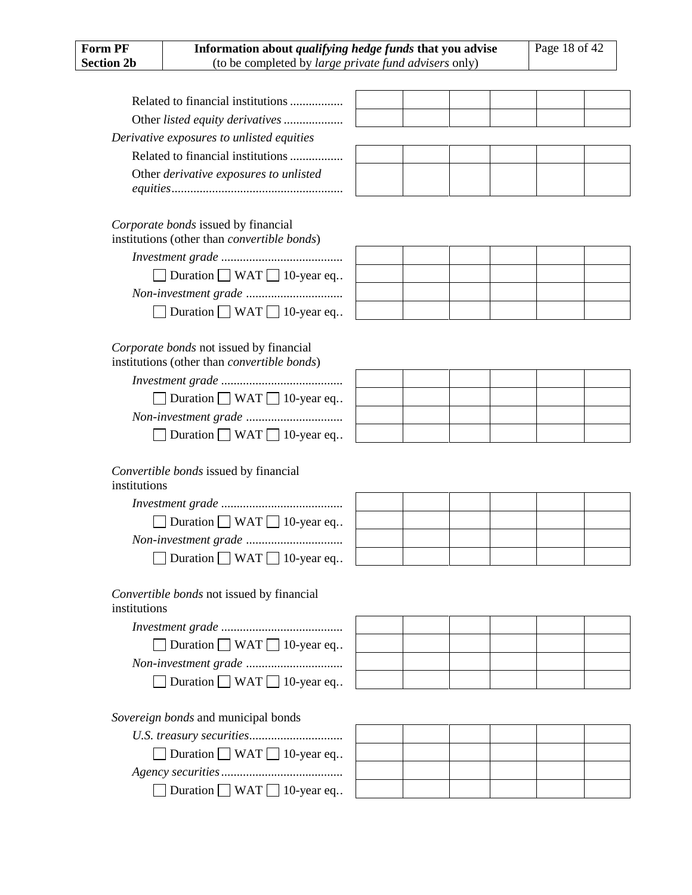| | | | | | | |
|---|---|---|---|---|---|---|
| Related to financial institutions ................. | | | | | | |
| Other *listed equity derivatives* ................... | | | | | | |
| *Derivative exposures to unlisted equities* | | | | | | |
| Related to financial institutions ................. | | | | | | |
| Other *derivative exposures to unlisted equities*....................................................... | | | | | | |
| *Corporate bonds* issued by financial institutions (other than *convertible bonds*) | | | | | | |
| *Investment grade* ....................................... | | | | | | |
| ☐ Duration ☐ WAT ☐ 10-year eq.. | | | | | | |
| *Non-investment grade* ............................... | | | | | | |
| ☐ Duration ☐ WAT ☐ 10-year eq.. | | | | | | |
| *Corporate bonds* not issued by financial institutions (other than *convertible bonds*) | | | | | | |
| *Investment grade* ....................................... | | | | | | |
| ☐ Duration ☐ WAT ☐ 10-year eq.. | | | | | | |
| *Non-investment grade* ............................... | | | | | | |
| ☐ Duration ☐ WAT ☐ 10-year eq.. | | | | | | |
| *Convertible bonds* issued by financial institutions | | | | | | |
| *Investment grade* ....................................... | | | | | | |
| ☐ Duration ☐ WAT ☐ 10-year eq.. | | | | | | |
| *Non-investment grade* ............................... | | | | | | |
| ☐ Duration ☐ WAT ☐ 10-year eq.. | | | | | | |
| *Convertible bonds* not issued by financial institutions | | | | | | |
| *Investment grade* ....................................... | | | | | | |
| ☐ Duration ☐ WAT ☐ 10-year eq.. | | | | | | |
| *Non-investment grade* ............................... | | | | | | |
| ☐ Duration ☐ WAT ☐ 10-year eq.. | | | | | | |
| *Sovereign bonds* and municipal bonds | | | | | | |
| *U.S. treasury securities*.............................. | | | | | | |
| ☐ Duration ☐ WAT ☐ 10-year eq.. | | | | | | |
| *Agency securities*....................................... | | | | | | |
| ☐ Duration ☐ WAT ☐ 10-year eq.. | | | | | | |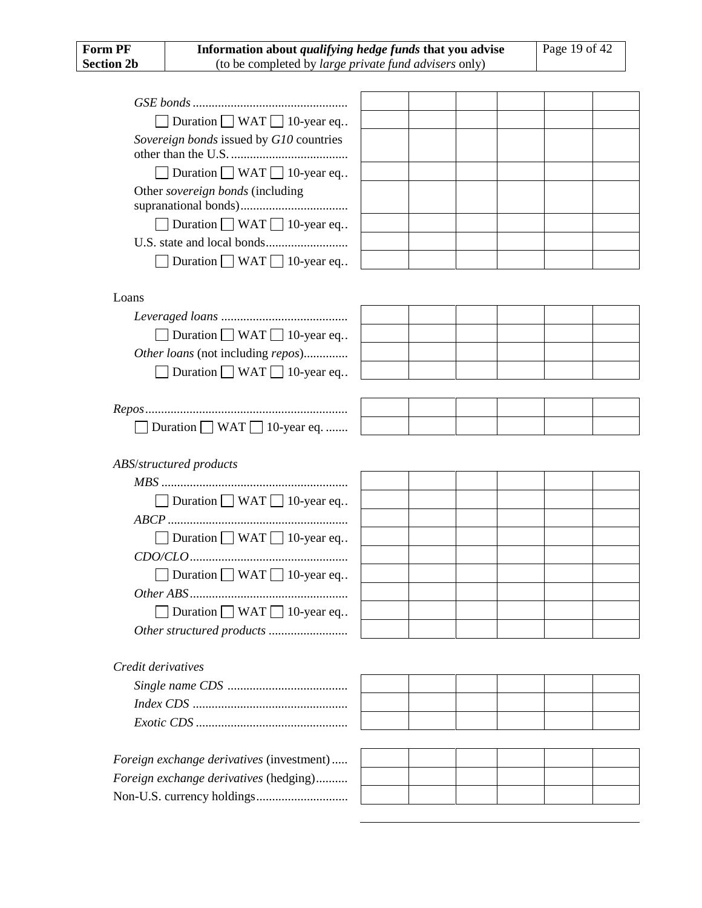| | | | | | | |
|---|---|---|---|---|---|---|
| *GSE bonds* | | | | | | |
| ☐ Duration ☐ WAT ☐ 10-year eq. | | | | | | |
| *Sovereign bonds* issued by *G10* countries other than the U.S. | | | | | | |
| ☐ Duration ☐ WAT ☐ 10-year eq. | | | | | | |
| Other *sovereign bonds* (including supranational bonds) | | | | | | |
| ☐ Duration ☐ WAT ☐ 10-year eq. | | | | | | |
| U.S. state and local bonds | | | | | | |
| ☐ Duration ☐ WAT ☐ 10-year eq. | | | | | | |

Loans

| | | | | | | |
|---|---|---|---|---|---|---|
| *Leveraged loans* | | | | | | |
| ☐ Duration ☐ WAT ☐ 10-year eq. | | | | | | |
| *Other loans* (not including *repos*) | | | | | | |
| ☐ Duration ☐ WAT ☐ 10-year eq. | | | | | | |

| | | | | | | |
|---|---|---|---|---|---|---|
| *Repos* | | | | | | |
| ☐ Duration ☐ WAT ☐ 10-year eq. | | | | | | |

*ABS*/*structured products*

| | | | | | | |
|---|---|---|---|---|---|---|
| *MBS* | | | | | | |
| ☐ Duration ☐ WAT ☐ 10-year eq. | | | | | | |
| *ABCP* | | | | | | |
| ☐ Duration ☐ WAT ☐ 10-year eq. | | | | | | |
| *CDO/CLO* | | | | | | |
| ☐ Duration ☐ WAT ☐ 10-year eq. | | | | | | |
| *Other ABS* | | | | | | |
| ☐ Duration ☐ WAT ☐ 10-year eq. | | | | | | |
| *Other structured products* | | | | | | |

*Credit derivatives*

| | | | | | | |
|---|---|---|---|---|---|---|
| *Single name CDS* | | | | | | |
| *Index CDS* | | | | | | |
| *Exotic CDS* | | | | | | |

| | | | | | | |
|---|---|---|---|---|---|---|
| *Foreign exchange derivatives* (investment) | | | | | | |
| *Foreign exchange derivatives* (hedging) | | | | | | |
| Non-U.S. currency holdings | | | | | | |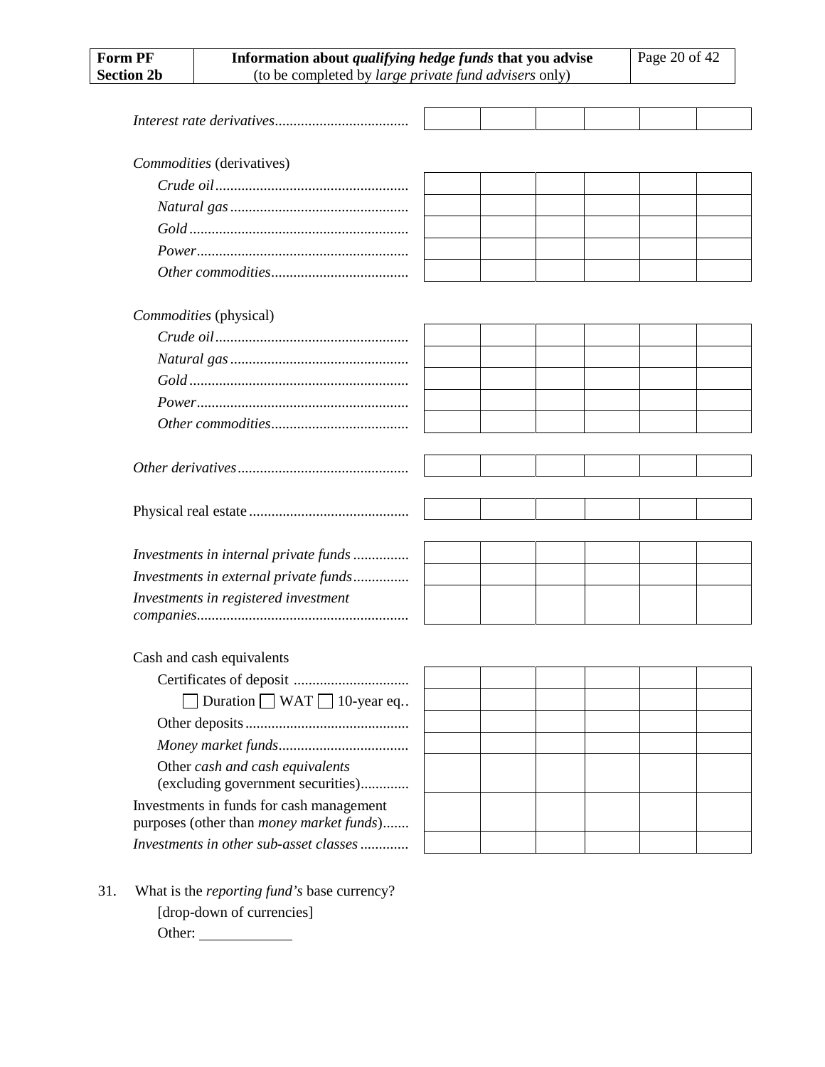| | | | | | | |
|---|---|---|---|---|---|---|
| *Interest rate derivatives* | | | | | | |
| *Commodities* (derivatives) | | | | | | |
| *Crude oil* | | | | | | |
| *Natural gas* | | | | | | |
| *Gold* | | | | | | |
| *Power* | | | | | | |
| *Other commodities* | | | | | | |
| *Commodities* (physical) | | | | | | |
| *Crude oil* | | | | | | |
| *Natural gas* | | | | | | |
| *Gold* | | | | | | |
| *Power* | | | | | | |
| *Other commodities* | | | | | | |
| *Other derivatives* | | | | | | |
| Physical real estate | | | | | | |
| *Investments in internal private funds* | | | | | | |
| *Investments in external private funds* | | | | | | |
| *Investments in registered investment companies* | | | | | | |
| Cash and cash equivalents | | | | | | |
| Certificates of deposit | | | | | | |
| ☐ Duration ☐ WAT ☐ 10-year eq. | | | | | | |
| Other deposits | | | | | | |
| *Money market funds* | | | | | | |
| Other *cash and cash equivalents* (excluding government securities) | | | | | | |
| Investments in funds for cash management purposes (other than *money market funds*) | | | | | | |
| *Investments in other sub-asset classes* | | | | | | |

31. What is the *reporting fund's* base currency?

    [drop-down of currencies]

    Other: ____________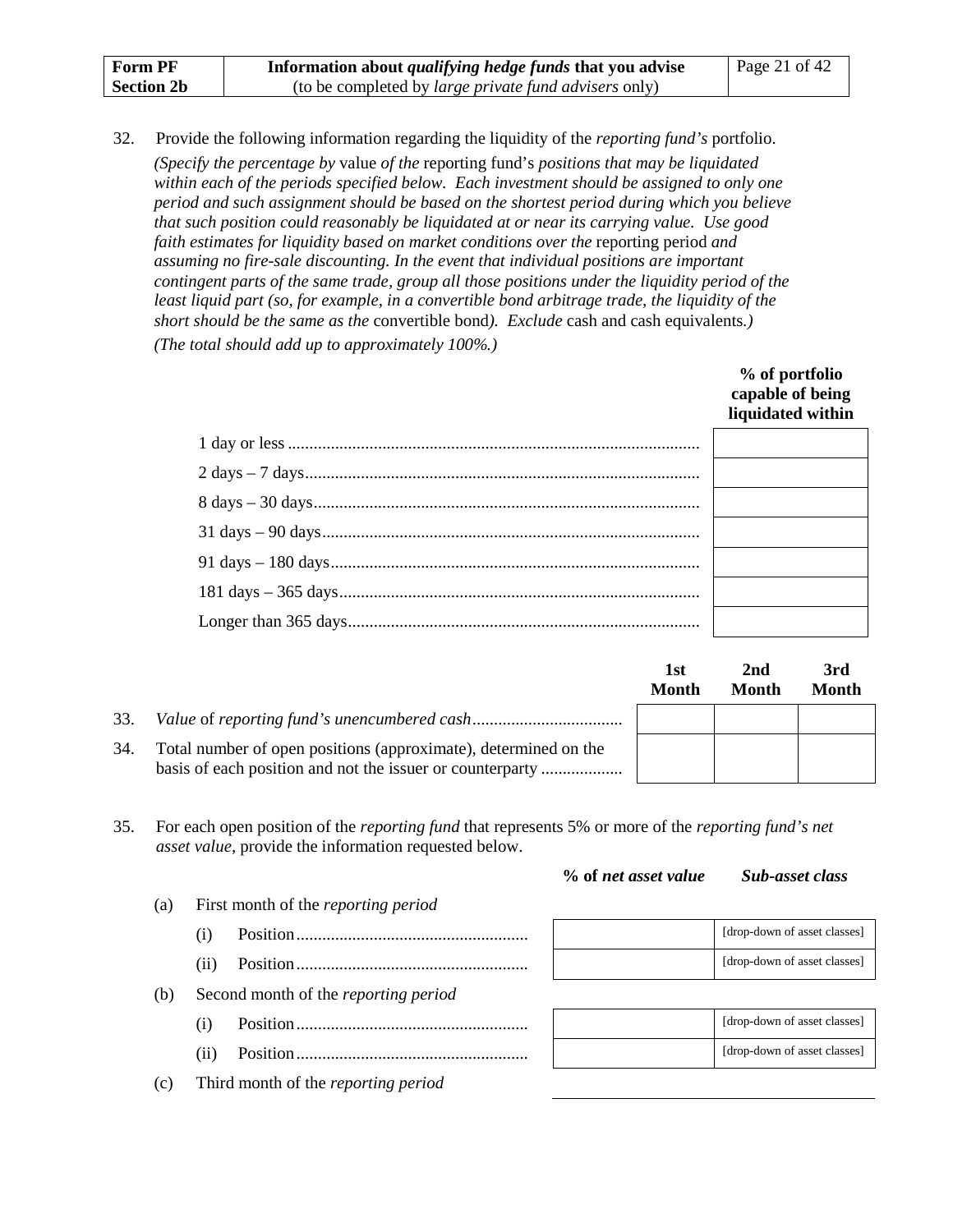| Form PF Section 2b | Information about *qualifying hedge funds* that you advise (to be completed by *large private fund advisers* only) |
|---|---|

32. Provide the following information regarding the liquidity of the *reporting fund's* portfolio.

*(Specify the percentage by* value *of the* reporting fund's *positions that may be liquidated within each of the periods specified below. Each investment should be assigned to only one period and such assignment should be based on the shortest period during which you believe that such position could reasonably be liquidated at or near its carrying value. Use good faith estimates for liquidity based on market conditions over the* reporting period *and assuming no fire-sale discounting. In the event that individual positions are important contingent parts of the same trade, group all those positions under the liquidity period of the least liquid part (so, for example, in a convertible bond arbitrage trade, the liquidity of the short should be the same as the* convertible bond*). Exclude* cash and cash equivalents*.)*

*(The total should add up to approximately 100%.)*

| | % of portfolio capable of being liquidated within |
|---|---|
| 1 day or less | |
| 2 days – 7 days | |
| 8 days – 30 days | |
| 31 days – 90 days | |
| 91 days – 180 days | |
| 181 days – 365 days | |
| Longer than 365 days | |

| | | 1st Month | 2nd Month | 3rd Month |
|---|---|---|---|---|
| 33. | *Value* of *reporting fund's unencumbered cash* | | | |
| 34. | Total number of open positions (approximate), determined on the basis of each position and not the issuer or counterparty | | | |

35. For each open position of the *reporting fund* that represents 5% or more of the *reporting fund's net asset value*, provide the information requested below.

| | % of *net asset value* | *Sub-asset class* |
|---|---|---|
| (a) First month of the *reporting period* | | |
| (i) Position | | [drop-down of asset classes] |
| (ii) Position | | [drop-down of asset classes] |
| (b) Second month of the *reporting period* | | |
| (i) Position | | [drop-down of asset classes] |
| (ii) Position | | [drop-down of asset classes] |
| (c) Third month of the *reporting period* | | |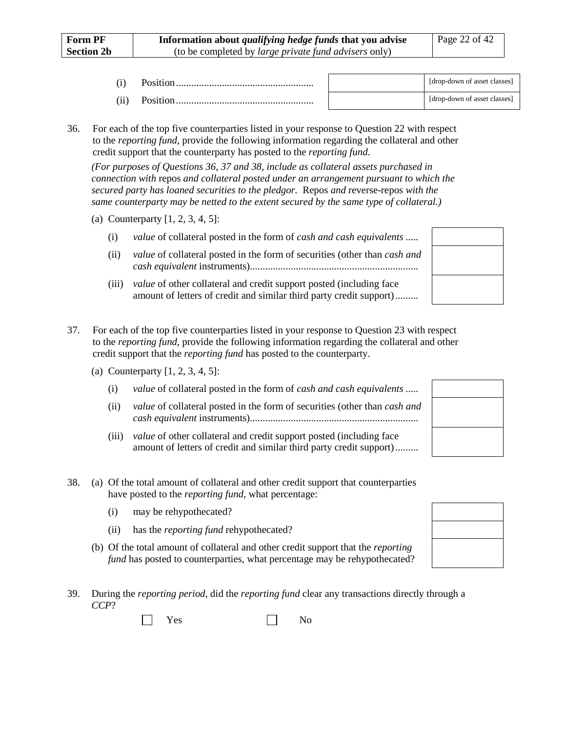| | | |
|---|---|---|
| (i) Position | | [drop-down of asset classes] |
| (ii) Position | | [drop-down of asset classes] |

36. For each of the top five counterparties listed in your response to Question 22 with respect to the *reporting fund*, provide the following information regarding the collateral and other credit support that the counterparty has posted to the *reporting fund*.

*(For purposes of Questions 36, 37 and 38, include as collateral assets purchased in connection with* repos *and collateral posted under an arrangement pursuant to which the secured party has loaned securities to the pledgor.* Repos *and* reverse-repos *with the same counterparty may be netted to the extent secured by the same type of collateral.)*

(a) Counterparty [1, 2, 3, 4, 5]:

| | |
|---|---|
| (i) *value* of collateral posted in the form of *cash and cash equivalents* | |
| (ii) *value* of collateral posted in the form of securities (other than *cash and cash equivalent* instruments) | |
| (iii) *value* of other collateral and credit support posted (including face amount of letters of credit and similar third party credit support) | |

37. For each of the top five counterparties listed in your response to Question 23 with respect to the *reporting fund*, provide the following information regarding the collateral and other credit support that the *reporting fund* has posted to the counterparty.

(a) Counterparty [1, 2, 3, 4, 5]:

| | |
|---|---|
| (i) *value* of collateral posted in the form of *cash and cash equivalents* | |
| (ii) *value* of collateral posted in the form of securities (other than *cash and cash equivalent* instruments) | |
| (iii) *value* of other collateral and credit support posted (including face amount of letters of credit and similar third party credit support) | |

38. (a) Of the total amount of collateral and other credit support that counterparties have posted to the *reporting fund*, what percentage:

| | |
|---|---|
| (i) may be rehypothecated? | |
| (ii) has the *reporting fund* rehypothecated? | |
| (b) Of the total amount of collateral and other credit support that the *reporting fund* has posted to counterparties, what percentage may be rehypothecated? | |

39. During the *reporting period*, did the *reporting fund* clear any transactions directly through a *CCP*?

☐ Yes ☐ No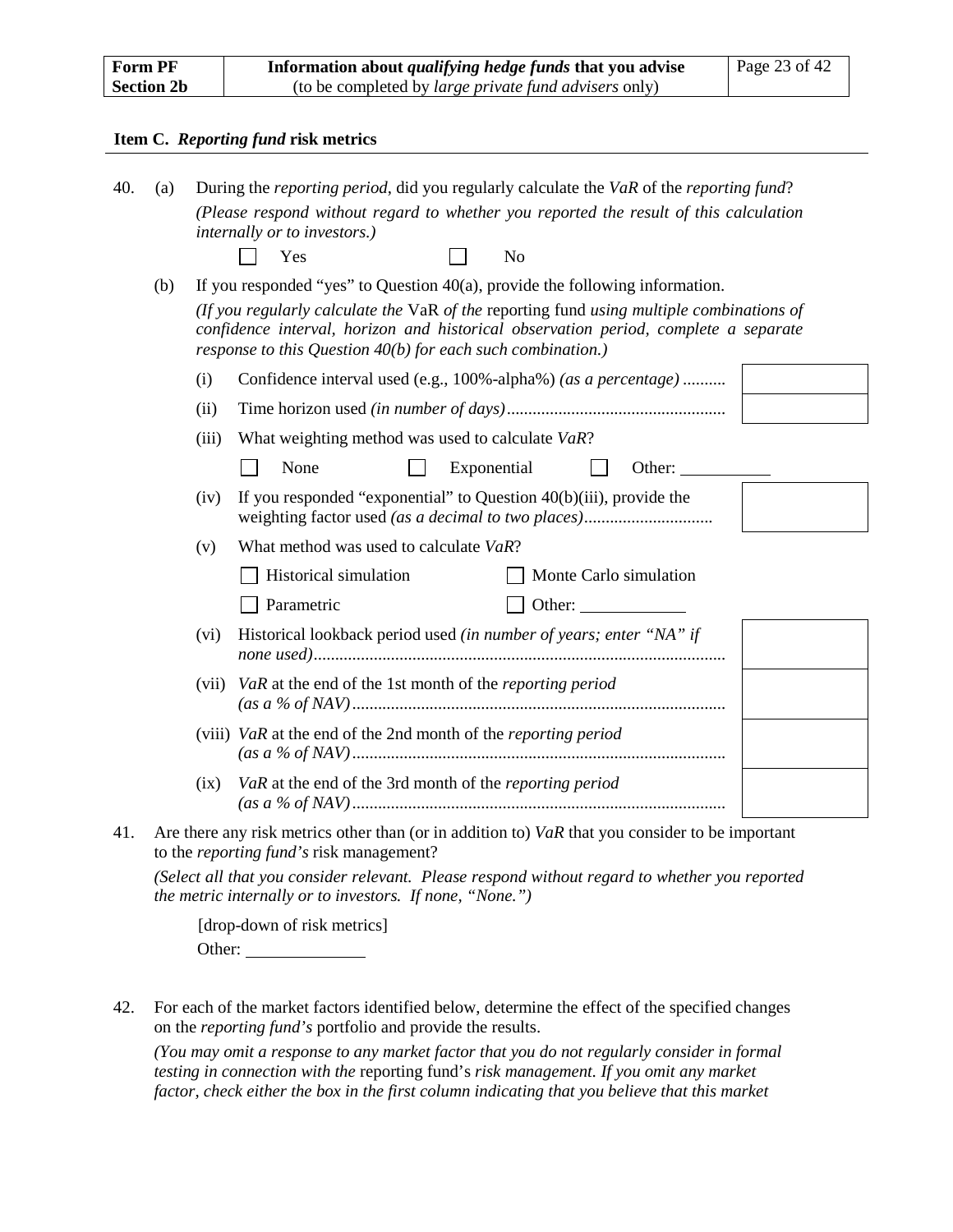| **Form PF Section 2b** | **Information about *qualifying hedge funds* that you advise** (to be completed by *large private fund advisers* only) |
|---|---|

### Item C. *Reporting fund* risk metrics

40. (a) During the *reporting period*, did you regularly calculate the *VaR* of the *reporting fund*?

*(Please respond without regard to whether you reported the result of this calculation internally or to investors.)*

☐ Yes ☐ No

(b) If you responded "yes" to Question 40(a), provide the following information.

*(If you regularly calculate the* VaR *of the* reporting fund *using multiple combinations of confidence interval, horizon and historical observation period, complete a separate response to this Question 40(b) for each such combination.)*

(i) Confidence interval used (e.g., 100%-alpha%) *(as a percentage)* .......... ☐

(ii) Time horizon used *(in number of days)*.................................................. ☐

(iii) What weighting method was used to calculate *VaR*?

☐ None ☐ Exponential ☐ Other: ___________

(iv) If you responded "exponential" to Question 40(b)(iii), provide the weighting factor used *(as a decimal to two places)*............................. ☐

(v) What method was used to calculate *VaR*?

☐ Historical simulation ☐ Monte Carlo simulation

☐ Parametric ☐ Other: ____________

(vi) Historical lookback period used *(in number of years; enter "NA" if none used)*............................................................................................... ☐

(vii) *VaR* at the end of the 1st month of the *reporting period* *(as a % of NAV)*...................................................................................... ☐

(viii) *VaR* at the end of the 2nd month of the *reporting period* *(as a % of NAV)*...................................................................................... ☐

(ix) *VaR* at the end of the 3rd month of the *reporting period* *(as a % of NAV)*...................................................................................... ☐

41. Are there any risk metrics other than (or in addition to) *VaR* that you consider to be important to the *reporting fund's* risk management?

*(Select all that you consider relevant. Please respond without regard to whether you reported the metric internally or to investors. If none, "None.")*

[drop-down of risk metrics]

Other: ______________

42. For each of the market factors identified below, determine the effect of the specified changes on the *reporting fund's* portfolio and provide the results.

*(You may omit a response to any market factor that you do not regularly consider in formal testing in connection with the* reporting fund's *risk management. If you omit any market factor, check either the box in the first column indicating that you believe that this market*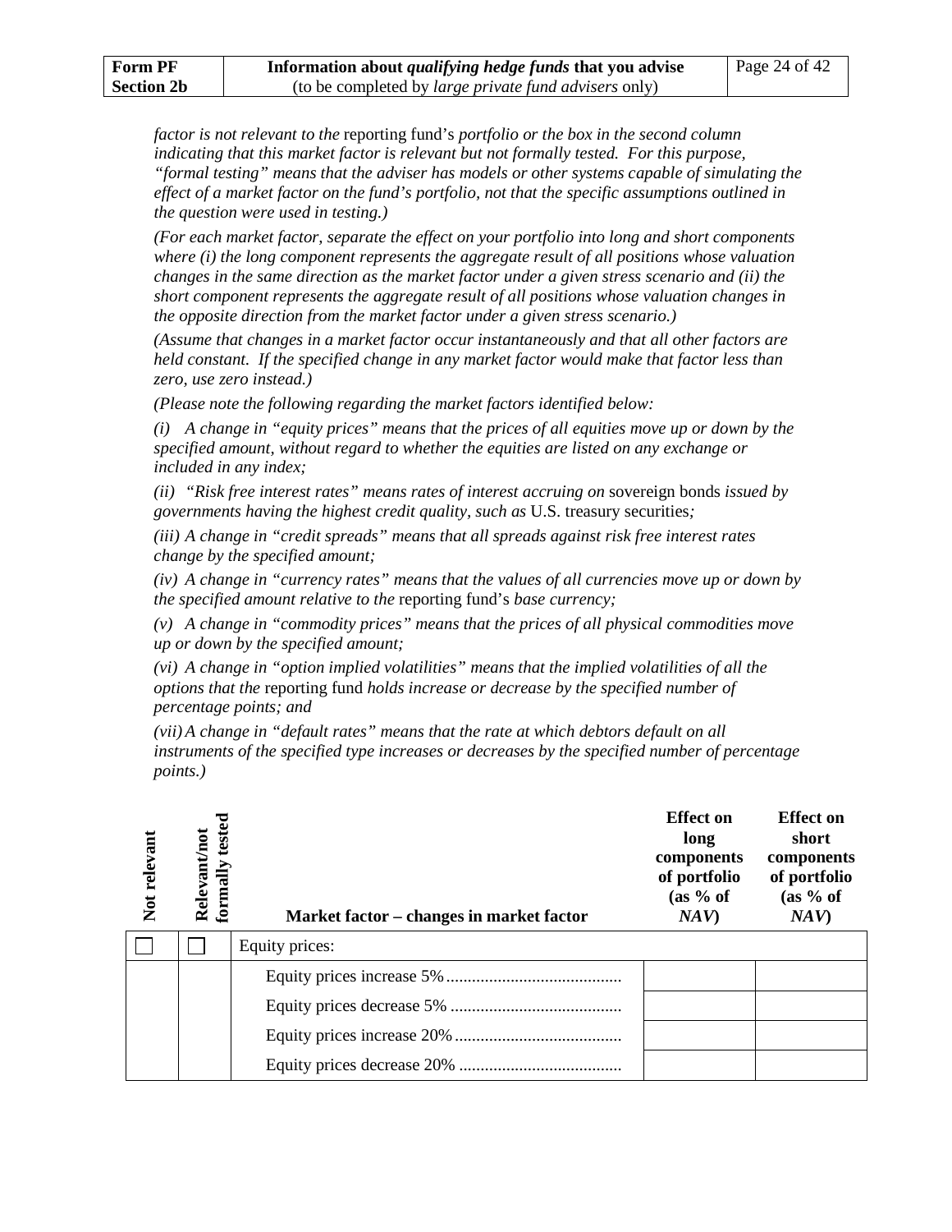*factor is not relevant to the* reporting fund's *portfolio or the box in the second column indicating that this market factor is relevant but not formally tested. For this purpose, "formal testing" means that the adviser has models or other systems capable of simulating the effect of a market factor on the fund's portfolio, not that the specific assumptions outlined in the question were used in testing.)*

*(For each market factor, separate the effect on your portfolio into long and short components where (i) the long component represents the aggregate result of all positions whose valuation changes in the same direction as the market factor under a given stress scenario and (ii) the short component represents the aggregate result of all positions whose valuation changes in the opposite direction from the market factor under a given stress scenario.)*

*(Assume that changes in a market factor occur instantaneously and that all other factors are held constant. If the specified change in any market factor would make that factor less than zero, use zero instead.)*

*(Please note the following regarding the market factors identified below:*

*(i) A change in "equity prices" means that the prices of all equities move up or down by the specified amount, without regard to whether the equities are listed on any exchange or included in any index;*

*(ii) "Risk free interest rates" means rates of interest accruing on* sovereign bonds *issued by governments having the highest credit quality, such as* U.S. treasury securities*;*

*(iii) A change in "credit spreads" means that all spreads against risk free interest rates change by the specified amount;*

*(iv) A change in "currency rates" means that the values of all currencies move up or down by the specified amount relative to the* reporting fund's *base currency;*

*(v) A change in "commodity prices" means that the prices of all physical commodities move up or down by the specified amount;*

*(vi) A change in "option implied volatilities" means that the implied volatilities of all the options that the* reporting fund *holds increase or decrease by the specified number of percentage points; and*

*(vii) A change in "default rates" means that the rate at which debtors default on all instruments of the specified type increases or decreases by the specified number of percentage points.)*

| Not relevant | Relevant/not formally tested | Market factor – changes in market factor | Effect on long components of portfolio (as % of *NAV*) | Effect on short components of portfolio (as % of *NAV*) |
|---|---|---|---|---|
| ☐ | ☐ | Equity prices: | | |
| | | Equity prices increase 5% | | |
| | | Equity prices decrease 5% | | |
| | | Equity prices increase 20% | | |
| | | Equity prices decrease 20% | | |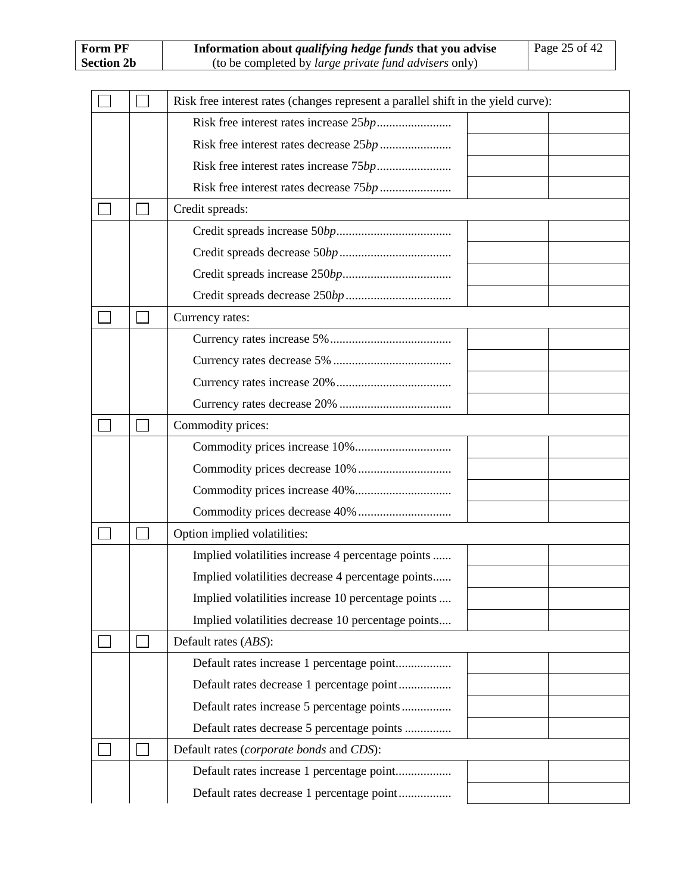| ☐ | ☐ | Risk free interest rates (changes represent a parallel shift in the yield curve): | | |
|---|---|---|---|---|
| | | Risk free interest rates increase 25*bp* | | |
| | | Risk free interest rates decrease 25*bp* | | |
| | | Risk free interest rates increase 75*bp* | | |
| | | Risk free interest rates decrease 75*bp* | | |
| ☐ | ☐ | Credit spreads: | | |
| | | Credit spreads increase 50*bp* | | |
| | | Credit spreads decrease 50*bp* | | |
| | | Credit spreads increase 250*bp* | | |
| | | Credit spreads decrease 250*bp* | | |
| ☐ | ☐ | Currency rates: | | |
| | | Currency rates increase 5% | | |
| | | Currency rates decrease 5% | | |
| | | Currency rates increase 20% | | |
| | | Currency rates decrease 20% | | |
| ☐ | ☐ | Commodity prices: | | |
| | | Commodity prices increase 10% | | |
| | | Commodity prices decrease 10% | | |
| | | Commodity prices increase 40% | | |
| | | Commodity prices decrease 40% | | |
| ☐ | ☐ | Option implied volatilities: | | |
| | | Implied volatilities increase 4 percentage points | | |
| | | Implied volatilities decrease 4 percentage points | | |
| | | Implied volatilities increase 10 percentage points | | |
| | | Implied volatilities decrease 10 percentage points | | |
| ☐ | ☐ | Default rates (*ABS*): | | |
| | | Default rates increase 1 percentage point | | |
| | | Default rates decrease 1 percentage point | | |
| | | Default rates increase 5 percentage points | | |
| | | Default rates decrease 5 percentage points | | |
| ☐ | ☐ | Default rates (*corporate bonds* and *CDS*): | | |
| | | Default rates increase 1 percentage point | | |
| | | Default rates decrease 1 percentage point | | |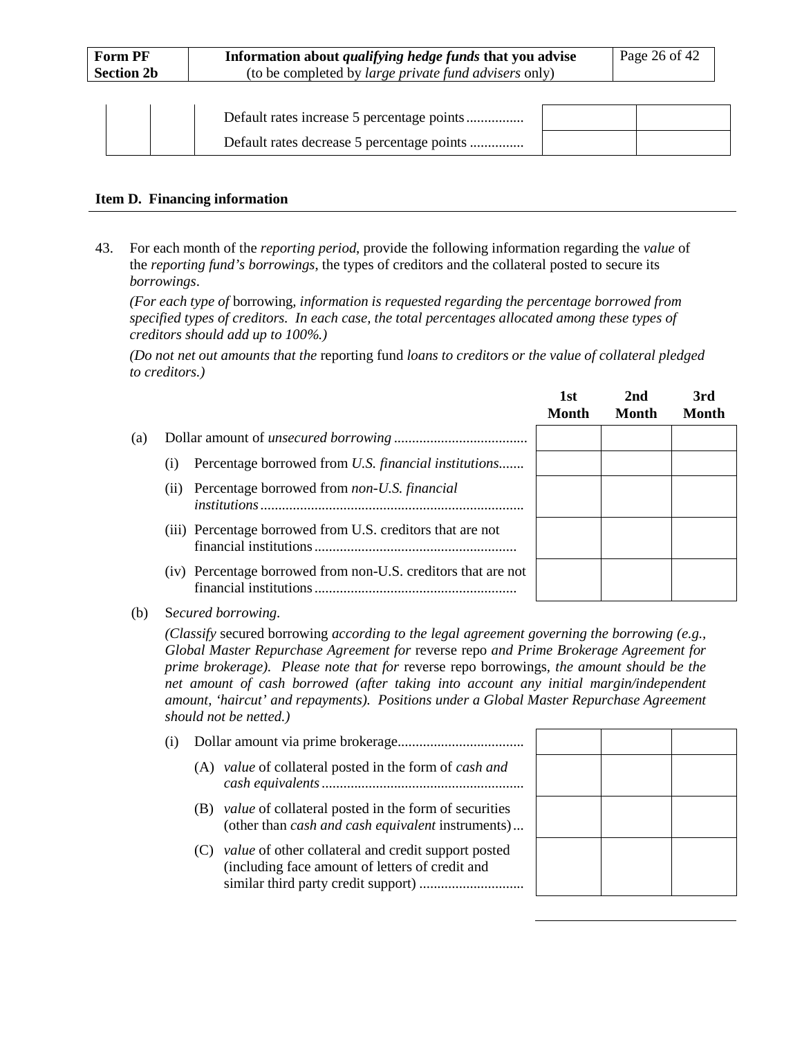| | | | | |
|---|---|---|---|---|
| | | Default rates increase 5 percentage points................ | | |
| | | Default rates decrease 5 percentage points ............... | | |

**Item D. Financing information**

43. For each month of the *reporting period*, provide the following information regarding the *value* of the *reporting fund's borrowings*, the types of creditors and the collateral posted to secure its *borrowings*.

*(For each type of* borrowing*, information is requested regarding the percentage borrowed from specified types of creditors. In each case, the total percentages allocated among these types of creditors should add up to 100%.)*

*(Do not net out amounts that the* reporting fund *loans to creditors or the value of collateral pledged to creditors.)*

| | 1st Month | 2nd Month | 3rd Month |
|---|---|---|---|
| (a) Dollar amount of *unsecured borrowing* .................................... | | | |
| (i) Percentage borrowed from *U.S. financial institutions*....... | | | |
| (ii) Percentage borrowed from *non-U.S. financial institutions*........................................................................ | | | |
| (iii) Percentage borrowed from U.S. creditors that are not financial institutions........................................................ | | | |
| (iv) Percentage borrowed from non-U.S. creditors that are not financial institutions........................................................ | | | |

(b) S*ecured borrowing*.

*(Classify* secured borrowing *according to the legal agreement governing the borrowing (e.g., Global Master Repurchase Agreement for* reverse repo *and Prime Brokerage Agreement for prime brokerage). Please note that for* reverse repo borrowings*, the amount should be the net amount of cash borrowed (after taking into account any initial margin/independent amount, 'haircut' and repayments). Positions under a Global Master Repurchase Agreement should not be netted.)*

| | 1st Month | 2nd Month | 3rd Month |
|---|---|---|---|
| (i) Dollar amount via prime brokerage................................... | | | |
| (A) *value* of collateral posted in the form of *cash and cash equivalents*....................................................... | | | |
| (B) *value* of collateral posted in the form of securities (other than *cash and cash equivalent* instruments)... | | | |
| (C) *value* of other collateral and credit support posted (including face amount of letters of credit and similar third party credit support) ............................ | | | |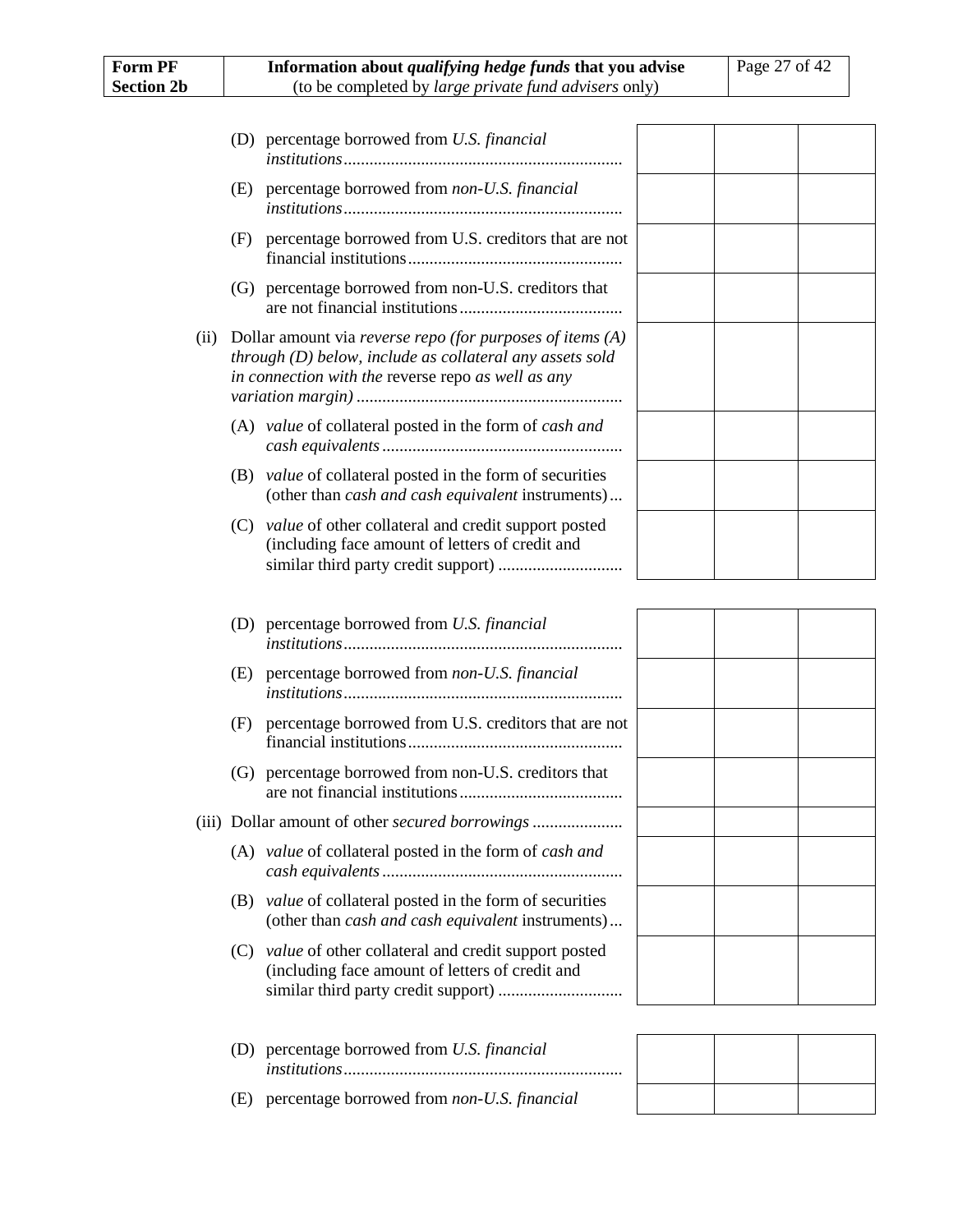| | | | |
|---|---|---|---|
| (D) percentage borrowed from *U.S. financial institutions* | | | |
| (E) percentage borrowed from *non-U.S. financial institutions* | | | |
| (F) percentage borrowed from U.S. creditors that are not financial institutions | | | |
| (G) percentage borrowed from non-U.S. creditors that are not financial institutions | | | |
| (ii) Dollar amount via *reverse repo (for purposes of items (A) through (D) below, include as collateral any assets sold in connection with the* reverse repo *as well as any variation margin)* | | | |
| (A) *value* of collateral posted in the form of *cash and cash equivalents* | | | |
| (B) *value* of collateral posted in the form of securities (other than *cash and cash equivalent* instruments) | | | |
| (C) *value* of other collateral and credit support posted (including face amount of letters of credit and similar third party credit support) | | | |

| | | | |
|---|---|---|---|
| (D) percentage borrowed from *U.S. financial institutions* | | | |
| (E) percentage borrowed from *non-U.S. financial institutions* | | | |
| (F) percentage borrowed from U.S. creditors that are not financial institutions | | | |
| (G) percentage borrowed from non-U.S. creditors that are not financial institutions | | | |
| (iii) Dollar amount of other *secured borrowings* | | | |
| (A) *value* of collateral posted in the form of *cash and cash equivalents* | | | |
| (B) *value* of collateral posted in the form of securities (other than *cash and cash equivalent* instruments) | | | |
| (C) *value* of other collateral and credit support posted (including face amount of letters of credit and similar third party credit support) | | | |

| | | | |
|---|---|---|---|
| (D) percentage borrowed from *U.S. financial institutions* | | | |
| (E) percentage borrowed from *non-U.S. financial* | | | |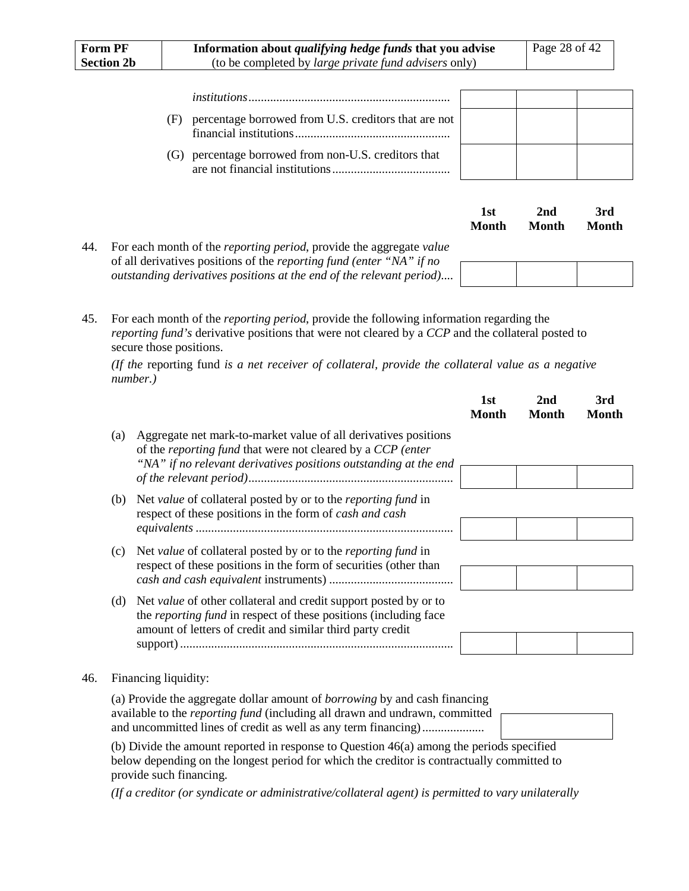*institutions*.................................................................

(F) percentage borrowed from U.S. creditors that are not financial institutions..................................................

(G) percentage borrowed from non-U.S. creditors that are not financial institutions......................................

| | 1st Month | 2nd Month | 3rd Month |
|---|---|---|---|
| *institutions* | | | |
| (F) | | | |
| (G) | | | |

44. For each month of the *reporting period*, provide the aggregate *value* of all derivatives positions of the *reporting fund (enter "NA" if no outstanding derivatives positions at the end of the relevant period)*....

| | 1st Month | 2nd Month | 3rd Month |
|---|---|---|---|
| 44. | | | |

45. For each month of the *reporting period*, provide the following information regarding the *reporting fund's* derivative positions that were not cleared by a *CCP* and the collateral posted to secure those positions.

*(If the* reporting fund *is a net receiver of collateral, provide the collateral value as a negative number.)*

| | 1st Month | 2nd Month | 3rd Month |
|---|---|---|---|
| (a) Aggregate net mark-to-market value of all derivatives positions of the *reporting fund* that were not cleared by a *CCP (enter "NA" if no relevant derivatives positions outstanding at the end of the relevant period)*.................................................................. | | | |
| (b) Net *value* of collateral posted by or to the *reporting fund* in respect of these positions in the form of *cash and cash equivalents* .................................................................................. | | | |
| (c) Net *value* of collateral posted by or to the *reporting fund* in respect of these positions in the form of securities (other than *cash and cash equivalent* instruments) ........................................ | | | |
| (d) Net *value* of other collateral and credit support posted by or to the *reporting fund* in respect of these positions (including face amount of letters of credit and similar third party credit support)....................................................................................... | | | |

46. Financing liquidity:

(a) Provide the aggregate dollar amount of *borrowing* by and cash financing available to the *reporting fund* (including all drawn and undrawn, committed and uncommitted lines of credit as well as any term financing).................... [ ]

(b) Divide the amount reported in response to Question 46(a) among the periods specified below depending on the longest period for which the creditor is contractually committed to provide such financing.

*(If a creditor (or syndicate or administrative/collateral agent) is permitted to vary unilaterally*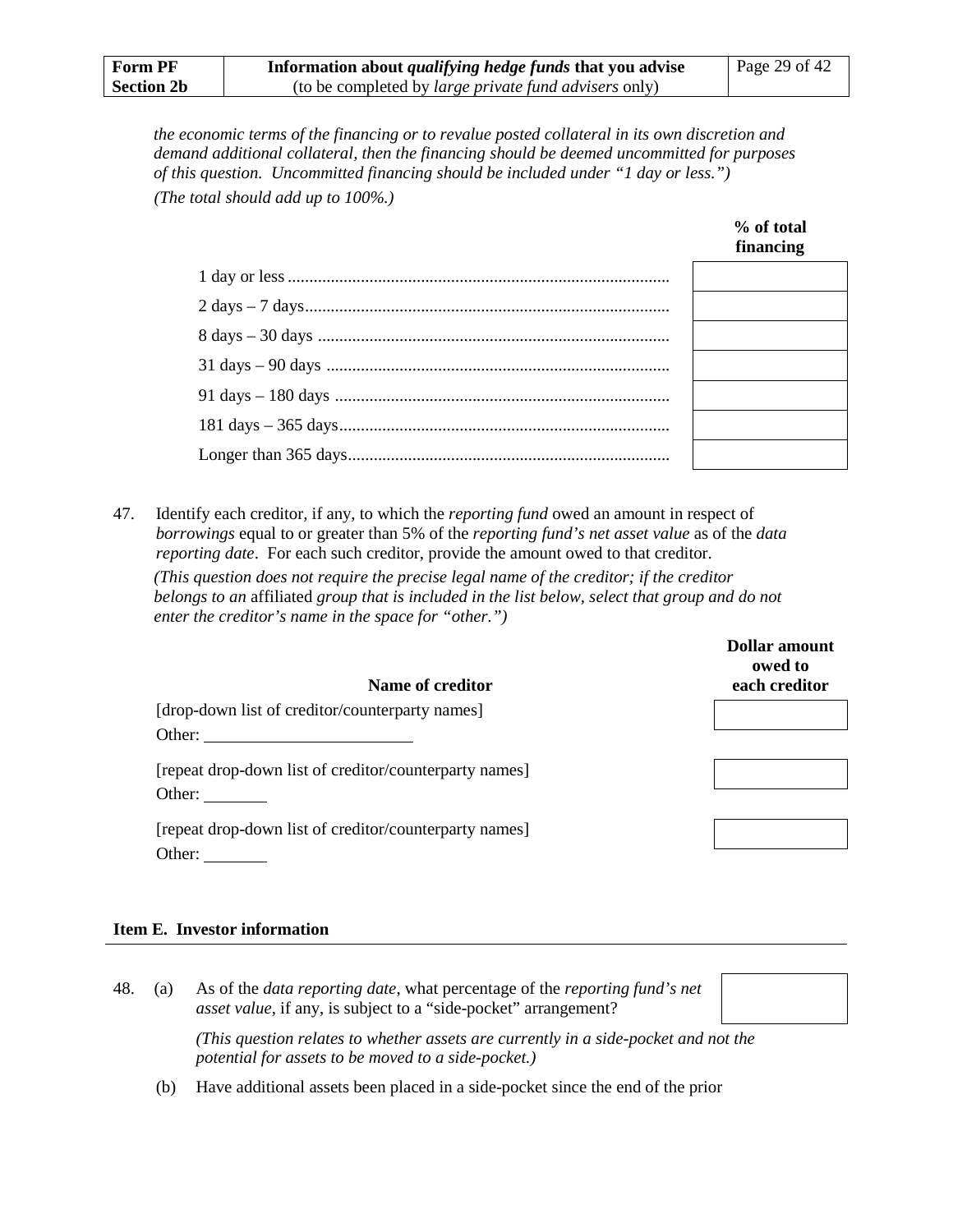*the economic terms of the financing or to revalue posted collateral in its own discretion and demand additional collateral, then the financing should be deemed uncommitted for purposes of this question. Uncommitted financing should be included under "1 day or less.")*

*(The total should add up to 100%.)*

| | **% of total financing** |
|---|---|
| 1 day or less | |
| 2 days – 7 days | |
| 8 days – 30 days | |
| 31 days – 90 days | |
| 91 days – 180 days | |
| 181 days – 365 days | |
| Longer than 365 days | |

47. Identify each creditor, if any, to which the *reporting fund* owed an amount in respect of *borrowings* equal to or greater than 5% of the *reporting fund's net asset value* as of the *data reporting date*. For each such creditor, provide the amount owed to that creditor.

*(This question does not require the precise legal name of the creditor; if the creditor belongs to an* affiliated *group that is included in the list below, select that group and do not enter the creditor's name in the space for "other.")*

| **Name of creditor** | **Dollar amount owed to each creditor** |
|---|---|
| [drop-down list of creditor/counterparty names] Other: ________ | |
| [repeat drop-down list of creditor/counterparty names] Other: ________ | |
| [repeat drop-down list of creditor/counterparty names] Other: ________ | |

## Item E. Investor information

48. (a) As of the *data reporting date*, what percentage of the *reporting fund's net asset value*, if any, is subject to a "side-pocket" arrangement? ________

*(This question relates to whether assets are currently in a side-pocket and not the potential for assets to be moved to a side-pocket.)*

(b) Have additional assets been placed in a side-pocket since the end of the prior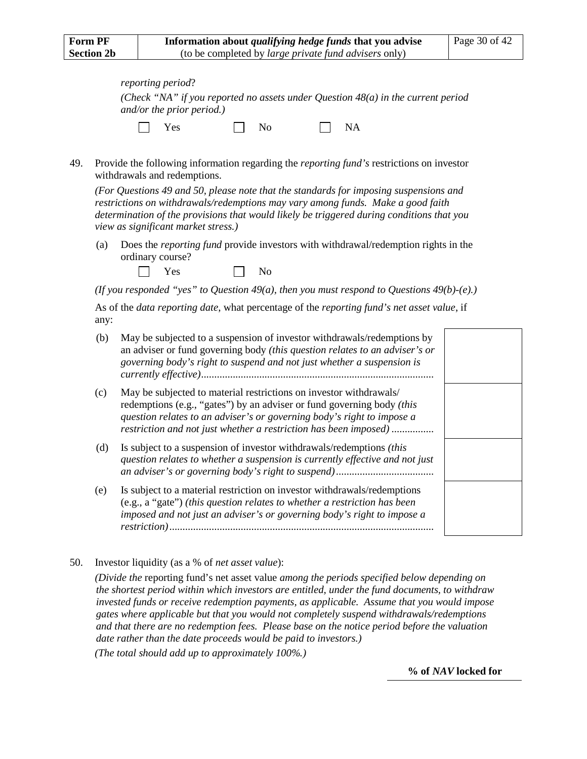*reporting period*?

*(Check "NA" if you reported no assets under Question 48(a) in the current period and/or the prior period.)*

☐ Yes ☐ No ☐ NA

49. Provide the following information regarding the *reporting fund's* restrictions on investor withdrawals and redemptions.

*(For Questions 49 and 50, please note that the standards for imposing suspensions and restrictions on withdrawals/redemptions may vary among funds. Make a good faith determination of the provisions that would likely be triggered during conditions that you view as significant market stress.)*

(a) Does the *reporting fund* provide investors with withdrawal/redemption rights in the ordinary course?

☐ Yes ☐ No

*(If you responded "yes" to Question 49(a), then you must respond to Questions 49(b)-(e).)*

As of the *data reporting date*, what percentage of the *reporting fund's net asset value*, if any:

| | | |
|---|---|---|
| (b) | May be subjected to a suspension of investor withdrawals/redemptions by an adviser or fund governing body *(this question relates to an adviser's or governing body's right to suspend and not just whether a suspension is currently effective)*........................................................................................ | |
| (c) | May be subjected to material restrictions on investor withdrawals/ redemptions (e.g., "gates") by an adviser or fund governing body *(this question relates to an adviser's or governing body's right to impose a restriction and not just whether a restriction has been imposed)* ................ | |
| (d) | Is subject to a suspension of investor withdrawals/redemptions *(this question relates to whether a suspension is currently effective and not just an adviser's or governing body's right to suspend)*..................................... | |
| (e) | Is subject to a material restriction on investor withdrawals/redemptions (e.g., a "gate") *(this question relates to whether a restriction has been imposed and not just an adviser's or governing body's right to impose a restriction)*.................................................................................................... | |

50. Investor liquidity (as a % of *net asset value*):

*(Divide the* reporting fund's net asset value *among the periods specified below depending on the shortest period within which investors are entitled, under the fund documents, to withdraw invested funds or receive redemption payments, as applicable. Assume that you would impose gates where applicable but that you would not completely suspend withdrawals/redemptions and that there are no redemption fees. Please base on the notice period before the valuation date rather than the date proceeds would be paid to investors.)*

*(The total should add up to approximately 100%.)*

**% of *NAV* locked for**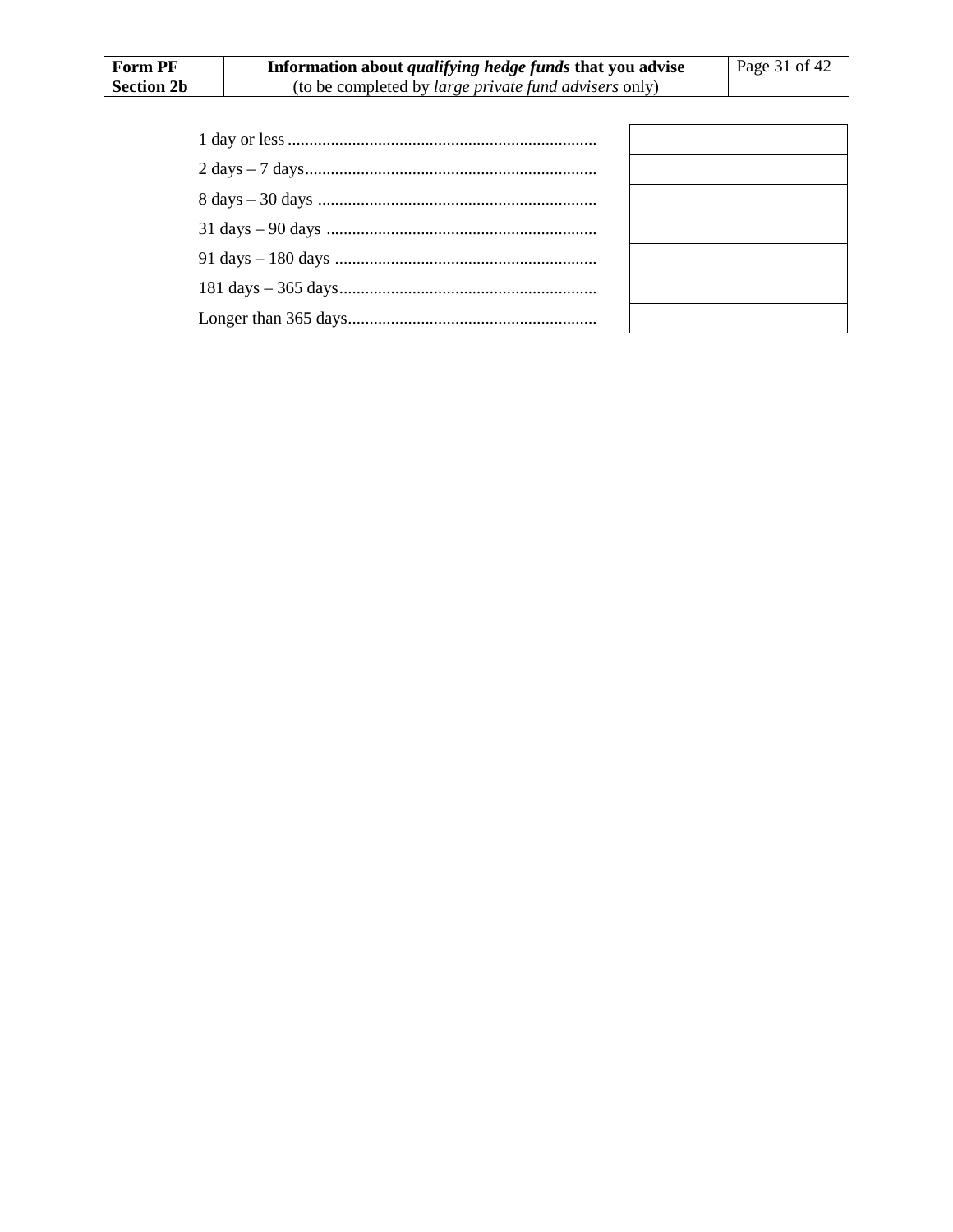| | |
|---|---|
| 1 day or less | |
| 2 days – 7 days | |
| 8 days – 30 days | |
| 31 days – 90 days | |
| 91 days – 180 days | |
| 181 days – 365 days | |
| Longer than 365 days | |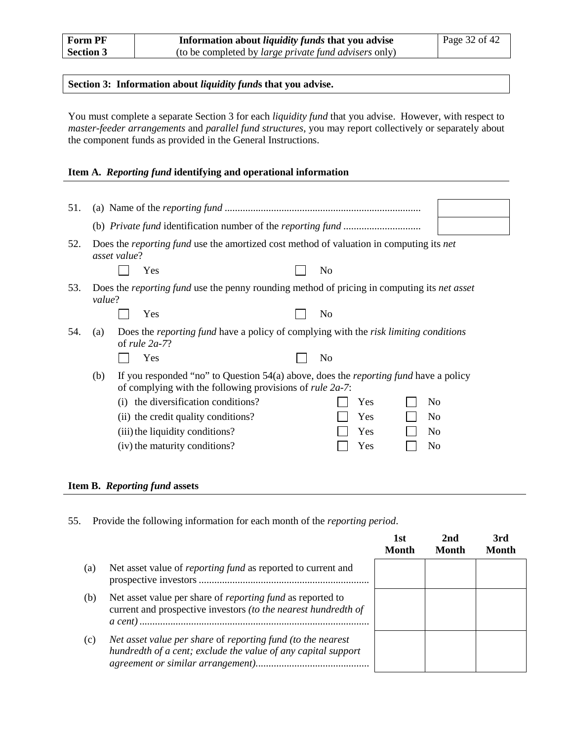**Section 3: Information about *liquidity funds* that you advise.**

You must complete a separate Section 3 for each *liquidity fund* that you advise. However, with respect to *master-feeder arrangements* and *parallel fund structures*, you may report collectively or separately about the component funds as provided in the General Instructions.

**Item A. *Reporting fund* identifying and operational information**

51. (a) Name of the *reporting fund* ........................................................................... [ ]

    (b) *Private fund* identification number of the *reporting fund* ............................. [ ]

52. Does the *reporting fund* use the amortized cost method of valuation in computing its *net asset value*?

    ☐ Yes ☐ No

53. Does the *reporting fund* use the penny rounding method of pricing in computing its *net asset value*?

    ☐ Yes ☐ No

54. (a) Does the *reporting fund* have a policy of complying with the *risk limiting conditions* of *rule 2a-7*?

    ☐ Yes ☐ No

    (b) If you responded "no" to Question 54(a) above, does the *reporting fund* have a policy of complying with the following provisions of *rule 2a-7*:

    | | | |
    |---|---|---|
    | (i) the diversification conditions? | ☐ Yes | ☐ No |
    | (ii) the credit quality conditions? | ☐ Yes | ☐ No |
    | (iii) the liquidity conditions? | ☐ Yes | ☐ No |
    | (iv) the maturity conditions? | ☐ Yes | ☐ No |

**Item B. *Reporting fund* assets**

55. Provide the following information for each month of the *reporting period*.

| | | 1st Month | 2nd Month | 3rd Month |
|---|---|---|---|---|
| (a) | Net asset value of *reporting fund* as reported to current and prospective investors ................................................................. | | | |
| (b) | Net asset value per share of *reporting fund* as reported to current and prospective investors *(to the nearest hundredth of a cent)* ........................................................................................ | | | |
| (c) | *Net asset value per share* of *reporting fund (to the nearest hundredth of a cent; exclude the value of any capital support agreement or similar arrangement)*............................................ | | | |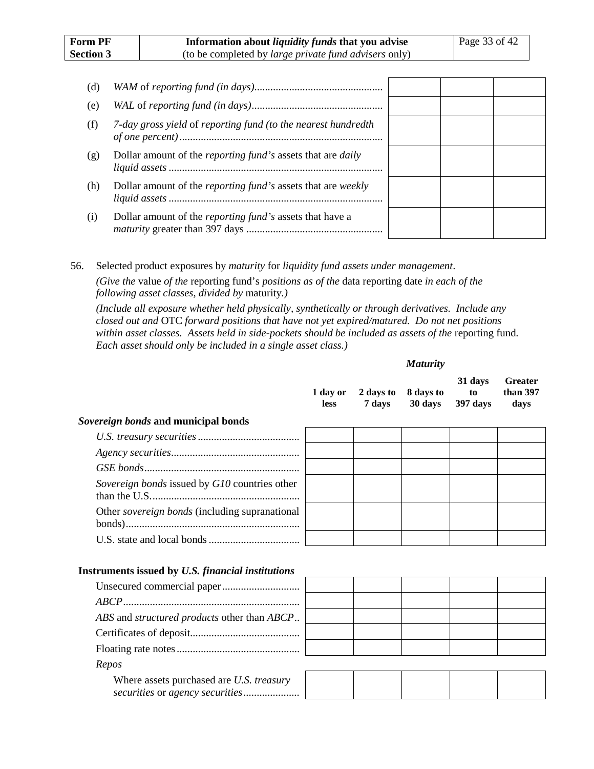| | | | | |
|---|---|---|---|---|
| (d) | *WAM* of *reporting fund (in days)*................................................ | | | |
| (e) | *WAL* of *reporting fund (in days)*................................................. | | | |
| (f) | *7-day gross yield* of *reporting fund (to the nearest hundredth of one percent)*............................................................................ | | | |
| (g) | Dollar amount of the *reporting fund's* assets that are *daily liquid assets* ................................................................................ | | | |
| (h) | Dollar amount of the *reporting fund's* assets that are *weekly liquid assets* ................................................................................ | | | |
| (i) | Dollar amount of the *reporting fund's* assets that have a *maturity* greater than 397 days ................................................... | | | |

56. Selected product exposures by *maturity* for *liquidity fund assets under management*.

*(Give the* value *of the* reporting fund's *positions as of the* data reporting date *in each of the following asset classes, divided by* maturity.*)*

*(Include all exposure whether held physically, synthetically or through derivatives. Include any closed out and* OTC *forward positions that have not yet expired/matured. Do not net positions within asset classes. Assets held in side-pockets should be included as assets of the* reporting fund*. Each asset should only be included in a single asset class.)*

| | *Maturity* | | | | |
|---|---|---|---|---|---|
| | **1 day or less** | **2 days to 7 days** | **8 days to 30 days** | **31 days to 397 days** | **Greater than 397 days** |
| ***Sovereign bonds* and municipal bonds** | | | | | |
| *U.S. treasury securities* ...................................... | | | | | |
| *Agency securities*................................................ | | | | | |
| *GSE bonds*.......................................................... | | | | | |
| *Sovereign bonds* issued by *G10* countries other than the U.S....................................................... | | | | | |
| Other *sovereign bonds* (including supranational bonds)................................................................ | | | | | |
| U.S. state and local bonds .................................. | | | | | |
| **Instruments issued by *U.S. financial institutions*** | | | | | |
| Unsecured commercial paper ............................. | | | | | |
| *ABCP*.................................................................. | | | | | |
| *ABS* and *structured products* other than *ABCP*.. | | | | | |
| Certificates of deposit......................................... | | | | | |
| Floating rate notes .............................................. | | | | | |
| *Repos* | | | | | |
| Where assets purchased are *U.S. treasury securities* or *agency securities*..................... | | | | | |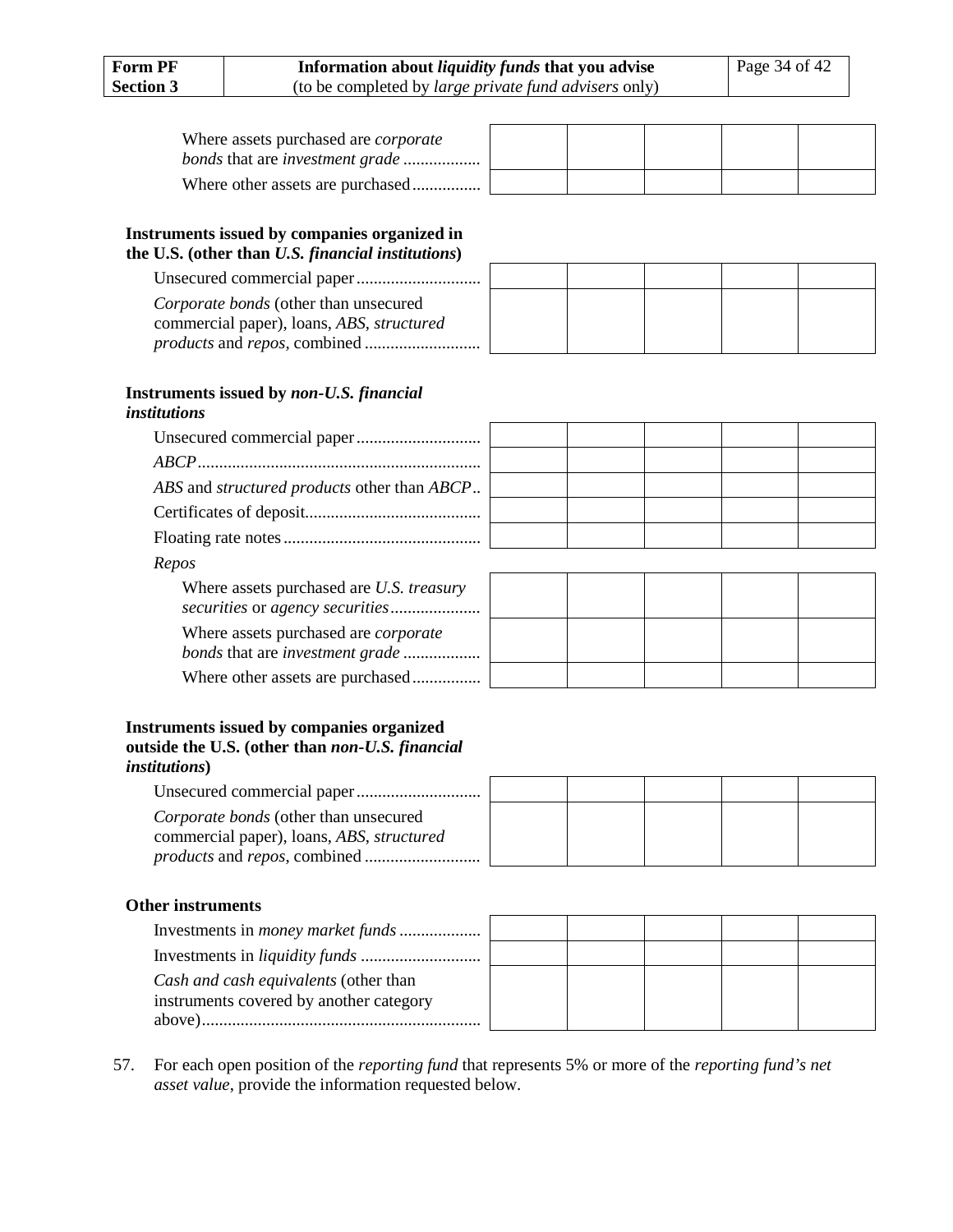| | | | | | |
|---|---|---|---|---|---|
| Where assets purchased are *corporate bonds* that are *investment grade* .................. | | | | | |
| Where other assets are purchased................ | | | | | |

**Instruments issued by companies organized in the U.S. (other than *U.S. financial institutions*)**

| | | | | | |
|---|---|---|---|---|---|
| Unsecured commercial paper............................ | | | | | |
| *Corporate bonds* (other than unsecured commercial paper), loans, *ABS*, *structured products* and *repos*, combined ........................... | | | | | |

**Instruments issued by *non-U.S. financial institutions***

| | | | | | |
|---|---|---|---|---|---|
| Unsecured commercial paper............................ | | | | | |
| *ABCP*................................................................. | | | | | |
| *ABS* and *structured products* other than *ABCP*.. | | | | | |
| Certificates of deposit......................................... | | | | | |
| Floating rate notes............................................. | | | | | |
| *Repos* | | | | | |
| Where assets purchased are *U.S. treasury securities* or *agency securities*..................... | | | | | |
| Where assets purchased are *corporate bonds* that are *investment grade* .................. | | | | | |
| Where other assets are purchased................ | | | | | |

**Instruments issued by companies organized outside the U.S. (other than *non-U.S. financial institutions*)**

| | | | | | |
|---|---|---|---|---|---|
| Unsecured commercial paper............................ | | | | | |
| *Corporate bonds* (other than unsecured commercial paper), loans, *ABS*, *structured products* and *repos*, combined ........................... | | | | | |

**Other instruments**

| | | | | | |
|---|---|---|---|---|---|
| Investments in *money market funds* ................... | | | | | |
| Investments in *liquidity funds* ............................ | | | | | |
| *Cash and cash equivalents* (other than instruments covered by another category above)................................................................. | | | | | |

57. For each open position of the *reporting fund* that represents 5% or more of the *reporting fund's net asset value*, provide the information requested below.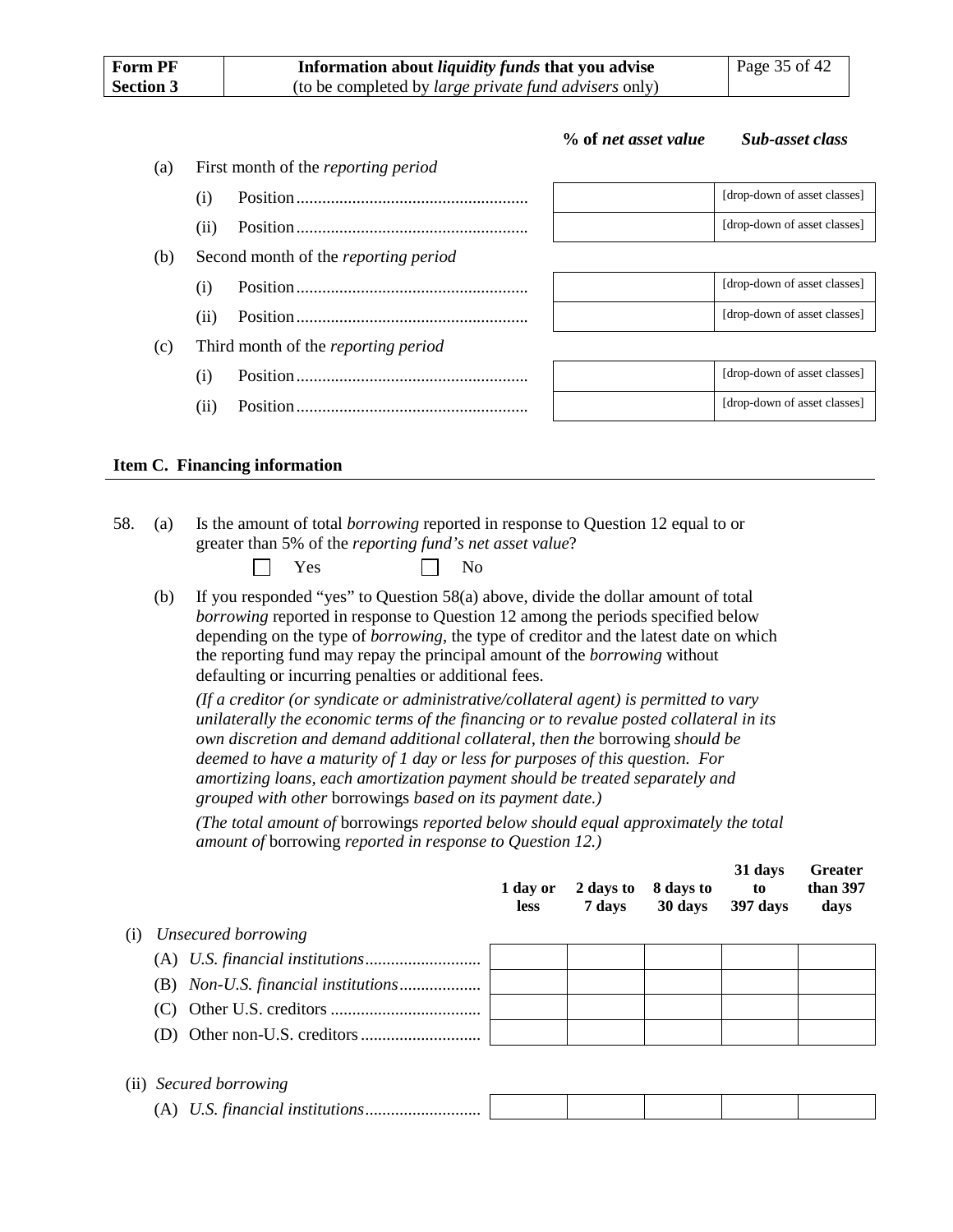| | % of *net asset value* | *Sub-asset class* |
|---|---|---|
| (a) First month of the *reporting period* | | |
| (i) Position | | [drop-down of asset classes] |
| (ii) Position | | [drop-down of asset classes] |
| (b) Second month of the *reporting period* | | |
| (i) Position | | [drop-down of asset classes] |
| (ii) Position | | [drop-down of asset classes] |
| (c) Third month of the *reporting period* | | |
| (i) Position | | [drop-down of asset classes] |
| (ii) Position | | [drop-down of asset classes] |

## Item C. Financing information

58. (a) Is the amount of total *borrowing* reported in response to Question 12 equal to or greater than 5% of the *reporting fund's net asset value*?

☐ Yes ☐ No

(b) If you responded "yes" to Question 58(a) above, divide the dollar amount of total *borrowing* reported in response to Question 12 among the periods specified below depending on the type of *borrowing*, the type of creditor and the latest date on which the reporting fund may repay the principal amount of the *borrowing* without defaulting or incurring penalties or additional fees.

*(If a creditor (or syndicate or administrative/collateral agent) is permitted to vary unilaterally the economic terms of the financing or to revalue posted collateral in its own discretion and demand additional collateral, then the* borrowing *should be deemed to have a maturity of 1 day or less for purposes of this question. For amortizing loans, each amortization payment should be treated separately and grouped with other* borrowings *based on its payment date.)*

*(The total amount of* borrowings *reported below should equal approximately the total amount of* borrowing *reported in response to Question 12.)*

| | 1 day or less | 2 days to 7 days | 8 days to 30 days | 31 days to 397 days | Greater than 397 days |
|---|---|---|---|---|---|
| (i) *Unsecured borrowing* | | | | | |
| (A) *U.S. financial institutions* | | | | | |
| (B) *Non-U.S. financial institutions* | | | | | |
| (C) Other U.S. creditors | | | | | |
| (D) Other non-U.S. creditors | | | | | |
| (ii) *Secured borrowing* | | | | | |
| (A) *U.S. financial institutions* | | | | | |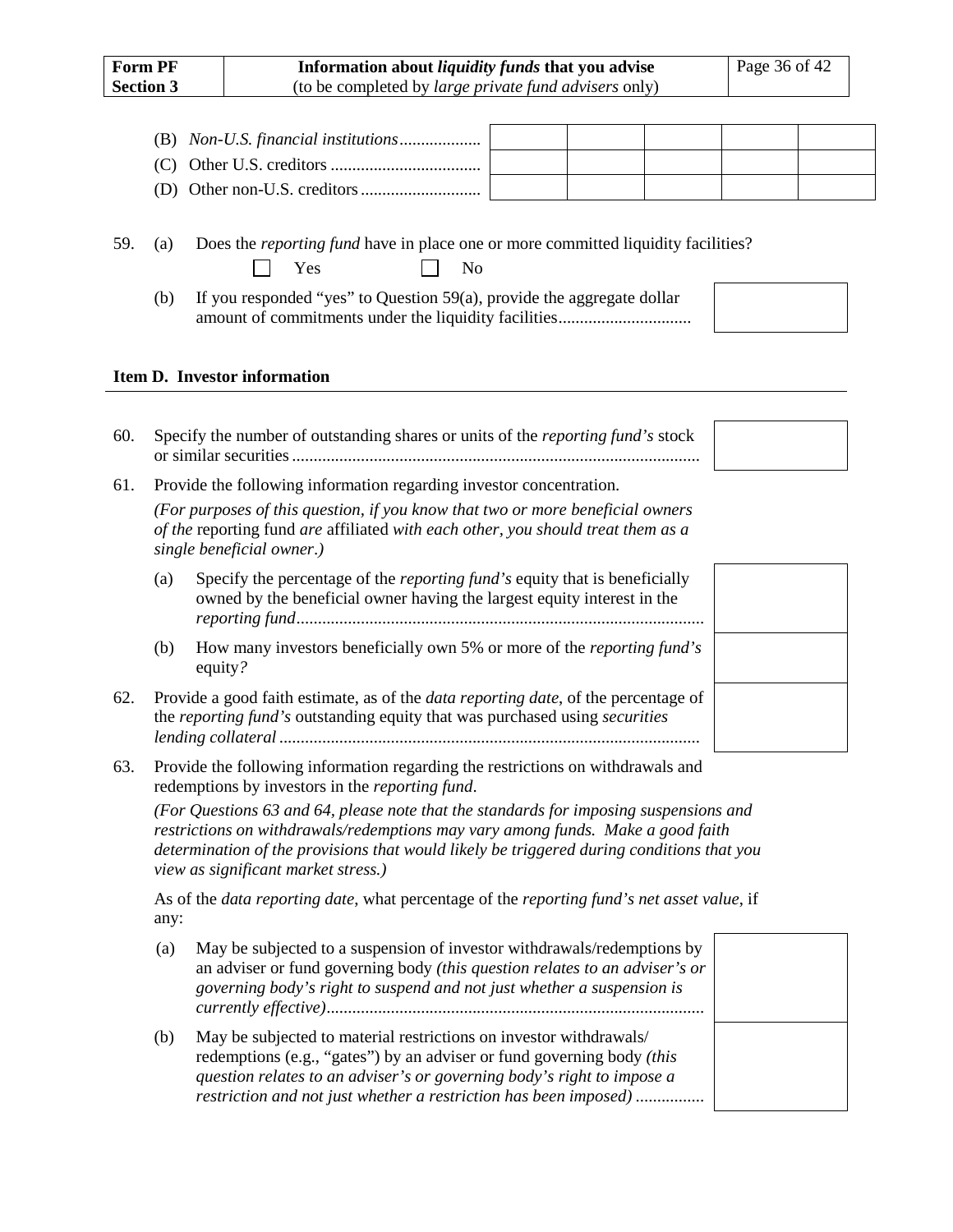| | | | | | |
|---|---|---|---|---|---|
| (B) *Non-U.S. financial institutions*.................. | | | | | |
| (C) Other U.S. creditors .................................. | | | | | |
| (D) Other non-U.S. creditors ........................... | | | | | |

59. (a) Does the *reporting fund* have in place one or more committed liquidity facilities?

☐ Yes ☐ No

(b) If you responded "yes" to Question 59(a), provide the aggregate dollar amount of commitments under the liquidity facilities.............................. [ ]

**Item D. Investor information**

60. Specify the number of outstanding shares or units of the *reporting fund's* stock or similar securities .............................................................................................. [ ]

61. Provide the following information regarding investor concentration.

*(For purposes of this question, if you know that two or more beneficial owners of the* reporting fund *are* affiliated *with each other, you should treat them as a single beneficial owner.)*

(a) Specify the percentage of the *reporting fund's* equity that is beneficially owned by the beneficial owner having the largest equity interest in the *reporting fund*............................................................................................. [ ]

(b) How many investors beneficially own 5% or more of the *reporting fund's* equity*?* [ ]

62. Provide a good faith estimate, as of the *data reporting date*, of the percentage of the *reporting fund's* outstanding equity that was purchased using *securities lending collateral* ................................................................................................ [ ]

63. Provide the following information regarding the restrictions on withdrawals and redemptions by investors in the *reporting fund*.

*(For Questions 63 and 64, please note that the standards for imposing suspensions and restrictions on withdrawals/redemptions may vary among funds. Make a good faith determination of the provisions that would likely be triggered during conditions that you view as significant market stress.)*

As of the *data reporting date*, what percentage of the *reporting fund's net asset value*, if any:

(a) May be subjected to a suspension of investor withdrawals/redemptions by an adviser or fund governing body *(this question relates to an adviser's or governing body's right to suspend and not just whether a suspension is currently effective)*....................................................................................... [ ]

(b) May be subjected to material restrictions on investor withdrawals/ redemptions (e.g., "gates") by an adviser or fund governing body *(this question relates to an adviser's or governing body's right to impose a restriction and not just whether a restriction has been imposed)* ................ [ ]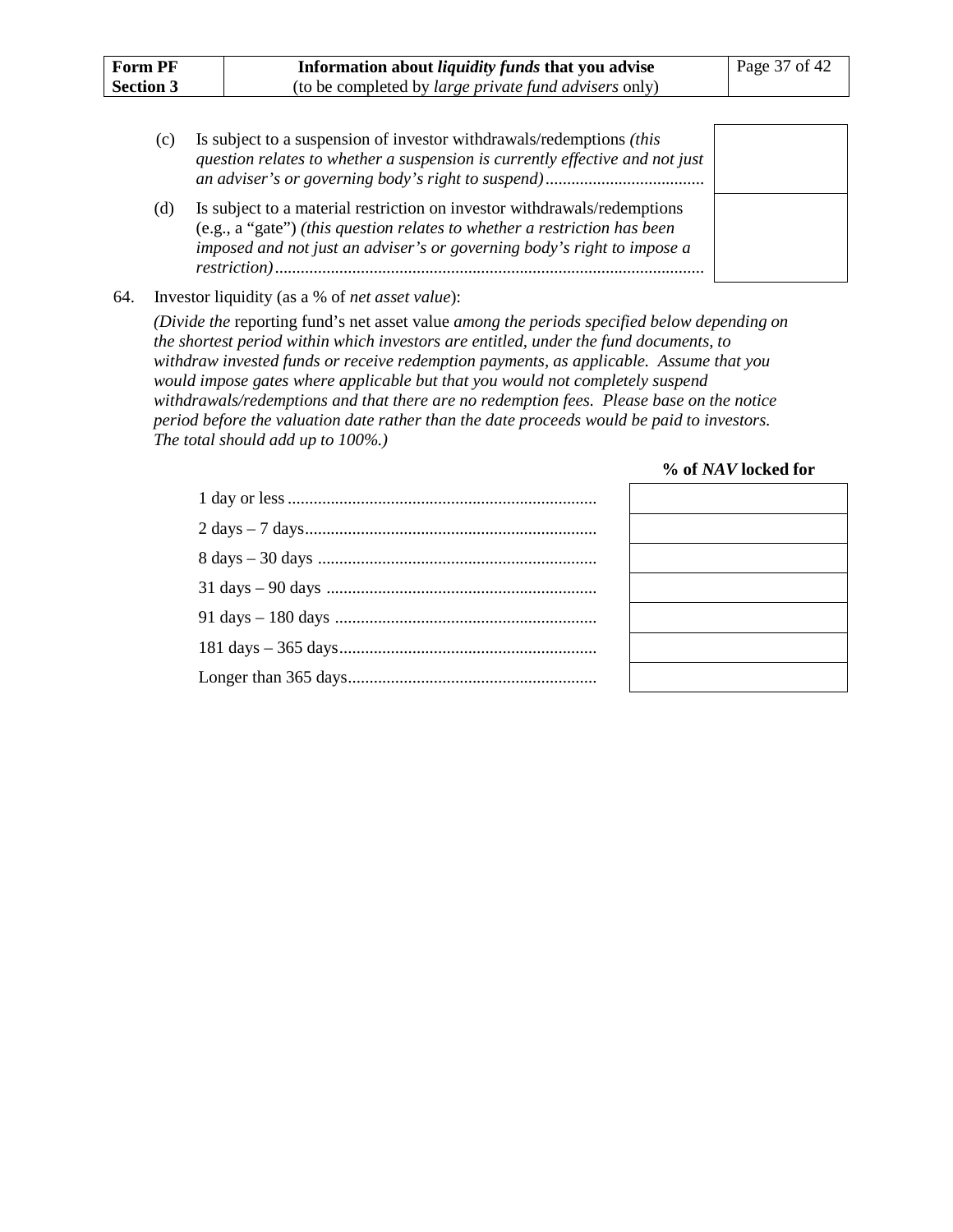(c) Is subject to a suspension of investor withdrawals/redemptions *(this question relates to whether a suspension is currently effective and not just an adviser's or governing body's right to suspend)*.....................................

(d) Is subject to a material restriction on investor withdrawals/redemptions (e.g., a "gate") *(this question relates to whether a restriction has been imposed and not just an adviser's or governing body's right to impose a restriction)*....................................................................................................

64. Investor liquidity (as a % of *net asset value*):

*(Divide the* reporting fund's net asset value *among the periods specified below depending on the shortest period within which investors are entitled, under the fund documents, to withdraw invested funds or receive redemption payments, as applicable. Assume that you would impose gates where applicable but that you would not completely suspend withdrawals/redemptions and that there are no redemption fees. Please base on the notice period before the valuation date rather than the date proceeds would be paid to investors. The total should add up to 100%.)*

| | **% of *NAV* locked for** |
|---|---|
| 1 day or less | |
| 2 days – 7 days | |
| 8 days – 30 days | |
| 31 days – 90 days | |
| 91 days – 180 days | |
| 181 days – 365 days | |
| Longer than 365 days | |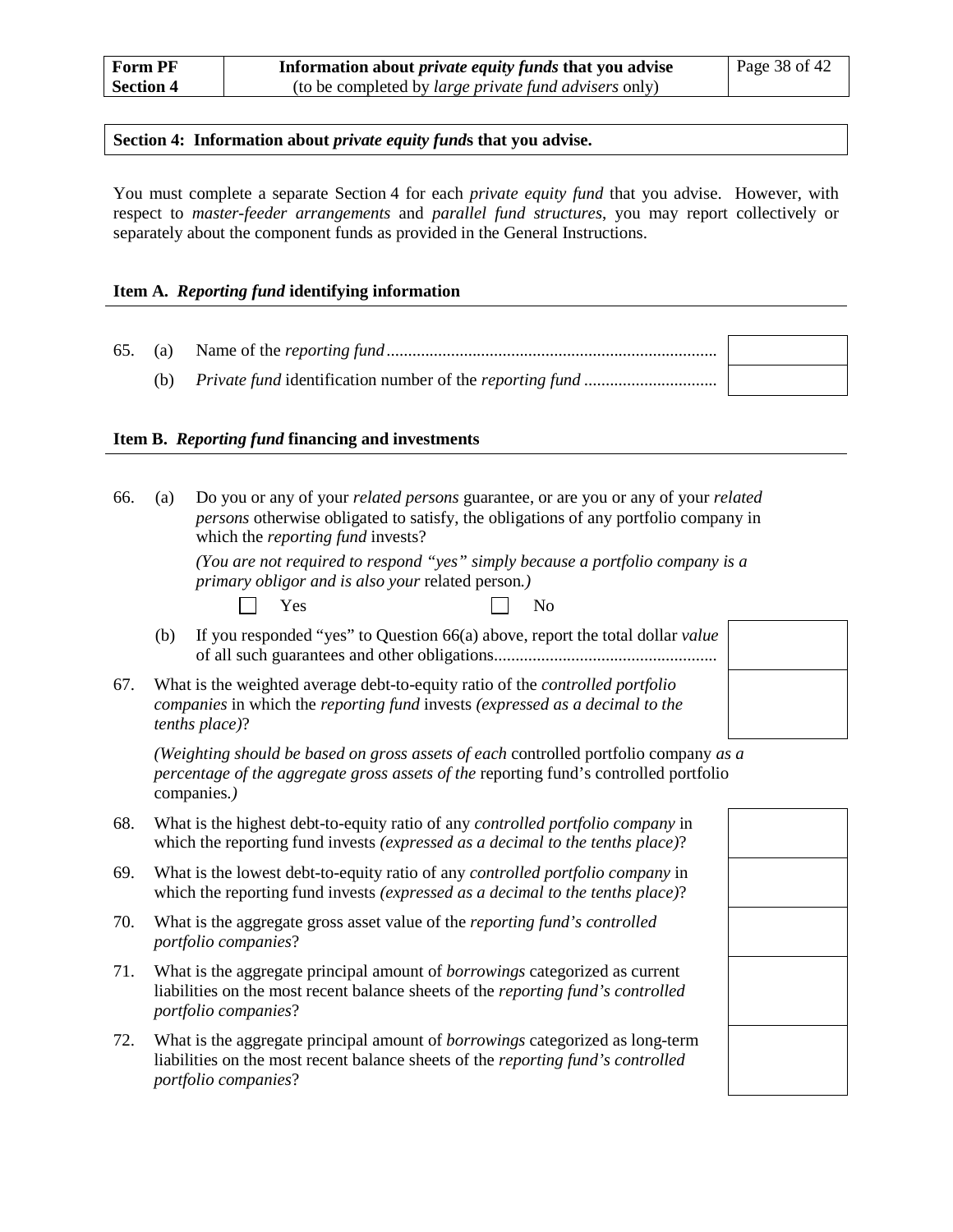## Section 4: Information about *private equity funds* that you advise.

You must complete a separate Section 4 for each *private equity fund* that you advise. However, with respect to *master-feeder arrangements* and *parallel fund structures*, you may report collectively or separately about the component funds as provided in the General Instructions.

### Item A. *Reporting fund* identifying information

65. (a) Name of the *reporting fund* ............................................................................ [ ]

    (b) *Private fund* identification number of the *reporting fund* .............................. [ ]

### Item B. *Reporting fund* financing and investments

66. (a) Do you or any of your *related persons* guarantee, or are you or any of your *related persons* otherwise obligated to satisfy, the obligations of any portfolio company in which the *reporting fund* invests?

    *(You are not required to respond "yes" simply because a portfolio company is a primary obligor and is also your* related person*.)*

    ☐ Yes ☐ No

    (b) If you responded "yes" to Question 66(a) above, report the total dollar *value* of all such guarantees and other obligations................................................... [ ]

67. What is the weighted average debt-to-equity ratio of the *controlled portfolio companies* in which the *reporting fund* invests *(expressed as a decimal to the tenths place)*? [ ]

    *(Weighting should be based on gross assets of each* controlled portfolio company *as a percentage of the aggregate gross assets of the* reporting fund's controlled portfolio companies*.)*

68. What is the highest debt-to-equity ratio of any *controlled portfolio company* in which the reporting fund invests *(expressed as a decimal to the tenths place)*? [ ]

69. What is the lowest debt-to-equity ratio of any *controlled portfolio company* in which the reporting fund invests *(expressed as a decimal to the tenths place)*? [ ]

70. What is the aggregate gross asset value of the *reporting fund's controlled portfolio companies*? [ ]

71. What is the aggregate principal amount of *borrowings* categorized as current liabilities on the most recent balance sheets of the *reporting fund's controlled portfolio companies*? [ ]

72. What is the aggregate principal amount of *borrowings* categorized as long-term liabilities on the most recent balance sheets of the *reporting fund's controlled portfolio companies*? [ ]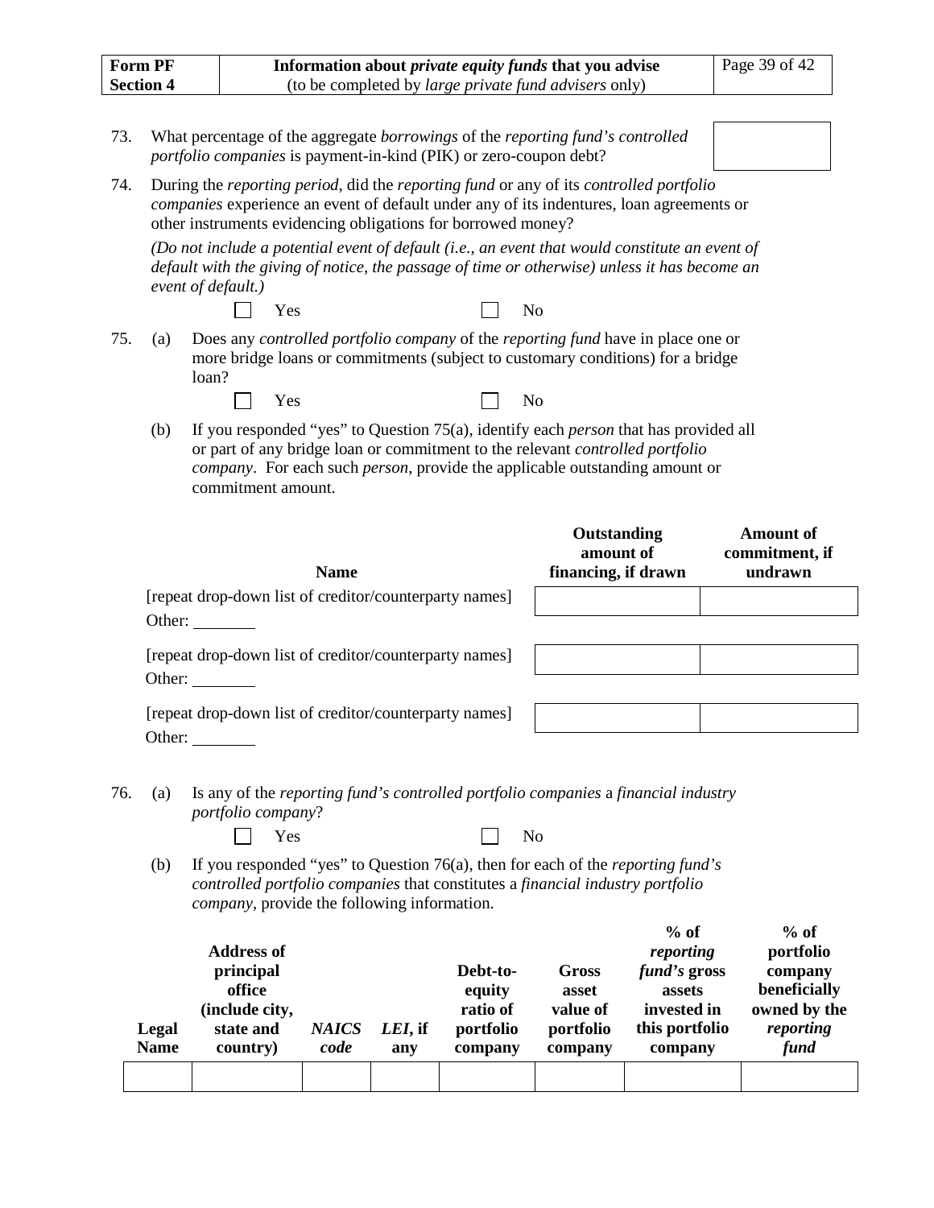73. What percentage of the aggregate *borrowings* of the *reporting fund's controlled portfolio companies* is payment-in-kind (PIK) or zero-coupon debt? ☐

74. During the *reporting period*, did the *reporting fund* or any of its *controlled portfolio companies* experience an event of default under any of its indentures, loan agreements or other instruments evidencing obligations for borrowed money?

    *(Do not include a potential event of default (i.e., an event that would constitute an event of default with the giving of notice, the passage of time or otherwise) unless it has become an event of default.)*

    ☐ Yes ☐ No

75. (a) Does any *controlled portfolio company* of the *reporting fund* have in place one or more bridge loans or commitments (subject to customary conditions) for a bridge loan?

    ☐ Yes ☐ No

    (b) If you responded "yes" to Question 75(a), identify each *person* that has provided all or part of any bridge loan or commitment to the relevant *controlled portfolio company*. For each such *person*, provide the applicable outstanding amount or commitment amount.

| Name | Outstanding amount of financing, if drawn | Amount of commitment, if undrawn |
|---|---|---|
| [repeat drop-down list of creditor/counterparty names] Other: ________ | | |
| [repeat drop-down list of creditor/counterparty names] Other: ________ | | |
| [repeat drop-down list of creditor/counterparty names] Other: ________ | | |

76. (a) Is any of the *reporting fund's controlled portfolio companies* a *financial industry portfolio company*?

    ☐ Yes ☐ No

    (b) If you responded "yes" to Question 76(a), then for each of the *reporting fund's controlled portfolio companies* that constitutes a *financial industry portfolio company*, provide the following information.

| Legal Name | Address of principal office (include city, state and country) | *NAICS code* | *LEI*, if any | Debt-to-equity ratio of portfolio company | Gross asset value of portfolio company | % of *reporting fund's* gross assets invested in this portfolio company | % of portfolio company beneficially owned by the *reporting fund* |
|---|---|---|---|---|---|---|---|
| | | | | | | | |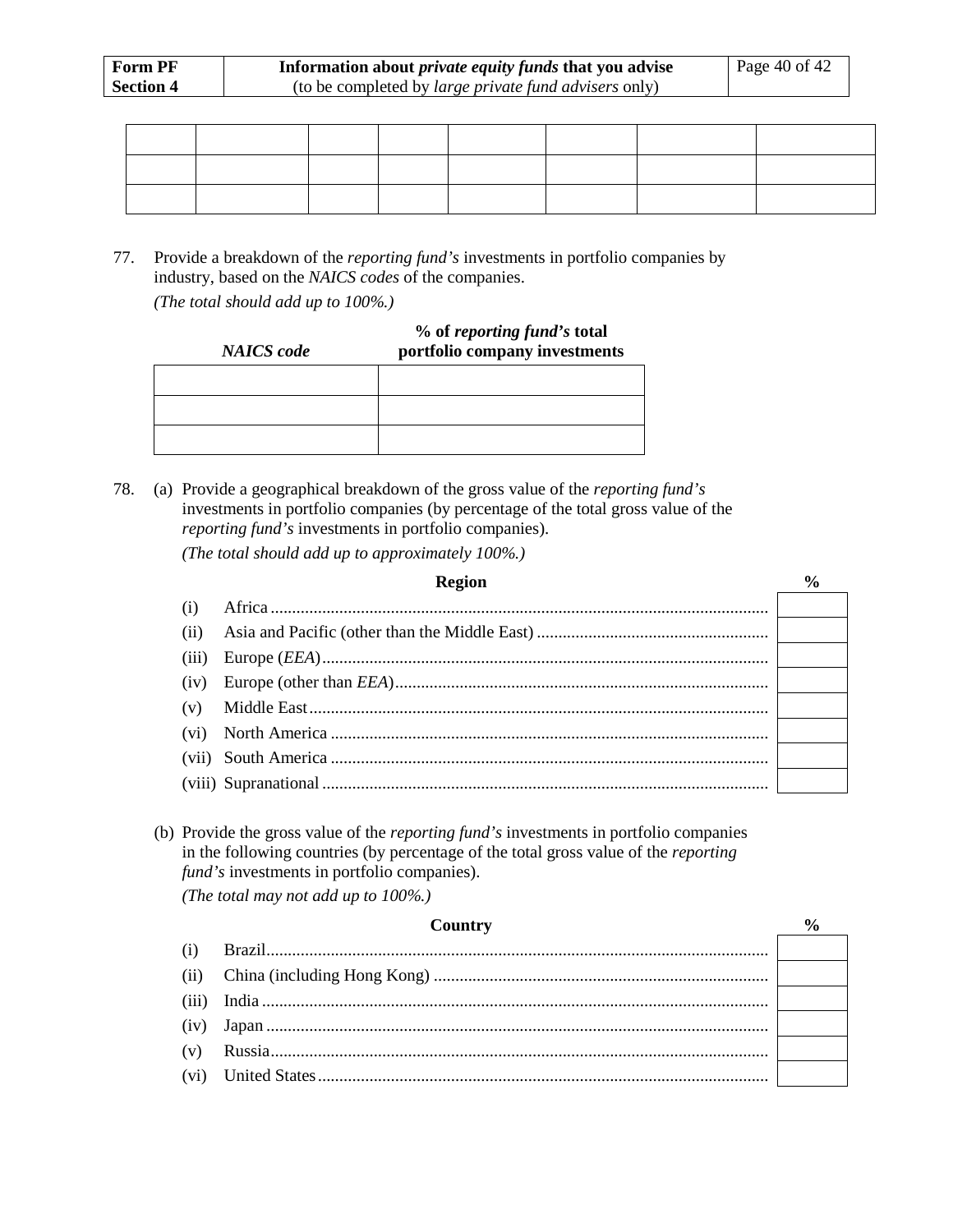| Form PF Section 4 | Information about *private equity funds* that you advise (to be completed by *large private fund advisers* only) |
|---|---|

| | | | | | | | |
|---|---|---|---|---|---|---|---|
| | | | | | | | |
| | | | | | | | |
| | | | | | | | |

77. Provide a breakdown of the *reporting fund's* investments in portfolio companies by industry, based on the *NAICS codes* of the companies.

*(The total should add up to 100%.)*

| *NAICS code* | **% of *reporting fund's* total portfolio company investments** |
|---|---|
| | |
| | |
| | |

78. (a) Provide a geographical breakdown of the gross value of the *reporting fund's* investments in portfolio companies (by percentage of the total gross value of the *reporting fund's* investments in portfolio companies).

*(The total should add up to approximately 100%.)*

| | **Region** | **%** |
|---|---|---|
| (i) | Africa | |
| (ii) | Asia and Pacific (other than the Middle East) | |
| (iii) | Europe (*EEA*) | |
| (iv) | Europe (other than *EEA*) | |
| (v) | Middle East | |
| (vi) | North America | |
| (vii) | South America | |
| (viii) | Supranational | |

(b) Provide the gross value of the *reporting fund's* investments in portfolio companies in the following countries (by percentage of the total gross value of the *reporting fund's* investments in portfolio companies).

*(The total may not add up to 100%.)*

| | **Country** | **%** |
|---|---|---|
| (i) | Brazil | |
| (ii) | China (including Hong Kong) | |
| (iii) | India | |
| (iv) | Japan | |
| (v) | Russia | |
| (vi) | United States | |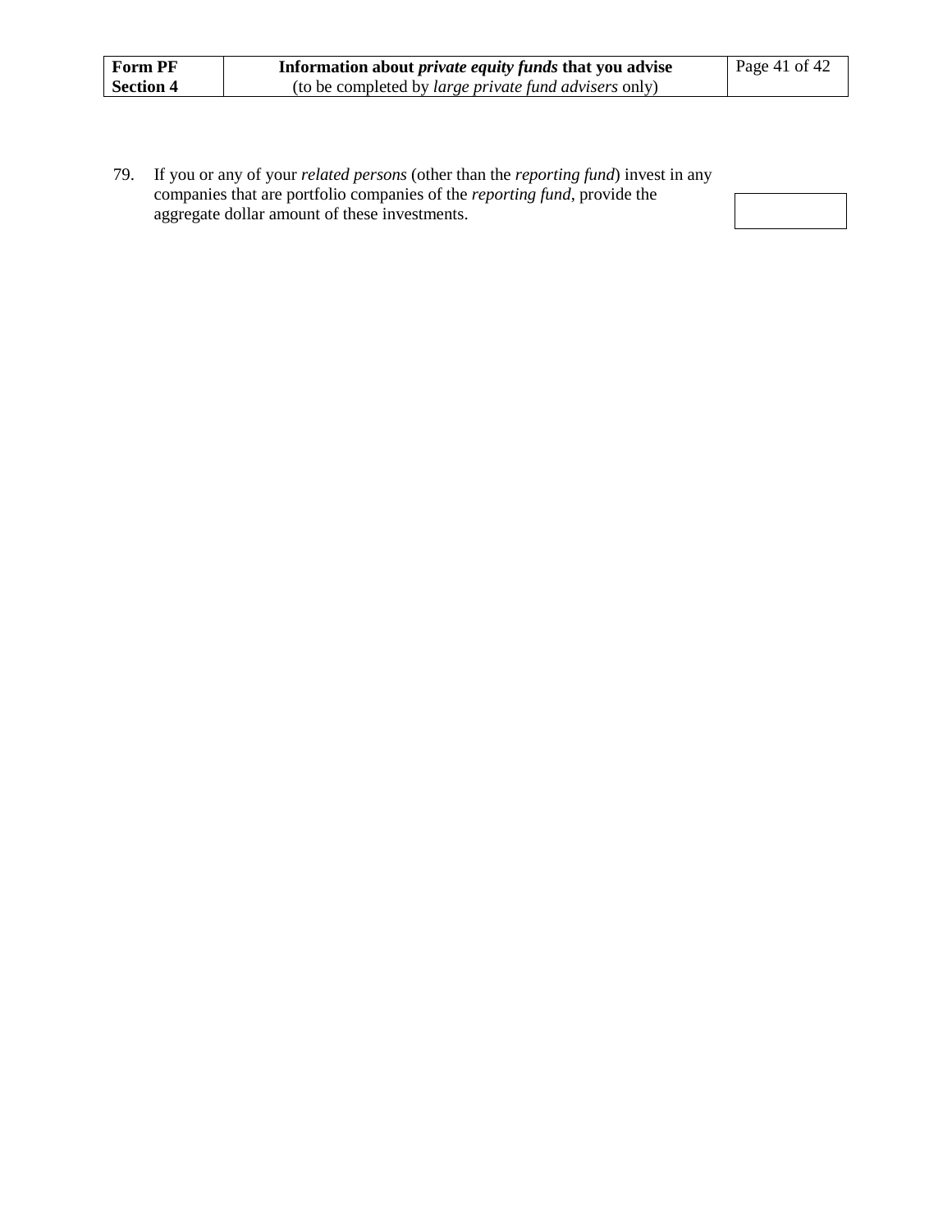79. If you or any of your *related persons* (other than the *reporting fund*) invest in any companies that are portfolio companies of the *reporting fund*, provide the aggregate dollar amount of these investments.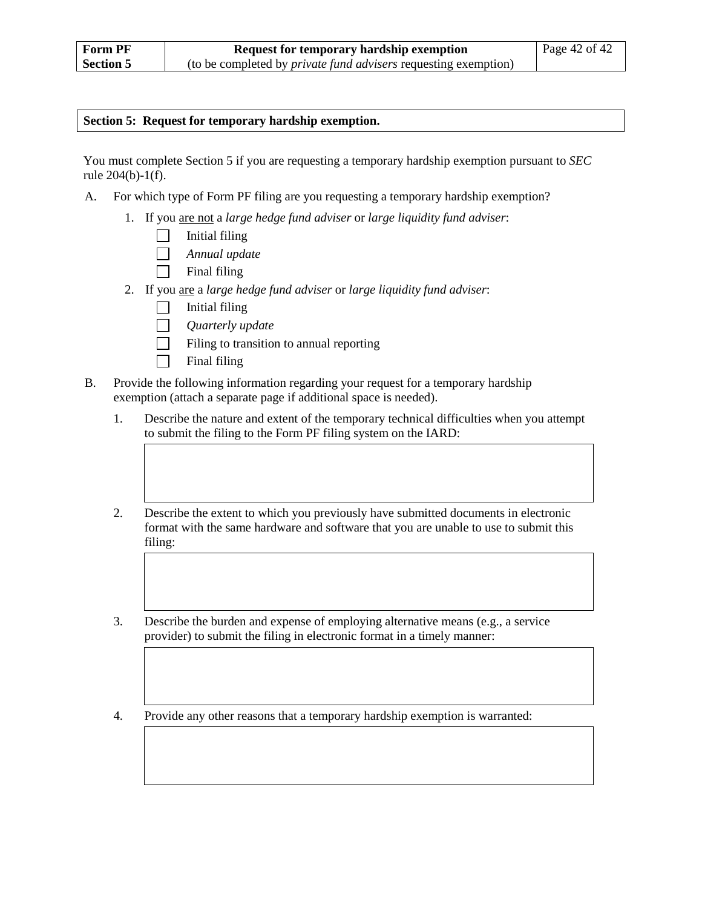**Section 5: Request for temporary hardship exemption.**

You must complete Section 5 if you are requesting a temporary hardship exemption pursuant to *SEC* rule 204(b)-1(f).

A. For which type of Form PF filing are you requesting a temporary hardship exemption?

1. If you <u>are not</u> a *large hedge fund adviser* or *large liquidity fund adviser*:
   - ☐ Initial filing
   - ☐ *Annual update*
   - ☐ Final filing
2. If you <u>are</u> a *large hedge fund adviser* or *large liquidity fund adviser*:
   - ☐ Initial filing
   - ☐ *Quarterly update*
   - ☐ Filing to transition to annual reporting
   - ☐ Final filing

B. Provide the following information regarding your request for a temporary hardship exemption (attach a separate page if additional space is needed).

1. Describe the nature and extent of the temporary technical difficulties when you attempt to submit the filing to the Form PF filing system on the IARD:

   | |
   |---|
   | |

2. Describe the extent to which you previously have submitted documents in electronic format with the same hardware and software that you are unable to use to submit this filing:

   | |
   |---|
   | |

3. Describe the burden and expense of employing alternative means (e.g., a service provider) to submit the filing in electronic format in a timely manner:

   | |
   |---|
   | |

4. Provide any other reasons that a temporary hardship exemption is warranted:

   | |
   |---|
   | |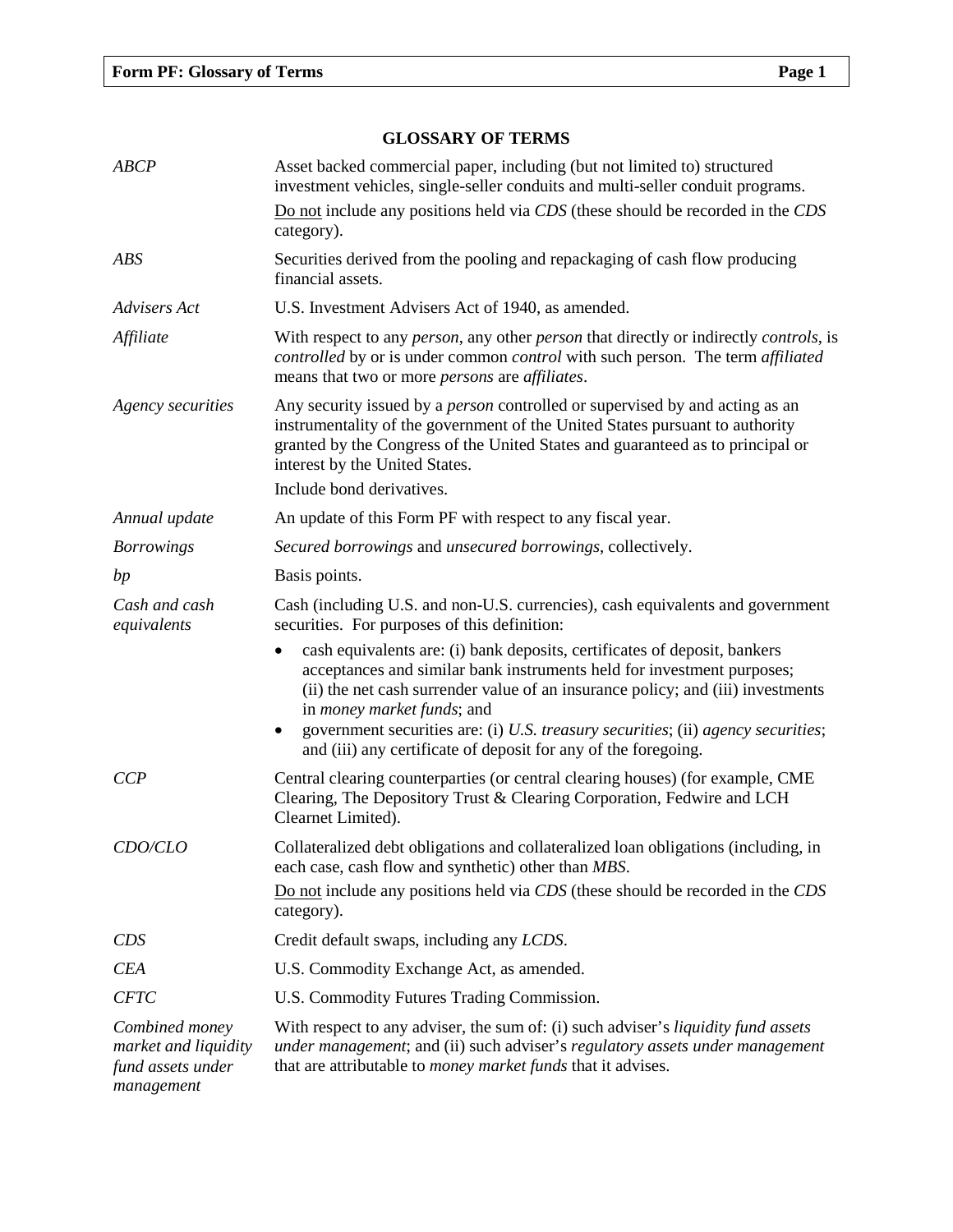## GLOSSARY OF TERMS

| | |
|---|---|
| *ABCP* | Asset backed commercial paper, including (but not limited to) structured investment vehicles, single-seller conduits and multi-seller conduit programs.<br><br>Do not include any positions held via *CDS* (these should be recorded in the *CDS* category). |
| *ABS* | Securities derived from the pooling and repackaging of cash flow producing financial assets. |
| *Advisers Act* | U.S. Investment Advisers Act of 1940, as amended. |
| *Affiliate* | With respect to any *person*, any other *person* that directly or indirectly *controls*, is *controlled* by or is under common *control* with such person. The term *affiliated* means that two or more *persons* are *affiliates*. |
| *Agency securities* | Any security issued by a *person* controlled or supervised by and acting as an instrumentality of the government of the United States pursuant to authority granted by the Congress of the United States and guaranteed as to principal or interest by the United States.<br><br>Include bond derivatives. |
| *Annual update* | An update of this Form PF with respect to any fiscal year. |
| *Borrowings* | *Secured borrowings* and *unsecured borrowings*, collectively. |
| *bp* | Basis points. |
| *Cash and cash equivalents* | Cash (including U.S. and non-U.S. currencies), cash equivalents and government securities. For purposes of this definition:<br><br>• cash equivalents are: (i) bank deposits, certificates of deposit, bankers acceptances and similar bank instruments held for investment purposes; (ii) the net cash surrender value of an insurance policy; and (iii) investments in *money market funds*; and<br>• government securities are: (i) *U.S. treasury securities*; (ii) *agency securities*; and (iii) any certificate of deposit for any of the foregoing. |
| *CCP* | Central clearing counterparties (or central clearing houses) (for example, CME Clearing, The Depository Trust & Clearing Corporation, Fedwire and LCH Clearnet Limited). |
| *CDO/CLO* | Collateralized debt obligations and collateralized loan obligations (including, in each case, cash flow and synthetic) other than *MBS*.<br><br>Do not include any positions held via *CDS* (these should be recorded in the *CDS* category). |
| *CDS* | Credit default swaps, including any *LCDS*. |
| *CEA* | U.S. Commodity Exchange Act, as amended. |
| *CFTC* | U.S. Commodity Futures Trading Commission. |
| *Combined money market and liquidity fund assets under management* | With respect to any adviser, the sum of: (i) such adviser's *liquidity fund assets under management*; and (ii) such adviser's *regulatory assets under management* that are attributable to *money market funds* that it advises. |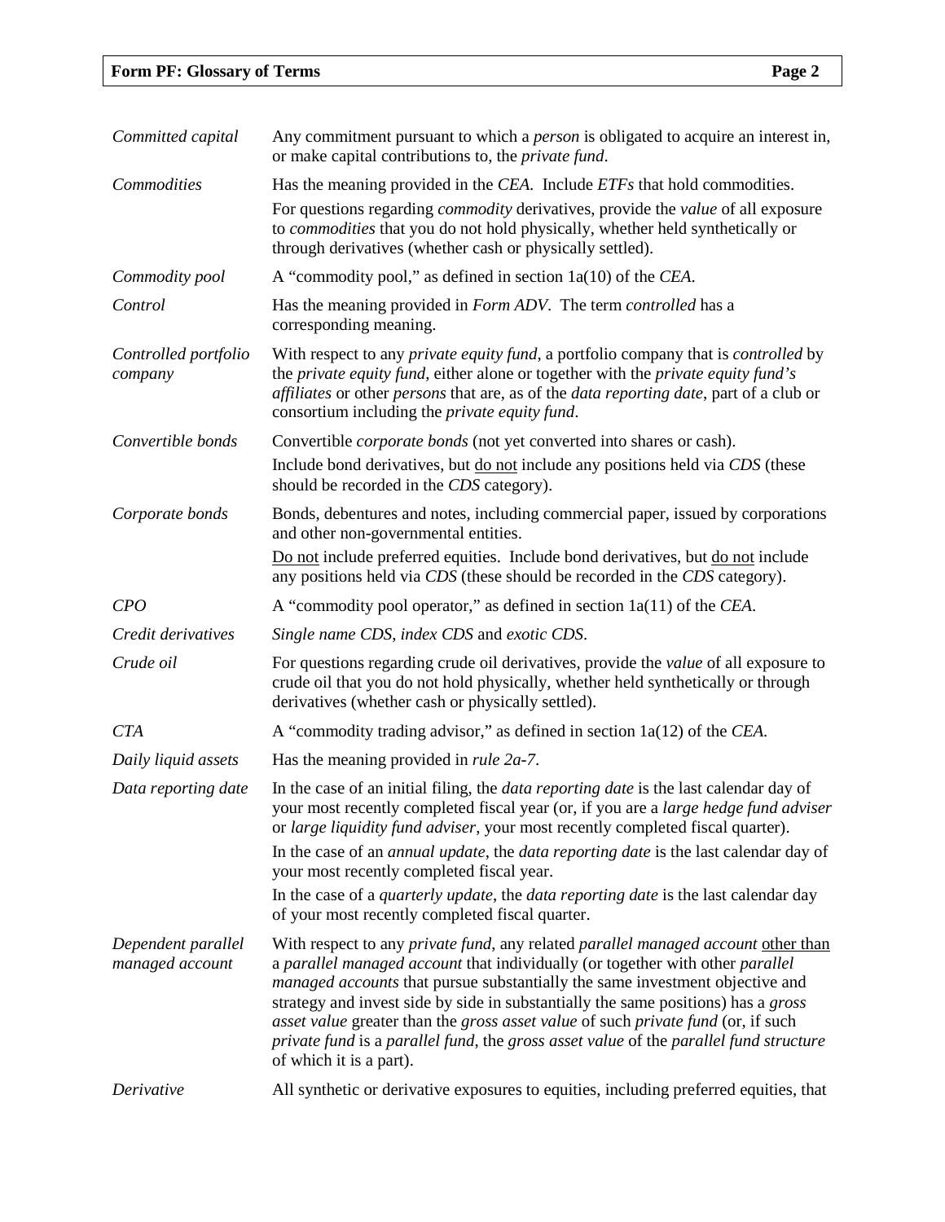| | |
|---|---|
| *Committed capital* | Any commitment pursuant to which a *person* is obligated to acquire an interest in, or make capital contributions to, the *private fund*. |
| *Commodities* | Has the meaning provided in the *CEA*. Include *ETFs* that hold commodities.<br>For questions regarding *commodity* derivatives, provide the *value* of all exposure to *commodities* that you do not hold physically, whether held synthetically or through derivatives (whether cash or physically settled). |
| *Commodity pool* | A "commodity pool," as defined in section 1a(10) of the *CEA*. |
| *Control* | Has the meaning provided in *Form ADV*. The term *controlled* has a corresponding meaning. |
| *Controlled portfolio company* | With respect to any *private equity fund*, a portfolio company that is *controlled* by the *private equity fund*, either alone or together with the *private equity fund's affiliates* or other *persons* that are, as of the *data reporting date*, part of a club or consortium including the *private equity fund*. |
| *Convertible bonds* | Convertible *corporate bonds* (not yet converted into shares or cash).<br>Include bond derivatives, but <u>do not</u> include any positions held via *CDS* (these should be recorded in the *CDS* category). |
| *Corporate bonds* | Bonds, debentures and notes, including commercial paper, issued by corporations and other non-governmental entities.<br><u>Do not</u> include preferred equities. Include bond derivatives, but <u>do not</u> include any positions held via *CDS* (these should be recorded in the *CDS* category). |
| *CPO* | A "commodity pool operator," as defined in section 1a(11) of the *CEA*. |
| *Credit derivatives* | *Single name CDS*, *index CDS* and *exotic CDS*. |
| *Crude oil* | For questions regarding crude oil derivatives, provide the *value* of all exposure to crude oil that you do not hold physically, whether held synthetically or through derivatives (whether cash or physically settled). |
| *CTA* | A "commodity trading advisor," as defined in section 1a(12) of the *CEA*. |
| *Daily liquid assets* | Has the meaning provided in *rule 2a-7*. |
| *Data reporting date* | In the case of an initial filing, the *data reporting date* is the last calendar day of your most recently completed fiscal year (or, if you are a *large hedge fund adviser* or *large liquidity fund adviser*, your most recently completed fiscal quarter).<br>In the case of an *annual update*, the *data reporting date* is the last calendar day of your most recently completed fiscal year.<br>In the case of a *quarterly update*, the *data reporting date* is the last calendar day of your most recently completed fiscal quarter. |
| *Dependent parallel managed account* | With respect to any *private fund*, any related *parallel managed account* <u>other than</u> a *parallel managed account* that individually (or together with other *parallel managed accounts* that pursue substantially the same investment objective and strategy and invest side by side in substantially the same positions) has a *gross asset value* greater than the *gross asset value* of such *private fund* (or, if such *private fund* is a *parallel fund*, the *gross asset value* of the *parallel fund structure* of which it is a part). |
| *Derivative* | All synthetic or derivative exposures to equities, including preferred equities, that |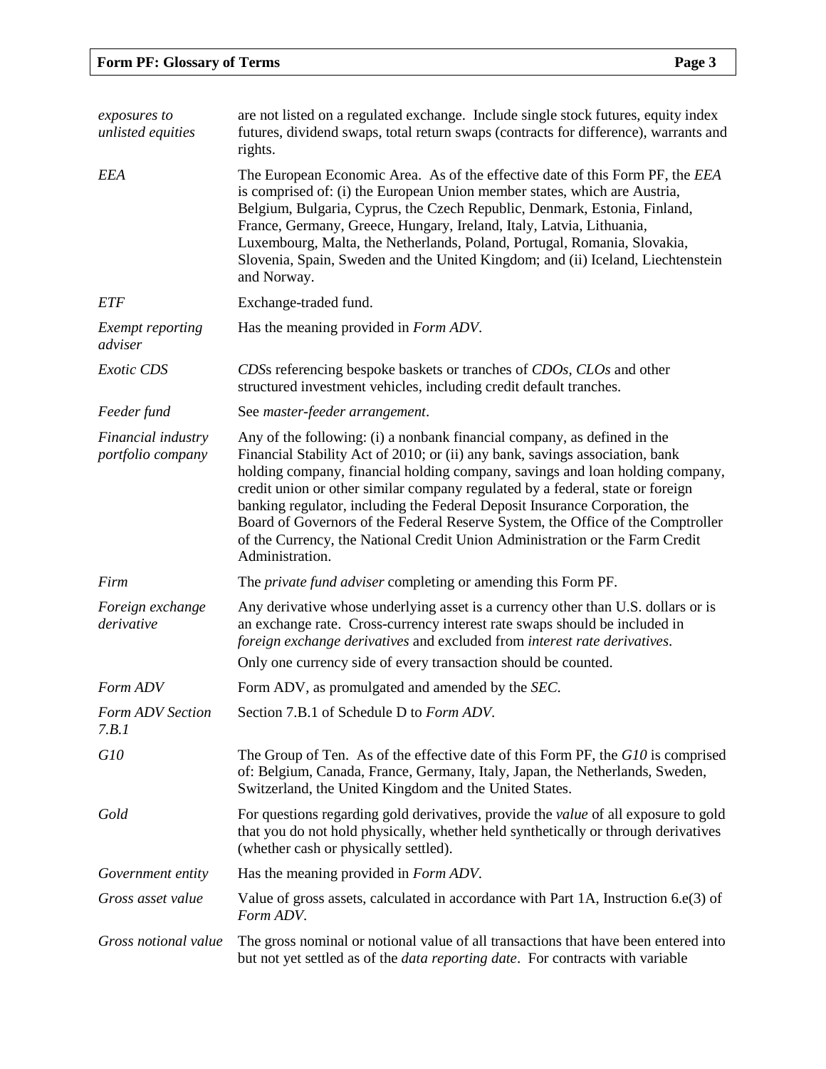| | |
|---|---|
| *exposures to unlisted equities* | are not listed on a regulated exchange. Include single stock futures, equity index futures, dividend swaps, total return swaps (contracts for difference), warrants and rights. |
| *EEA* | The European Economic Area. As of the effective date of this Form PF, the *EEA* is comprised of: (i) the European Union member states, which are Austria, Belgium, Bulgaria, Cyprus, the Czech Republic, Denmark, Estonia, Finland, France, Germany, Greece, Hungary, Ireland, Italy, Latvia, Lithuania, Luxembourg, Malta, the Netherlands, Poland, Portugal, Romania, Slovakia, Slovenia, Spain, Sweden and the United Kingdom; and (ii) Iceland, Liechtenstein and Norway. |
| *ETF* | Exchange-traded fund. |
| *Exempt reporting adviser* | Has the meaning provided in *Form ADV*. |
| *Exotic CDS* | *CDS*s referencing bespoke baskets or tranches of *CDOs*, *CLOs* and other structured investment vehicles, including credit default tranches. |
| *Feeder fund* | See *master-feeder arrangement*. |
| *Financial industry portfolio company* | Any of the following: (i) a nonbank financial company, as defined in the Financial Stability Act of 2010; or (ii) any bank, savings association, bank holding company, financial holding company, savings and loan holding company, credit union or other similar company regulated by a federal, state or foreign banking regulator, including the Federal Deposit Insurance Corporation, the Board of Governors of the Federal Reserve System, the Office of the Comptroller of the Currency, the National Credit Union Administration or the Farm Credit Administration. |
| *Firm* | The *private fund adviser* completing or amending this Form PF. |
| *Foreign exchange derivative* | Any derivative whose underlying asset is a currency other than U.S. dollars or is an exchange rate. Cross-currency interest rate swaps should be included in *foreign exchange derivatives* and excluded from *interest rate derivatives*.<br>Only one currency side of every transaction should be counted. |
| *Form ADV* | Form ADV, as promulgated and amended by the *SEC*. |
| *Form ADV Section 7.B.1* | Section 7.B.1 of Schedule D to *Form ADV*. |
| *G10* | The Group of Ten. As of the effective date of this Form PF, the *G10* is comprised of: Belgium, Canada, France, Germany, Italy, Japan, the Netherlands, Sweden, Switzerland, the United Kingdom and the United States. |
| *Gold* | For questions regarding gold derivatives, provide the *value* of all exposure to gold that you do not hold physically, whether held synthetically or through derivatives (whether cash or physically settled). |
| *Government entity* | Has the meaning provided in *Form ADV*. |
| *Gross asset value* | Value of gross assets, calculated in accordance with Part 1A, Instruction 6.e(3) of *Form ADV*. |
| *Gross notional value* | The gross nominal or notional value of all transactions that have been entered into but not yet settled as of the *data reporting date*. For contracts with variable |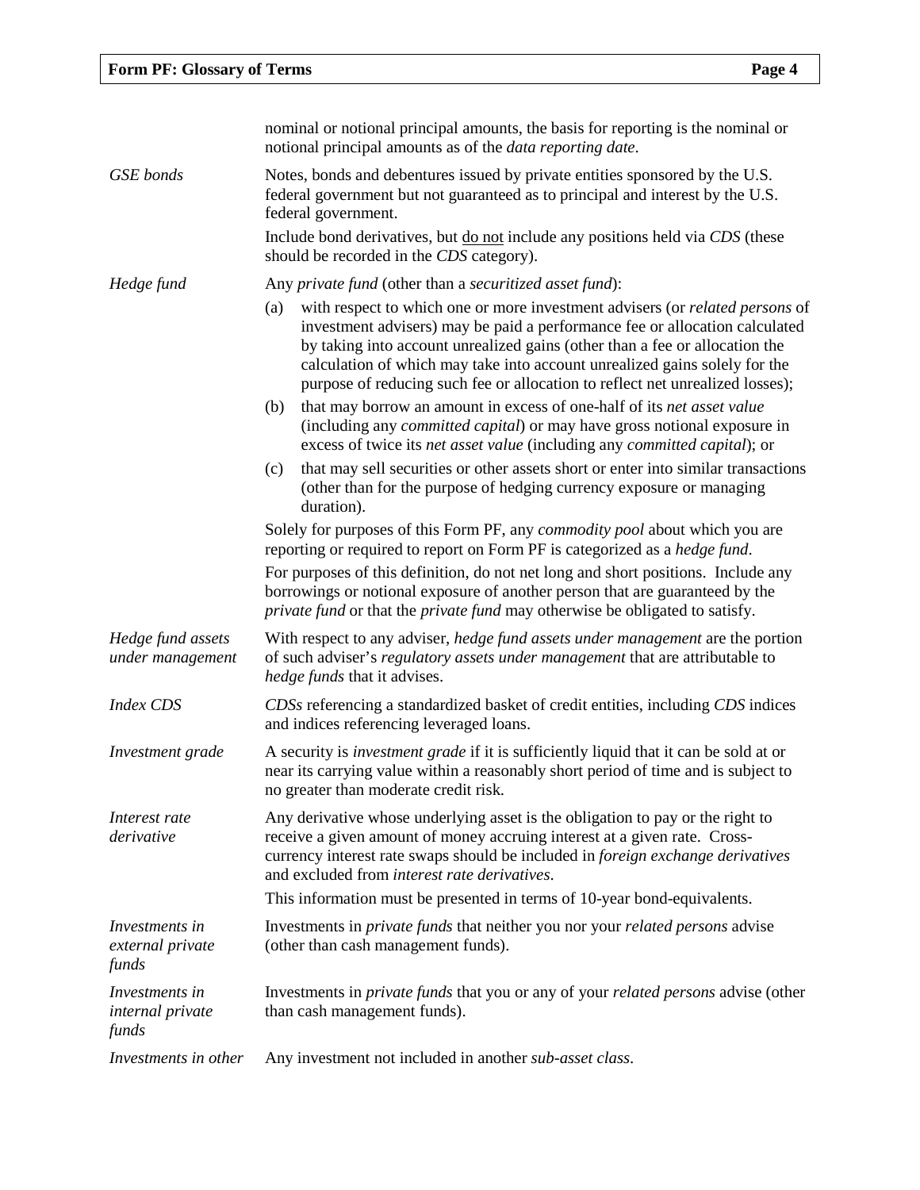nominal or notional principal amounts, the basis for reporting is the nominal or notional principal amounts as of the *data reporting date*.

| | |
|---|---|
| *GSE bonds* | Notes, bonds and debentures issued by private entities sponsored by the U.S. federal government but not guaranteed as to principal and interest by the U.S. federal government.<br><br>Include bond derivatives, but do not include any positions held via *CDS* (these should be recorded in the *CDS* category). |
| *Hedge fund* | Any *private fund* (other than a *securitized asset fund*):<br><br>(a) with respect to which one or more investment advisers (or *related persons* of investment advisers) may be paid a performance fee or allocation calculated by taking into account unrealized gains (other than a fee or allocation the calculation of which may take into account unrealized gains solely for the purpose of reducing such fee or allocation to reflect net unrealized losses);<br><br>(b) that may borrow an amount in excess of one-half of its *net asset value* (including any *committed capital*) or may have gross notional exposure in excess of twice its *net asset value* (including any *committed capital*); or<br><br>(c) that may sell securities or other assets short or enter into similar transactions (other than for the purpose of hedging currency exposure or managing duration).<br><br>Solely for purposes of this Form PF, any *commodity pool* about which you are reporting or required to report on Form PF is categorized as a *hedge fund*.<br><br>For purposes of this definition, do not net long and short positions. Include any borrowings or notional exposure of another person that are guaranteed by the *private fund* or that the *private fund* may otherwise be obligated to satisfy. |
| *Hedge fund assets under management* | With respect to any adviser, *hedge fund assets under management* are the portion of such adviser's *regulatory assets under management* that are attributable to *hedge funds* that it advises. |
| *Index CDS* | *CDSs* referencing a standardized basket of credit entities, including *CDS* indices and indices referencing leveraged loans. |
| *Investment grade* | A security is *investment grade* if it is sufficiently liquid that it can be sold at or near its carrying value within a reasonably short period of time and is subject to no greater than moderate credit risk. |
| *Interest rate derivative* | Any derivative whose underlying asset is the obligation to pay or the right to receive a given amount of money accruing interest at a given rate. Cross-currency interest rate swaps should be included in *foreign exchange derivatives* and excluded from *interest rate derivatives*.<br><br>This information must be presented in terms of 10-year bond-equivalents. |
| *Investments in external private funds* | Investments in *private funds* that neither you nor your *related persons* advise (other than cash management funds). |
| *Investments in internal private funds* | Investments in *private funds* that you or any of your *related persons* advise (other than cash management funds). |
| *Investments in other* | Any investment not included in another *sub-asset class*. |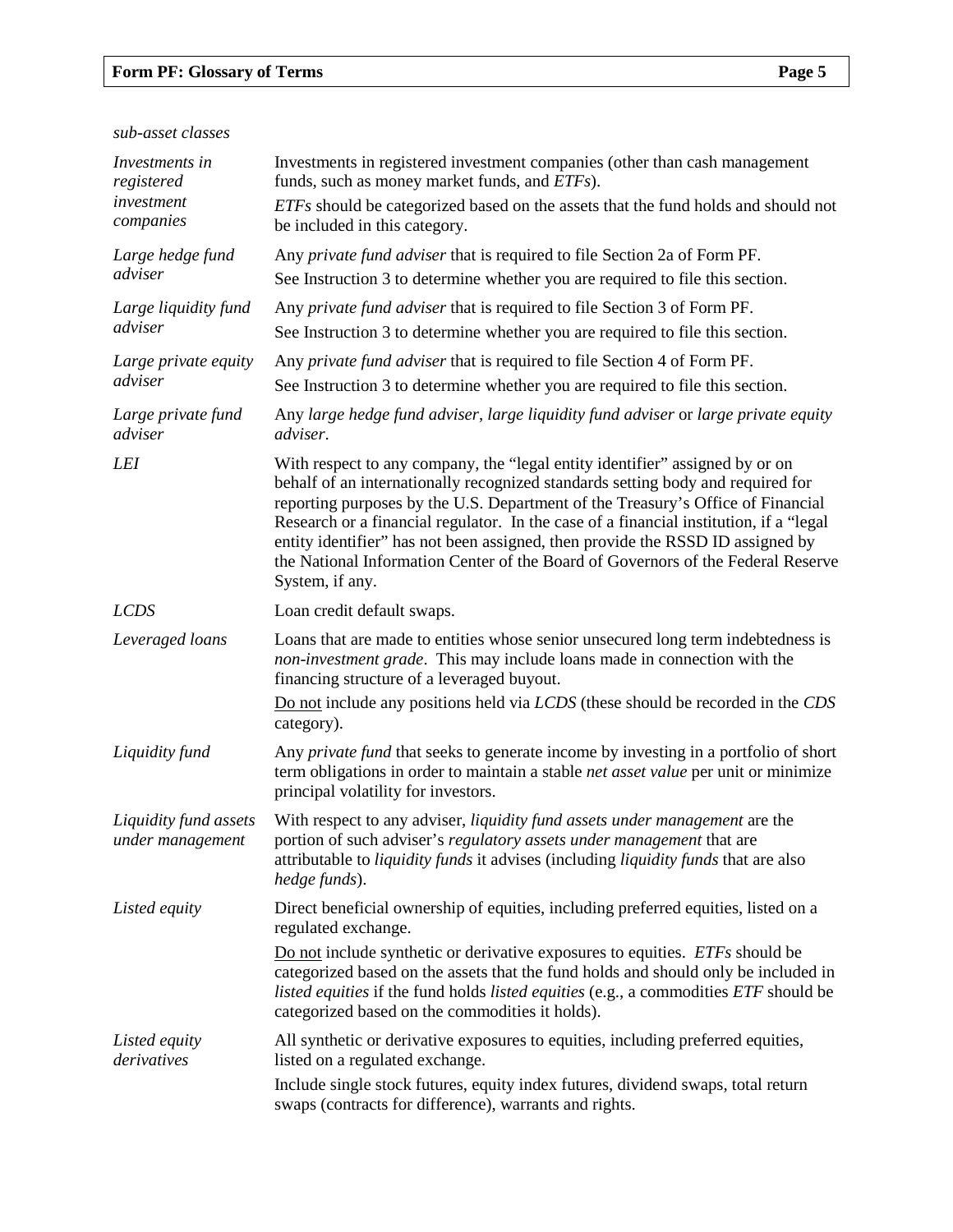*sub-asset classes*

| | |
|---|---|
| *Investments in registered investment companies* | Investments in registered investment companies (other than cash management funds, such as money market funds, and *ETFs*).<br>*ETFs* should be categorized based on the assets that the fund holds and should not be included in this category. |
| *Large hedge fund adviser* | Any *private fund adviser* that is required to file Section 2a of Form PF.<br>See Instruction 3 to determine whether you are required to file this section. |
| *Large liquidity fund adviser* | Any *private fund adviser* that is required to file Section 3 of Form PF.<br>See Instruction 3 to determine whether you are required to file this section. |
| *Large private equity adviser* | Any *private fund adviser* that is required to file Section 4 of Form PF.<br>See Instruction 3 to determine whether you are required to file this section. |
| *Large private fund adviser* | Any *large hedge fund adviser*, *large liquidity fund adviser* or *large private equity adviser*. |
| *LEI* | With respect to any company, the "legal entity identifier" assigned by or on behalf of an internationally recognized standards setting body and required for reporting purposes by the U.S. Department of the Treasury's Office of Financial Research or a financial regulator. In the case of a financial institution, if a "legal entity identifier" has not been assigned, then provide the RSSD ID assigned by the National Information Center of the Board of Governors of the Federal Reserve System, if any. |
| *LCDS* | Loan credit default swaps. |
| *Leveraged loans* | Loans that are made to entities whose senior unsecured long term indebtedness is *non-investment grade*. This may include loans made in connection with the financing structure of a leveraged buyout.<br>Do not include any positions held via *LCDS* (these should be recorded in the *CDS* category). |
| *Liquidity fund* | Any *private fund* that seeks to generate income by investing in a portfolio of short term obligations in order to maintain a stable *net asset value* per unit or minimize principal volatility for investors. |
| *Liquidity fund assets under management* | With respect to any adviser, *liquidity fund assets under management* are the portion of such adviser's *regulatory assets under management* that are attributable to *liquidity funds* it advises (including *liquidity funds* that are also *hedge funds*). |
| *Listed equity* | Direct beneficial ownership of equities, including preferred equities, listed on a regulated exchange.<br>Do not include synthetic or derivative exposures to equities. *ETFs* should be categorized based on the assets that the fund holds and should only be included in *listed equities* if the fund holds *listed equities* (e.g., a commodities *ETF* should be categorized based on the commodities it holds). |
| *Listed equity derivatives* | All synthetic or derivative exposures to equities, including preferred equities, listed on a regulated exchange.<br>Include single stock futures, equity index futures, dividend swaps, total return swaps (contracts for difference), warrants and rights. |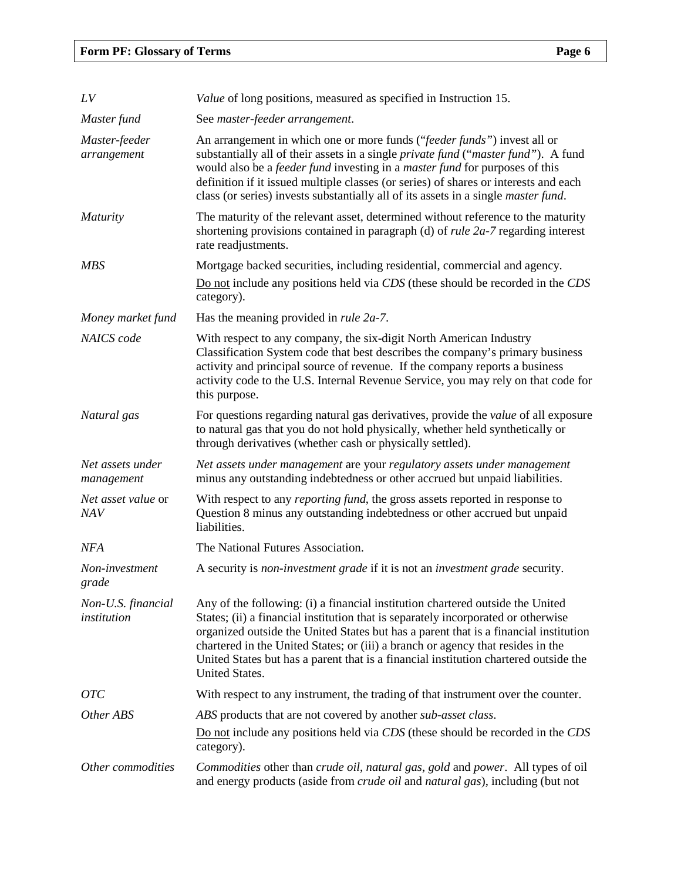| | |
|---|---|
| *LV* | *Value* of long positions, measured as specified in Instruction 15. |
| *Master fund* | See *master-feeder arrangement*. |
| *Master-feeder arrangement* | An arrangement in which one or more funds ("*feeder funds*") invest all or substantially all of their assets in a single *private fund* ("*master fund*"). A fund would also be a *feeder fund* investing in a *master fund* for purposes of this definition if it issued multiple classes (or series) of shares or interests and each class (or series) invests substantially all of its assets in a single *master fund*. |
| *Maturity* | The maturity of the relevant asset, determined without reference to the maturity shortening provisions contained in paragraph (d) of *rule 2a-7* regarding interest rate readjustments. |
| *MBS* | Mortgage backed securities, including residential, commercial and agency. <br> Do not include any positions held via *CDS* (these should be recorded in the *CDS* category). |
| *Money market fund* | Has the meaning provided in *rule 2a-7*. |
| *NAICS code* | With respect to any company, the six-digit North American Industry Classification System code that best describes the company's primary business activity and principal source of revenue. If the company reports a business activity code to the U.S. Internal Revenue Service, you may rely on that code for this purpose. |
| *Natural gas* | For questions regarding natural gas derivatives, provide the *value* of all exposure to natural gas that you do not hold physically, whether held synthetically or through derivatives (whether cash or physically settled). |
| *Net assets under management* | *Net assets under management* are your *regulatory assets under management* minus any outstanding indebtedness or other accrued but unpaid liabilities. |
| *Net asset value* or *NAV* | With respect to any *reporting fund*, the gross assets reported in response to Question 8 minus any outstanding indebtedness or other accrued but unpaid liabilities. |
| *NFA* | The National Futures Association. |
| *Non-investment grade* | A security is *non-investment grade* if it is not an *investment grade* security. |
| *Non-U.S. financial institution* | Any of the following: (i) a financial institution chartered outside the United States; (ii) a financial institution that is separately incorporated or otherwise organized outside the United States but has a parent that is a financial institution chartered in the United States; or (iii) a branch or agency that resides in the United States but has a parent that is a financial institution chartered outside the United States. |
| *OTC* | With respect to any instrument, the trading of that instrument over the counter. |
| *Other ABS* | *ABS* products that are not covered by another *sub-asset class*. <br> Do not include any positions held via *CDS* (these should be recorded in the *CDS* category). |
| *Other commodities* | *Commodities* other than *crude oil*, *natural gas*, *gold* and *power*. All types of oil and energy products (aside from *crude oil* and *natural gas*), including (but not |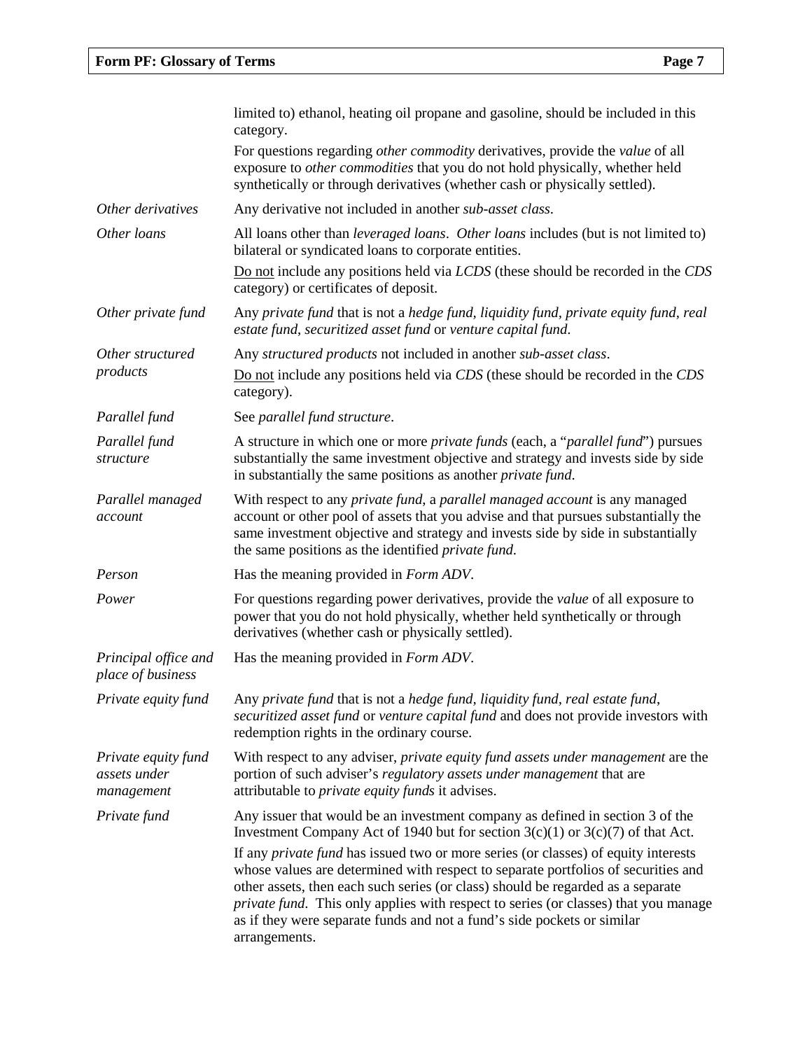| | |
|---|---|
| | limited to) ethanol, heating oil propane and gasoline, should be included in this category.<br>For questions regarding *other commodity* derivatives, provide the *value* of all exposure to *other commodities* that you do not hold physically, whether held synthetically or through derivatives (whether cash or physically settled). |
| *Other derivatives* | Any derivative not included in another *sub-asset class*. |
| *Other loans* | All loans other than *leveraged loans*. *Other loans* includes (but is not limited to) bilateral or syndicated loans to corporate entities.<br><u>Do not</u> include any positions held via *LCDS* (these should be recorded in the *CDS* category) or certificates of deposit. |
| *Other private fund* | Any *private fund* that is not a *hedge fund, liquidity fund, private equity fund, real estate fund*, *securitized asset fund* or *venture capital fund*. |
| *Other structured products* | Any *structured products* not included in another *sub-asset class*.<br><u>Do not</u> include any positions held via *CDS* (these should be recorded in the *CDS* category). |
| *Parallel fund* | See *parallel fund structure*. |
| *Parallel fund structure* | A structure in which one or more *private funds* (each, a "*parallel fund*") pursues substantially the same investment objective and strategy and invests side by side in substantially the same positions as another *private fund*. |
| *Parallel managed account* | With respect to any *private fund*, a *parallel managed account* is any managed account or other pool of assets that you advise and that pursues substantially the same investment objective and strategy and invests side by side in substantially the same positions as the identified *private fund*. |
| *Person* | Has the meaning provided in *Form ADV*. |
| *Power* | For questions regarding power derivatives, provide the *value* of all exposure to power that you do not hold physically, whether held synthetically or through derivatives (whether cash or physically settled). |
| *Principal office and place of business* | Has the meaning provided in *Form ADV*. |
| *Private equity fund* | Any *private fund* that is not a *hedge fund, liquidity fund, real estate fund*, *securitized asset fund* or *venture capital fund* and does not provide investors with redemption rights in the ordinary course. |
| *Private equity fund assets under management* | With respect to any adviser, *private equity fund assets under management* are the portion of such adviser's *regulatory assets under management* that are attributable to *private equity funds* it advises. |
| *Private fund* | Any issuer that would be an investment company as defined in section 3 of the Investment Company Act of 1940 but for section 3(c)(1) or 3(c)(7) of that Act.<br>If any *private fund* has issued two or more series (or classes) of equity interests whose values are determined with respect to separate portfolios of securities and other assets, then each such series (or class) should be regarded as a separate *private fund*. This only applies with respect to series (or classes) that you manage as if they were separate funds and not a fund's side pockets or similar arrangements. |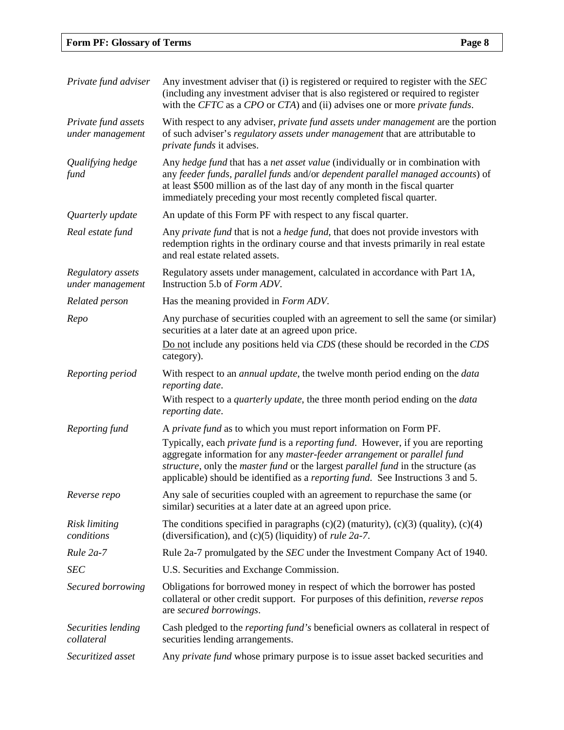| | |
|---|---|
| *Private fund adviser* | Any investment adviser that (i) is registered or required to register with the *SEC* (including any investment adviser that is also registered or required to register with the *CFTC* as a *CPO* or *CTA*) and (ii) advises one or more *private funds*. |
| *Private fund assets under management* | With respect to any adviser, *private fund assets under management* are the portion of such adviser's *regulatory assets under management* that are attributable to *private funds* it advises. |
| *Qualifying hedge fund* | Any *hedge fund* that has a *net asset value* (individually or in combination with any *feeder funds*, *parallel funds* and/or *dependent parallel managed accounts*) of at least \$500 million as of the last day of any month in the fiscal quarter immediately preceding your most recently completed fiscal quarter. |
| *Quarterly update* | An update of this Form PF with respect to any fiscal quarter. |
| *Real estate fund* | Any *private fund* that is not a *hedge fund*, that does not provide investors with redemption rights in the ordinary course and that invests primarily in real estate and real estate related assets. |
| *Regulatory assets under management* | Regulatory assets under management, calculated in accordance with Part 1A, Instruction 5.b of *Form ADV*. |
| *Related person* | Has the meaning provided in *Form ADV*. |
| *Repo* | Any purchase of securities coupled with an agreement to sell the same (or similar) securities at a later date at an agreed upon price.<br><u>Do not</u> include any positions held via *CDS* (these should be recorded in the *CDS* category). |
| *Reporting period* | With respect to an *annual update*, the twelve month period ending on the *data reporting date*.<br>With respect to a *quarterly update*, the three month period ending on the *data reporting date*. |
| *Reporting fund* | A *private fund* as to which you must report information on Form PF.<br>Typically, each *private fund* is a *reporting fund*. However, if you are reporting aggregate information for any *master-feeder arrangement* or *parallel fund structure*, only the *master fund* or the largest *parallel fund* in the structure (as applicable) should be identified as a *reporting fund*. See Instructions 3 and 5. |
| *Reverse repo* | Any sale of securities coupled with an agreement to repurchase the same (or similar) securities at a later date at an agreed upon price. |
| *Risk limiting conditions* | The conditions specified in paragraphs (c)(2) (maturity), (c)(3) (quality), (c)(4) (diversification), and (c)(5) (liquidity) of *rule 2a-7*. |
| *Rule 2a-7* | Rule 2a-7 promulgated by the *SEC* under the Investment Company Act of 1940. |
| *SEC* | U.S. Securities and Exchange Commission. |
| *Secured borrowing* | Obligations for borrowed money in respect of which the borrower has posted collateral or other credit support. For purposes of this definition, *reverse repos* are *secured borrowings*. |
| *Securities lending collateral* | Cash pledged to the *reporting fund's* beneficial owners as collateral in respect of securities lending arrangements. |
| *Securitized asset* | Any *private fund* whose primary purpose is to issue asset backed securities and |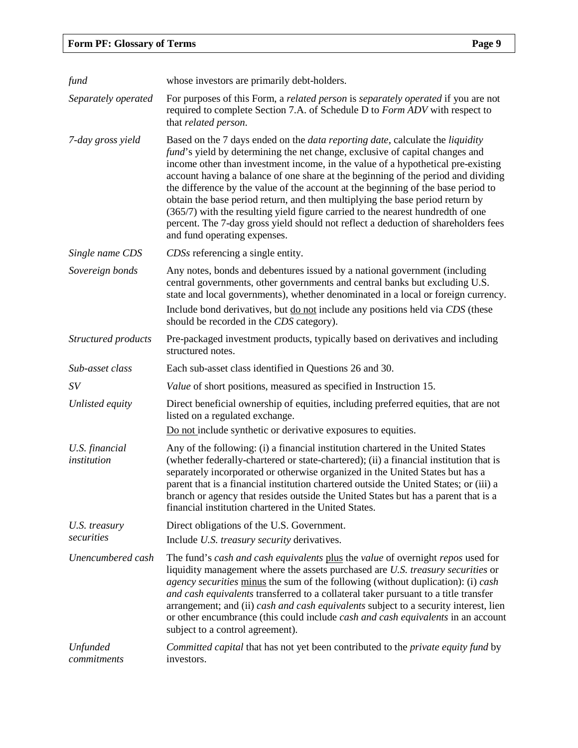| | |
|---|---|
| *fund* | whose investors are primarily debt-holders. |
| Separately operated | For purposes of this Form, a *related person* is *separately operated* if you are not required to complete Section 7.A. of Schedule D to *Form ADV* with respect to that *related person*. |
| 7-day gross yield | Based on the 7 days ended on the *data reporting date*, calculate the *liquidity fund*'s yield by determining the net change, exclusive of capital changes and income other than investment income, in the value of a hypothetical pre-existing account having a balance of one share at the beginning of the period and dividing the difference by the value of the account at the beginning of the base period to obtain the base period return, and then multiplying the base period return by (365/7) with the resulting yield figure carried to the nearest hundredth of one percent. The 7-day gross yield should not reflect a deduction of shareholders fees and fund operating expenses. |
| Single name CDS | *CDSs* referencing a single entity. |
| Sovereign bonds | Any notes, bonds and debentures issued by a national government (including central governments, other governments and central banks but excluding U.S. state and local governments), whether denominated in a local or foreign currency. Include bond derivatives, but do not include any positions held via *CDS* (these should be recorded in the *CDS* category). |
| Structured products | Pre-packaged investment products, typically based on derivatives and including structured notes. |
| Sub-asset class | Each sub-asset class identified in Questions 26 and 30. |
| SV | *Value* of short positions, measured as specified in Instruction 15. |
| Unlisted equity | Direct beneficial ownership of equities, including preferred equities, that are not listed on a regulated exchange. Do not include synthetic or derivative exposures to equities. |
| U.S. financial institution | Any of the following: (i) a financial institution chartered in the United States (whether federally-chartered or state-chartered); (ii) a financial institution that is separately incorporated or otherwise organized in the United States but has a parent that is a financial institution chartered outside the United States; or (iii) a branch or agency that resides outside the United States but has a parent that is a financial institution chartered in the United States. |
| U.S. treasury securities | Direct obligations of the U.S. Government. Include *U.S. treasury security* derivatives. |
| Unencumbered cash | The fund's *cash and cash equivalents* plus the *value* of overnight *repos* used for liquidity management where the assets purchased are *U.S. treasury securities* or *agency securities* minus the sum of the following (without duplication): (i) *cash and cash equivalents* transferred to a collateral taker pursuant to a title transfer arrangement; and (ii) *cash and cash equivalents* subject to a security interest, lien or other encumbrance (this could include *cash and cash equivalents* in an account subject to a control agreement). |
| Unfunded commitments | *Committed capital* that has not yet been contributed to the *private equity fund* by investors. |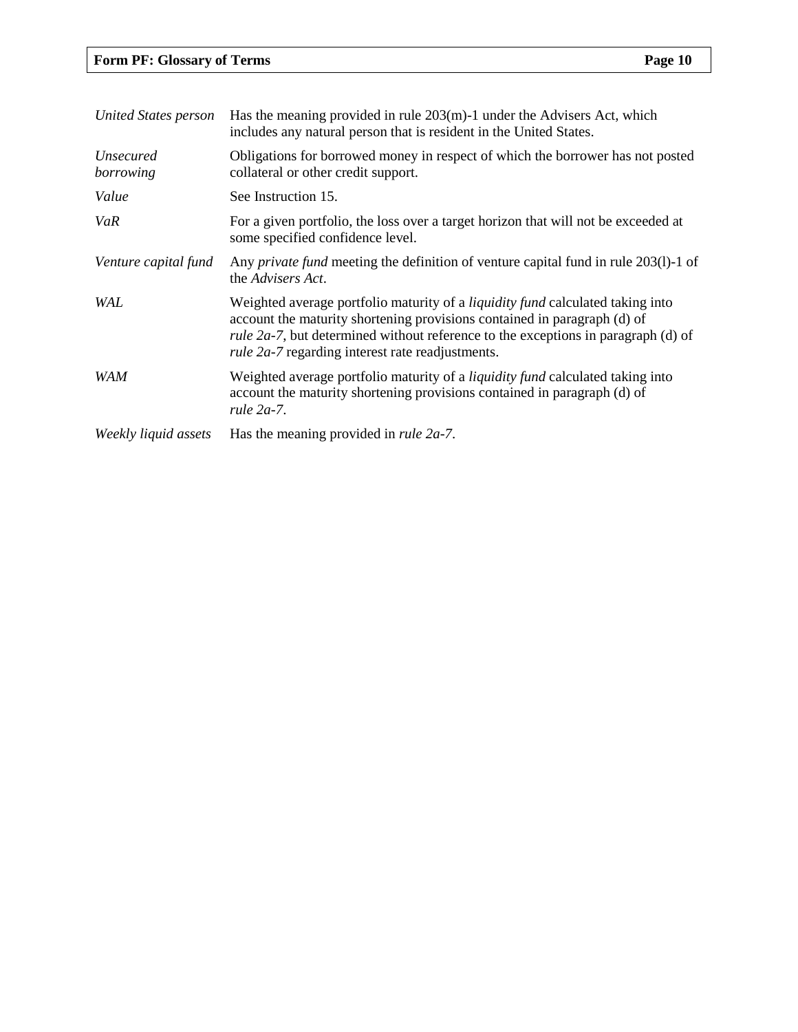| | |
|---|---|
| *United States person* | Has the meaning provided in rule 203(m)-1 under the Advisers Act, which includes any natural person that is resident in the United States. |
| *Unsecured borrowing* | Obligations for borrowed money in respect of which the borrower has not posted collateral or other credit support. |
| *Value* | See Instruction 15. |
| *VaR* | For a given portfolio, the loss over a target horizon that will not be exceeded at some specified confidence level. |
| *Venture capital fund* | Any *private fund* meeting the definition of venture capital fund in rule 203(l)-1 of the *Advisers Act*. |
| *WAL* | Weighted average portfolio maturity of a *liquidity fund* calculated taking into account the maturity shortening provisions contained in paragraph (d) of *rule 2a-7*, but determined without reference to the exceptions in paragraph (d) of *rule 2a-7* regarding interest rate readjustments. |
| *WAM* | Weighted average portfolio maturity of a *liquidity fund* calculated taking into account the maturity shortening provisions contained in paragraph (d) of *rule 2a-7*. |
| *Weekly liquid assets* | Has the meaning provided in *rule 2a-7*. |